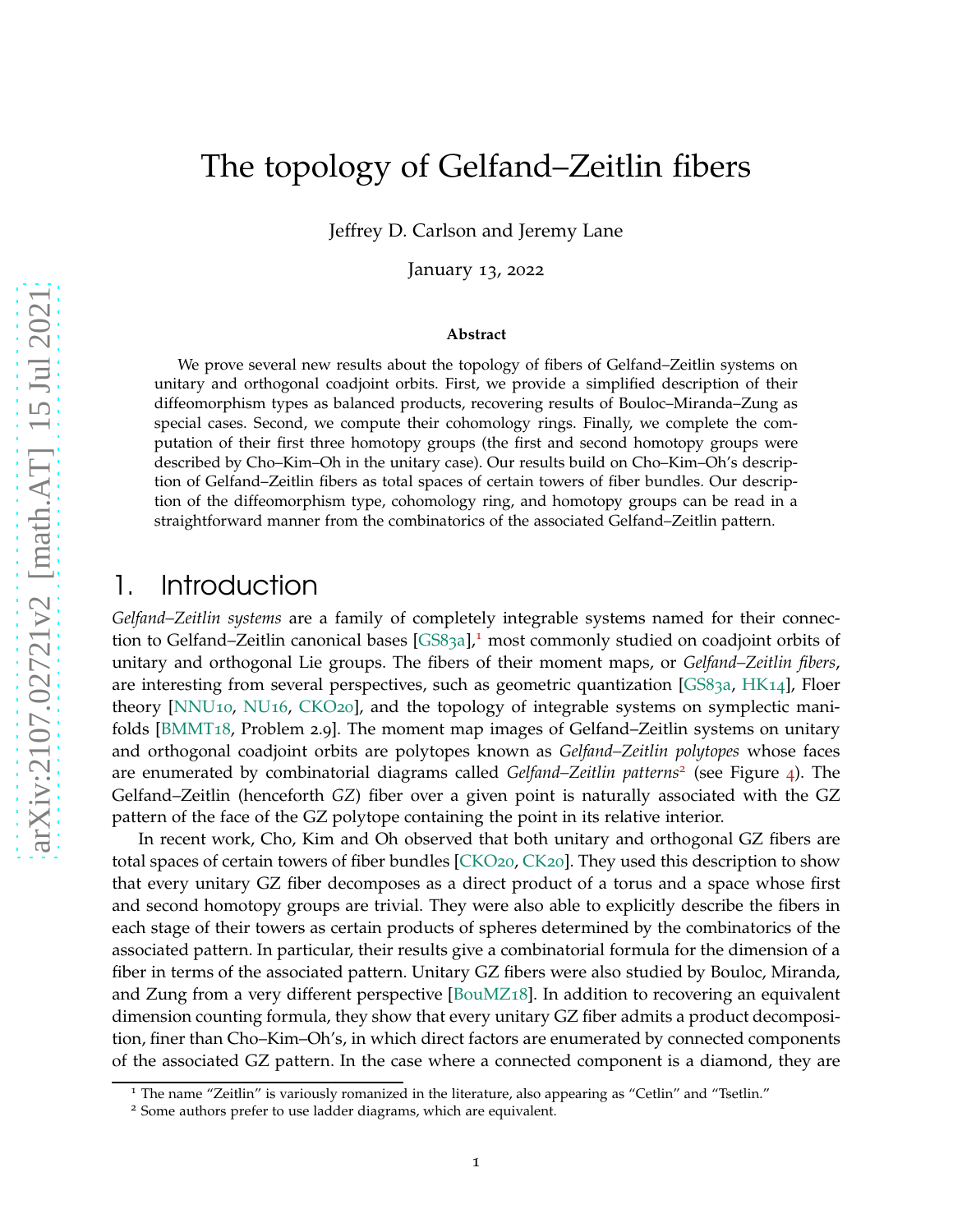# The topology of Gelfand–Zeitlin fibers

Jeffrey D. Carlson and Jeremy Lane

January 13, 2022

**Abstract**

We prove several new results about the topology of fibers of Gelfand–Zeitlin systems on unitary and orthogonal coadjoint orbits. First, we provide a simplified description of their diffeomorphism types as balanced products, recovering results of Bouloc–Miranda–Zung as special cases. Second, we compute their cohomology rings. Finally, we complete the computation of their first three homotopy groups (the first and second homotopy groups were described by Cho–Kim–Oh in the unitary case). Our results build on Cho–Kim–Oh's description of Gelfand–Zeitlin fibers as total spaces of certain towers of fiber bundles. Our description of the diffeomorphism type, cohomology ring, and homotopy groups can be read in a straightforward manner from the combinatorics of the associated Gelfand–Zeitlin pattern.

## 1. Introduction

*Gelfand–Zeitlin systems* are a family of completely integrable systems named for their connection to Gelfand–Zeitlin canonical bases [GS83a],[1] most commonly studied on coadjoint orbits of unitary and orthogonal Lie groups. The fibers of their moment maps, or *Gelfand–Zeitlin fibers*, are interesting from several perspectives, such as geometric quantization [GS83a, HK14], Floer theory [NNU10, NU16, CKO20], and the topology of integrable systems on symplectic manifolds [BMMT18, Problem 2.9]. The moment map images of Gelfand–Zeitlin systems on unitary and orthogonal coadjoint orbits are polytopes known as *Gelfand–Zeitlin polytopes* whose faces are enumerated by combinatorial diagrams called *Gelfand–Zeitlin patterns*[2] (see Figure 4). The Gelfand–Zeitlin (henceforth *GZ*) fiber over a given point is naturally associated with the GZ pattern of the face of the GZ polytope containing the point in its relative interior.

In recent work, Cho, Kim and Oh observed that both unitary and orthogonal GZ fibers are total spaces of certain towers of fiber bundles [CKO20, CK20]. They used this description to show that every unitary GZ fiber decomposes as a direct product of a torus and a space whose first and second homotopy groups are trivial. They were also able to explicitly describe the fibers in each stage of their towers as certain products of spheres determined by the combinatorics of the associated pattern. In particular, their results give a combinatorial formula for the dimension of a fiber in terms of the associated pattern. Unitary GZ fibers were also studied by Bouloc, Miranda, and Zung from a very different perspective [BouMZ18]. In addition to recovering an equivalent dimension counting formula, they show that every unitary GZ fiber admits a product decomposition, finer than Cho–Kim–Oh's, in which direct factors are enumerated by connected components of the associated GZ pattern. In the case where a connected component is a diamond, they are

[1] The name "Zeitlin" is variously romanized in the literature, also appearing as "Cetlin" and "Tsetlin."

[2] Some authors prefer to use ladder diagrams, which are equivalent.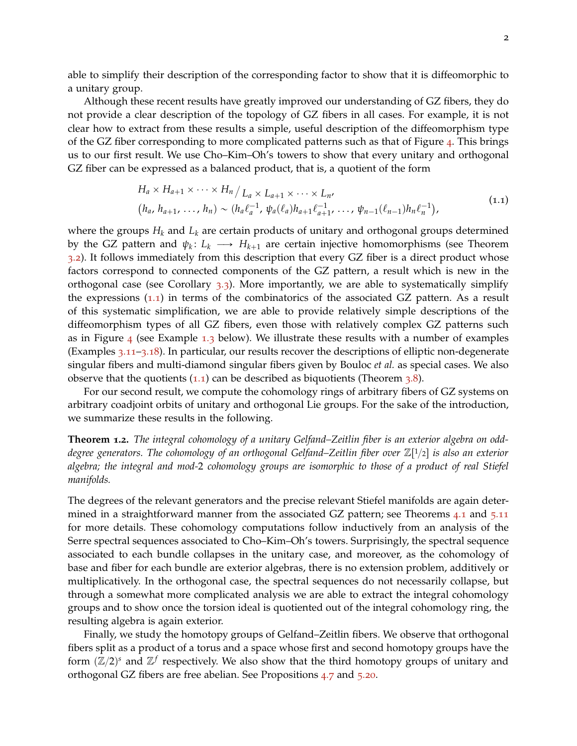able to simplify their description of the corresponding factor to show that it is diffeomorphic to a unitary group.

Although these recent results have greatly improved our understanding of GZ fibers, they do not provide a clear description of the topology of GZ fibers in all cases. For example, it is not clear how to extract from these results a simple, useful description of the diffeomorphism type of the GZ fiber corresponding to more complicated patterns such as that of Figure 4. This brings us to our first result. We use Cho–Kim–Oh's towers to show that every unitary and orthogonal GZ fiber can be expressed as a balanced product, that is, a quotient of the form

$$
\begin{gathered}
H_a \times H_{a+1} \times \cdots \times H_n \big/ L_a \times L_{a+1} \times \cdots \times L_n, \\
(h_a, h_{a+1}, \ldots, h_n) \sim \big(h_a \ell_a^{-1}, \psi_a(\ell_a) h_{a+1} \ell_{a+1}^{-1}, \ldots, \psi_{n-1}(\ell_{n-1}) h_n \ell_n^{-1}\big),
\end{gathered}
\tag{1.1}
$$

where the groups $H_k$ and $L_k$ are certain products of unitary and orthogonal groups determined by the GZ pattern and $\psi_k \colon L_k \longrightarrow H_{k+1}$ are certain injective homomorphisms (see Theorem 3.2). It follows immediately from this description that every GZ fiber is a direct product whose factors correspond to connected components of the GZ pattern, a result which is new in the orthogonal case (see Corollary 3.3). More importantly, we are able to systematically simplify the expressions (1.1) in terms of the combinatorics of the associated GZ pattern. As a result of this systematic simplification, we are able to provide relatively simple descriptions of the diffeomorphism types of all GZ fibers, even those with relatively complex GZ patterns such as in Figure 4 (see Example 1.3 below). We illustrate these results with a number of examples (Examples 3.11–3.18). In particular, our results recover the descriptions of elliptic non-degenerate singular fibers and multi-diamond singular fibers given by Bouloc *et al.* as special cases. We also observe that the quotients (1.1) can be described as biquotients (Theorem 3.8).

For our second result, we compute the cohomology rings of arbitrary fibers of GZ systems on arbitrary coadjoint orbits of unitary and orthogonal Lie groups. For the sake of the introduction, we summarize these results in the following.

**Theorem 1.2.** *The integral cohomology of a unitary Gelfand–Zeitlin fiber is an exterior algebra on odd-degree generators. The cohomology of an orthogonal Gelfand–Zeitlin fiber over $\mathbb{Z}[1/2]$ is also an exterior algebra; the integral and mod-2 cohomology groups are isomorphic to those of a product of real Stiefel manifolds.*

The degrees of the relevant generators and the precise relevant Stiefel manifolds are again determined in a straightforward manner from the associated GZ pattern; see Theorems 4.1 and 5.11 for more details. These cohomology computations follow inductively from an analysis of the Serre spectral sequences associated to Cho–Kim–Oh's towers. Surprisingly, the spectral sequence associated to each bundle collapses in the unitary case, and moreover, as the cohomology of base and fiber for each bundle are exterior algebras, there is no extension problem, additively or multiplicatively. In the orthogonal case, the spectral sequences do not necessarily collapse, but through a somewhat more complicated analysis we are able to extract the integral cohomology groups and to show once the torsion ideal is quotiented out of the integral cohomology ring, the resulting algebra is again exterior.

Finally, we study the homotopy groups of Gelfand–Zeitlin fibers. We observe that orthogonal fibers split as a product of a torus and a space whose first and second homotopy groups have the form $(\mathbb{Z}/2)^s$ and $\mathbb{Z}^f$ respectively. We also show that the third homotopy groups of unitary and orthogonal GZ fibers are free abelian. See Propositions 4.7 and 5.20.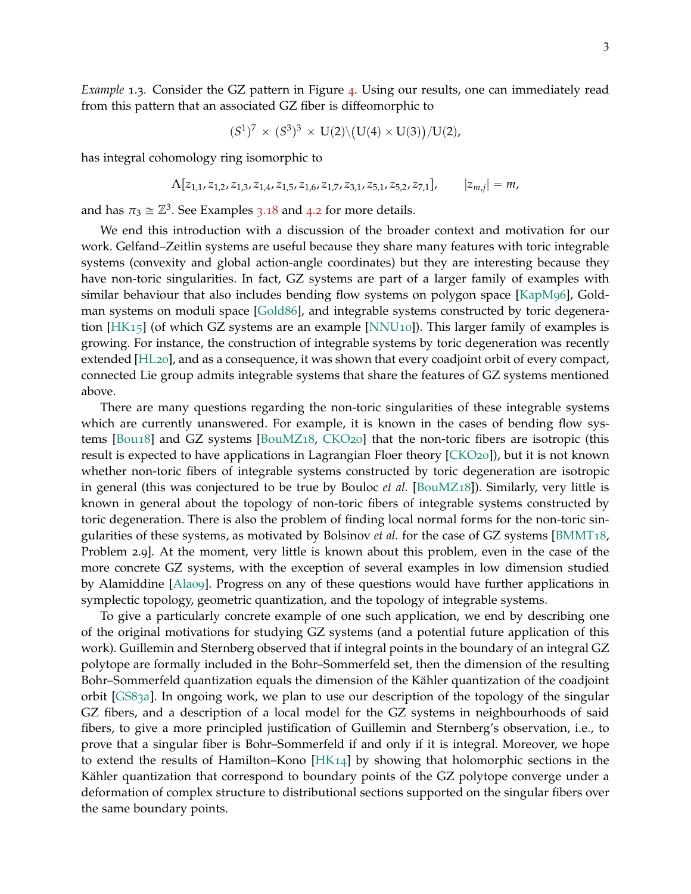*Example* 1.3. Consider the GZ pattern in Figure 4. Using our results, one can immediately read from this pattern that an associated GZ fiber is diffeomorphic to

$$(S^1)^7 \times (S^3)^3 \times \mathrm{U}(2)\backslash\big(\mathrm{U}(4) \times \mathrm{U}(3)\big)/\mathrm{U}(2),$$

has integral cohomology ring isomorphic to

$$\Lambda[z_{1,1}, z_{1,2}, z_{1,3}, z_{1,4}, z_{1,5}, z_{1,6}, z_{1,7}, z_{3,1}, z_{5,1}, z_{5,2}, z_{7,1}], \qquad |z_{m,j}| = m,$$

and has $\pi_3 \cong \mathbb{Z}^3$. See Examples 3.18 and 4.2 for more details.

We end this introduction with a discussion of the broader context and motivation for our work. Gelfand–Zeitlin systems are useful because they share many features with toric integrable systems (convexity and global action-angle coordinates) but they are interesting because they have non-toric singularities. In fact, GZ systems are part of a larger family of examples with similar behaviour that also includes bending flow systems on polygon space [KapM96], Goldman systems on moduli space [Gold86], and integrable systems constructed by toric degeneration [HK15] (of which GZ systems are an example [NNU10]). This larger family of examples is growing. For instance, the construction of integrable systems by toric degeneration was recently extended [HL20], and as a consequence, it was shown that every coadjoint orbit of every compact, connected Lie group admits integrable systems that share the features of GZ systems mentioned above.

There are many questions regarding the non-toric singularities of these integrable systems which are currently unanswered. For example, it is known in the cases of bending flow systems [Bou18] and GZ systems [BouMZ18, CKO20] that the non-toric fibers are isotropic (this result is expected to have applications in Lagrangian Floer theory [CKO20]), but it is not known whether non-toric fibers of integrable systems constructed by toric degeneration are isotropic in general (this was conjectured to be true by Bouloc *et al.* [BouMZ18]). Similarly, very little is known in general about the topology of non-toric fibers of integrable systems constructed by toric degeneration. There is also the problem of finding local normal forms for the non-toric singularities of these systems, as motivated by Bolsinov *et al.* for the case of GZ systems [BMMT18, Problem 2.9]. At the moment, very little is known about this problem, even in the case of the more concrete GZ systems, with the exception of several examples in low dimension studied by Alamiddine [Ala09]. Progress on any of these questions would have further applications in symplectic topology, geometric quantization, and the topology of integrable systems.

To give a particularly concrete example of one such application, we end by describing one of the original motivations for studying GZ systems (and a potential future application of this work). Guillemin and Sternberg observed that if integral points in the boundary of an integral GZ polytope are formally included in the Bohr–Sommerfeld set, then the dimension of the resulting Bohr–Sommerfeld quantization equals the dimension of the Kähler quantization of the coadjoint orbit [GS83a]. In ongoing work, we plan to use our description of the topology of the singular GZ fibers, and a description of a local model for the GZ systems in neighbourhoods of said fibers, to give a more principled justification of Guillemin and Sternberg's observation, i.e., to prove that a singular fiber is Bohr–Sommerfeld if and only if it is integral. Moreover, we hope to extend the results of Hamilton–Kono [HK14] by showing that holomorphic sections in the Kähler quantization that correspond to boundary points of the GZ polytope converge under a deformation of complex structure to distributional sections supported on the singular fibers over the same boundary points.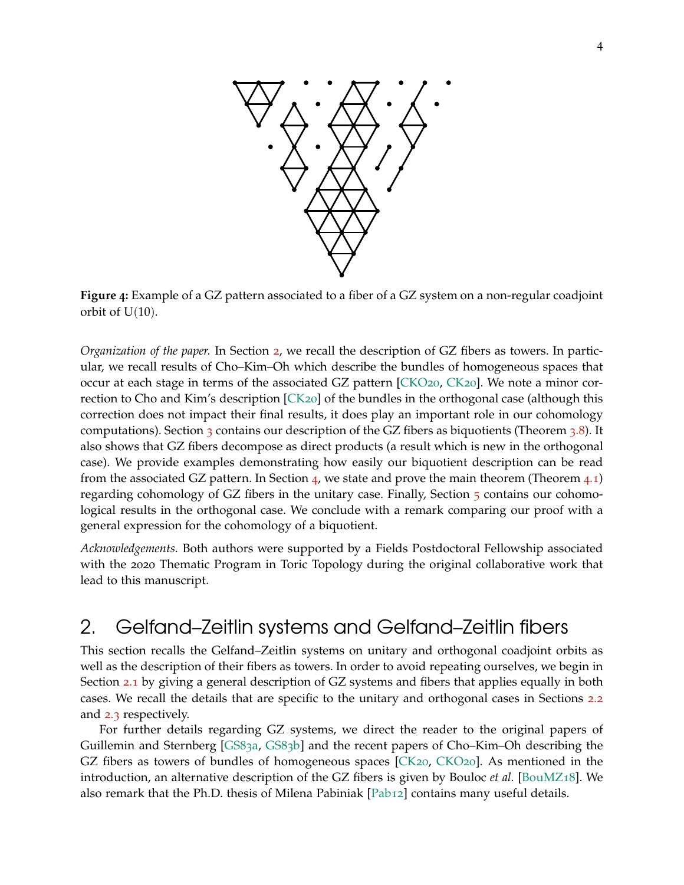**Figure 4:** Example of a GZ pattern associated to a fiber of a GZ system on a non-regular coadjoint orbit of U(10).

*Organization of the paper.* In Section 2, we recall the description of GZ fibers as towers. In particular, we recall results of Cho–Kim–Oh which describe the bundles of homogeneous spaces that occur at each stage in terms of the associated GZ pattern [CKO20, CK20]. We note a minor correction to Cho and Kim's description [CK20] of the bundles in the orthogonal case (although this correction does not impact their final results, it does play an important role in our cohomology computations). Section 3 contains our description of the GZ fibers as biquotients (Theorem 3.8). It also shows that GZ fibers decompose as direct products (a result which is new in the orthogonal case). We provide examples demonstrating how easily our biquotient description can be read from the associated GZ pattern. In Section 4, we state and prove the main theorem (Theorem 4.1) regarding cohomology of GZ fibers in the unitary case. Finally, Section 5 contains our cohomological results in the orthogonal case. We conclude with a remark comparing our proof with a general expression for the cohomology of a biquotient.

*Acknowledgements.* Both authors were supported by a Fields Postdoctoral Fellowship associated with the 2020 Thematic Program in Toric Topology during the original collaborative work that lead to this manuscript.

# 2. Gelfand–Zeitlin systems and Gelfand–Zeitlin fibers

This section recalls the Gelfand–Zeitlin systems on unitary and orthogonal coadjoint orbits as well as the description of their fibers as towers. In order to avoid repeating ourselves, we begin in Section 2.1 by giving a general description of GZ systems and fibers that applies equally in both cases. We recall the details that are specific to the unitary and orthogonal cases in Sections 2.2 and 2.3 respectively.

For further details regarding GZ systems, we direct the reader to the original papers of Guillemin and Sternberg [GS83a, GS83b] and the recent papers of Cho–Kim–Oh describing the GZ fibers as towers of bundles of homogeneous spaces [CK20, CKO20]. As mentioned in the introduction, an alternative description of the GZ fibers is given by Bouloc *et al.* [BouMZ18]. We also remark that the Ph.D. thesis of Milena Pabiniak [Pab12] contains many useful details.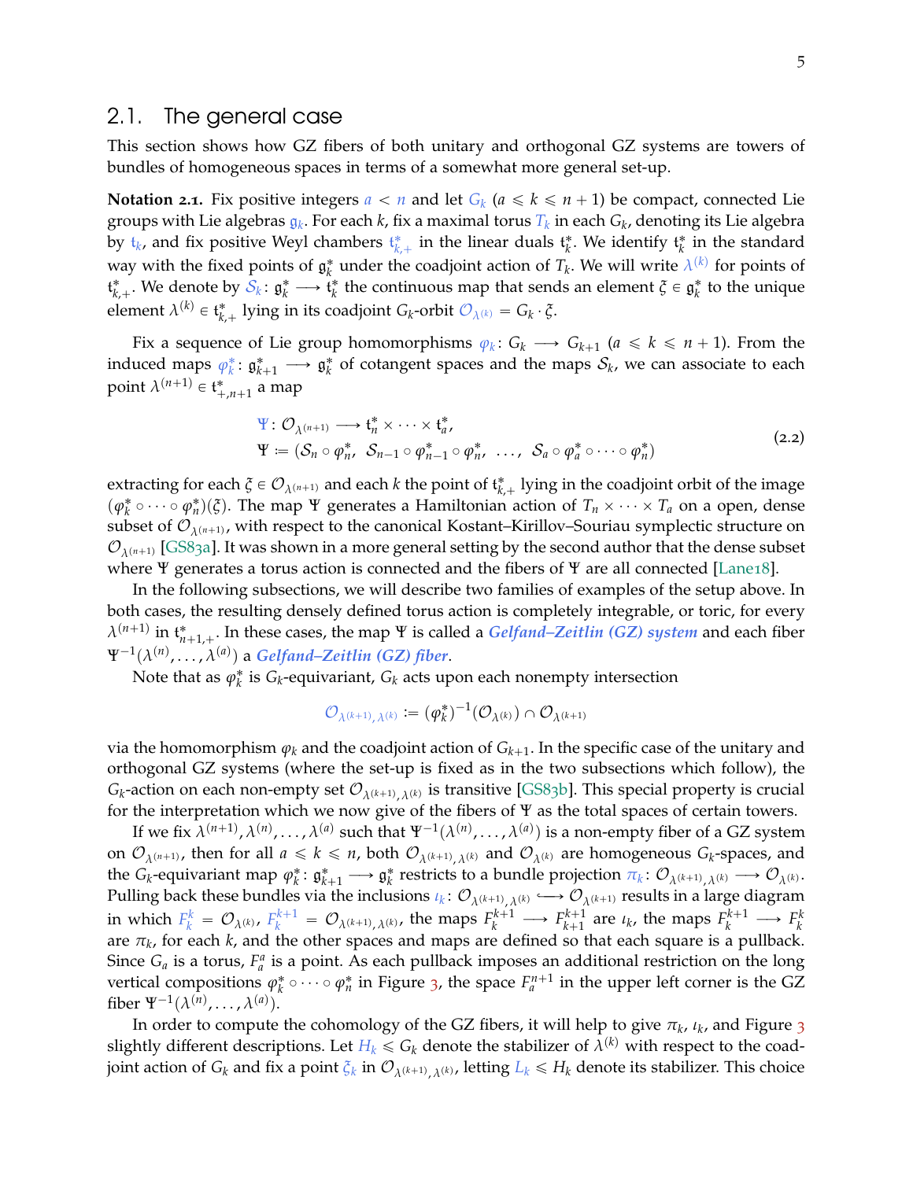## 2.1. The general case

This section shows how GZ fibers of both unitary and orthogonal GZ systems are towers of bundles of homogeneous spaces in terms of a somewhat more general set-up.

**Notation 2.1.** Fix positive integers $a < n$ and let $G_k$ ($a \leqslant k \leqslant n+1$) be compact, connected Lie groups with Lie algebras $\mathfrak{g}_k$. For each $k$, fix a maximal torus $T_k$ in each $G_k$, denoting its Lie algebra by $\mathfrak{t}_k$, and fix positive Weyl chambers $\mathfrak{t}^*_{k,+}$ in the linear duals $\mathfrak{t}^*_k$. We identify $\mathfrak{t}^*_k$ in the standard way with the fixed points of $\mathfrak{g}^*_k$ under the coadjoint action of $T_k$. We will write $\lambda^{(k)}$ for points of $\mathfrak{t}^*_{k,+}$. We denote by $\mathcal{S}_k \colon \mathfrak{g}^*_k \longrightarrow \mathfrak{t}^*_k$ the continuous map that sends an element $\xi \in \mathfrak{g}^*_k$ to the unique element $\lambda^{(k)} \in \mathfrak{t}^*_{k,+}$ lying in its coadjoint $G_k$-orbit $\mathcal{O}_{\lambda^{(k)}} = G_k \cdot \xi$.

Fix a sequence of Lie group homomorphisms $\varphi_k \colon G_k \longrightarrow G_{k+1}$ ($a \leqslant k \leqslant n+1$). From the induced maps $\varphi^*_k \colon \mathfrak{g}^*_{k+1} \longrightarrow \mathfrak{g}^*_k$ of cotangent spaces and the maps $\mathcal{S}_k$, we can associate to each point $\lambda^{(n+1)} \in \mathfrak{t}^*_{+,n+1}$ a map

$$\begin{aligned} &\Psi \colon \mathcal{O}_{\lambda^{(n+1)}} \longrightarrow \mathfrak{t}^*_n \times \cdots \times \mathfrak{t}^*_a, \\ &\Psi := (\mathcal{S}_n \circ \varphi^*_n,\ \mathcal{S}_{n-1} \circ \varphi^*_{n-1} \circ \varphi^*_n,\ \ldots,\ \mathcal{S}_a \circ \varphi^*_a \circ \cdots \circ \varphi^*_n) \end{aligned} \tag{2.2}$$

extracting for each $\xi \in \mathcal{O}_{\lambda^{(n+1)}}$ and each $k$ the point of $\mathfrak{t}^*_{k,+}$ lying in the coadjoint orbit of the image $(\varphi^*_k \circ \cdots \circ \varphi^*_n)(\xi)$. The map $\Psi$ generates a Hamiltonian action of $T_n \times \cdots \times T_a$ on a open, dense subset of $\mathcal{O}_{\lambda^{(n+1)}}$, with respect to the canonical Kostant–Kirillov–Souriau symplectic structure on $\mathcal{O}_{\lambda^{(n+1)}}$ [GS83a]. It was shown in a more general setting by the second author that the dense subset where $\Psi$ generates a torus action is connected and the fibers of $\Psi$ are all connected [Lane18].

In the following subsections, we will describe two families of examples of the setup above. In both cases, the resulting densely defined torus action is completely integrable, or toric, for every $\lambda^{(n+1)}$ in $\mathfrak{t}^*_{n+1,+}$. In these cases, the map $\Psi$ is called a ***Gelfand–Zeitlin (GZ) system*** and each fiber $\Psi^{-1}(\lambda^{(n)}, \ldots, \lambda^{(a)})$ a ***Gelfand–Zeitlin (GZ) fiber***.

Note that as $\varphi^*_k$ is $G_k$-equivariant, $G_k$ acts upon each nonempty intersection

$$\mathcal{O}_{\lambda^{(k+1)},\lambda^{(k)}} := (\varphi^*_k)^{-1}(\mathcal{O}_{\lambda^{(k)}}) \cap \mathcal{O}_{\lambda^{(k+1)}}$$

via the homomorphism $\varphi_k$ and the coadjoint action of $G_{k+1}$. In the specific case of the unitary and orthogonal GZ systems (where the set-up is fixed as in the two subsections which follow), the $G_k$-action on each non-empty set $\mathcal{O}_{\lambda^{(k+1)},\lambda^{(k)}}$ is transitive [GS83b]. This special property is crucial for the interpretation which we now give of the fibers of $\Psi$ as the total spaces of certain towers.

If we fix $\lambda^{(n+1)}, \lambda^{(n)}, \ldots, \lambda^{(a)}$ such that $\Psi^{-1}(\lambda^{(n)}, \ldots, \lambda^{(a)})$ is a non-empty fiber of a GZ system on $\mathcal{O}_{\lambda^{(n+1)}}$, then for all $a \leqslant k \leqslant n$, both $\mathcal{O}_{\lambda^{(k+1)},\lambda^{(k)}}$ and $\mathcal{O}_{\lambda^{(k)}}$ are homogeneous $G_k$-spaces, and the $G_k$-equivariant map $\varphi^*_k \colon \mathfrak{g}^*_{k+1} \longrightarrow \mathfrak{g}^*_k$ restricts to a bundle projection $\pi_k \colon \mathcal{O}_{\lambda^{(k+1)},\lambda^{(k)}} \longrightarrow \mathcal{O}_{\lambda^{(k)}}$. Pulling back these bundles via the inclusions $\iota_k \colon \mathcal{O}_{\lambda^{(k+1)},\lambda^{(k)}} \hookrightarrow \mathcal{O}_{\lambda^{(k+1)}}$ results in a large diagram in which $F^k_k = \mathcal{O}_{\lambda^{(k)}}$, $F^{k+1}_k = \mathcal{O}_{\lambda^{(k+1)},\lambda^{(k)}}$, the maps $F^{k+1}_k \longrightarrow F^{k+1}_{k+1}$ are $\iota_k$, the maps $F^{k+1}_k \longrightarrow F^k_k$ are $\pi_k$, for each $k$, and the other spaces and maps are defined so that each square is a pullback. Since $G_a$ is a torus, $F^a_a$ is a point. As each pullback imposes an additional restriction on the long vertical compositions $\varphi^*_k \circ \cdots \circ \varphi^*_n$ in Figure 3, the space $F^{n+1}_a$ in the upper left corner is the GZ fiber $\Psi^{-1}(\lambda^{(n)}, \ldots, \lambda^{(a)})$.

In order to compute the cohomology of the GZ fibers, it will help to give $\pi_k$, $\iota_k$, and Figure 3 slightly different descriptions. Let $H_k \leqslant G_k$ denote the stabilizer of $\lambda^{(k)}$ with respect to the coadjoint action of $G_k$ and fix a point $\xi_k$ in $\mathcal{O}_{\lambda^{(k+1)},\lambda^{(k)}}$, letting $L_k \leqslant H_k$ denote its stabilizer. This choice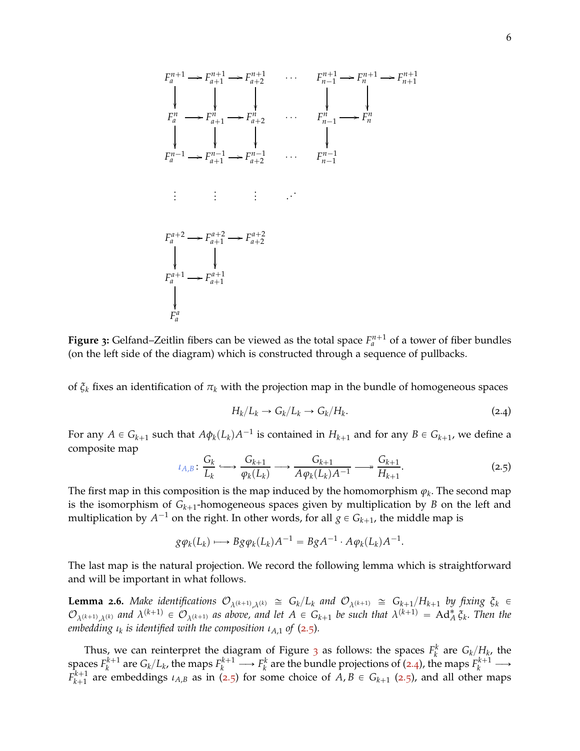$$
\begin{array}{ccccccccccc}
F_a^{n+1} & \longrightarrow & F_{a+1}^{n+1} & \longrightarrow & F_{a+2}^{n+1} & \cdots & F_{n-1}^{n+1} & \longrightarrow & F_n^{n+1} & \longrightarrow & F_{n+1}^{n+1} \\
\downarrow & & \downarrow & & \downarrow & & \downarrow & & \downarrow & & \\
F_a^{n} & \longrightarrow & F_{a+1}^{n} & \longrightarrow & F_{a+2}^{n} & \cdots & F_{n-1}^{n} & \longrightarrow & F_n^{n} & & \\
\downarrow & & \downarrow & & \downarrow & & \downarrow & & & & \\
F_a^{n-1} & \longrightarrow & F_{a+1}^{n-1} & \longrightarrow & F_{a+2}^{n-1} & \cdots & F_{n-1}^{n-1} & & & & \\
\vdots & & \vdots & & \vdots & \iddots & & & & & \\
F_a^{a+2} & \longrightarrow & F_{a+1}^{a+2} & \longrightarrow & F_{a+2}^{a+2} & & & & & & \\
\downarrow & & \downarrow & & & & & & & & \\
F_a^{a+1} & \longrightarrow & F_{a+1}^{a+1} & & & & & & & & \\
\downarrow & & & & & & & & & & \\
F_a^{a} & & & & & & & & & &
\end{array}
$$

**Figure 3:** Gelfand–Zeitlin fibers can be viewed as the total space $F_a^{n+1}$ of a tower of fiber bundles (on the left side of the diagram) which is constructed through a sequence of pullbacks.

of $\xi_k$ fixes an identification of $\pi_k$ with the projection map in the bundle of homogeneous spaces

$$
H_k/L_k \to G_k/L_k \to G_k/H_k. \tag{2.4}
$$

For any $A \in G_{k+1}$ such that $A\phi_k(L_k)A^{-1}$ is contained in $H_{k+1}$ and for any $B \in G_{k+1}$, we define a composite map

$$
\iota_{A,B} \colon \frac{G_k}{L_k} \hookrightarrow \frac{G_{k+1}}{\varphi_k(L_k)} \longrightarrow \frac{G_{k+1}}{A\varphi_k(L_k)A^{-1}} \twoheadrightarrow \frac{G_{k+1}}{H_{k+1}}. \tag{2.5}
$$

The first map in this composition is the map induced by the homomorphism $\varphi_k$. The second map is the isomorphism of $G_{k+1}$-homogeneous spaces given by multiplication by $B$ on the left and multiplication by $A^{-1}$ on the right. In other words, for all $g \in G_{k+1}$, the middle map is

$$
g\varphi_k(L_k) \longmapsto Bg\varphi_k(L_k)A^{-1} = BgA^{-1} \cdot A\varphi_k(L_k)A^{-1}.
$$

The last map is the natural projection. We record the following lemma which is straightforward and will be important in what follows.

**Lemma 2.6.** *Make identifications $\mathcal{O}_{\lambda^{(k+1)},\lambda^{(k)}} \cong G_k/L_k$ and $\mathcal{O}_{\lambda^{(k+1)}} \cong G_{k+1}/H_{k+1}$ by fixing $\xi_k \in \mathcal{O}_{\lambda^{(k+1)},\lambda^{(k)}}$ and $\lambda^{(k+1)} \in \mathcal{O}_{\lambda^{(k+1)}}$ as above, and let $A \in G_{k+1}$ be such that $\lambda^{(k+1)} = \mathrm{Ad}^*_A \xi_k$. Then the embedding $\iota_k$ is identified with the composition $\iota_{A,1}$ of (2.5).*

Thus, we can reinterpret the diagram of Figure 3 as follows: the spaces $F_k^k$ are $G_k/H_k$, the spaces $F_k^{k+1}$ are $G_k/L_k$, the maps $F_k^{k+1} \longrightarrow F_k^k$ are the bundle projections of (2.4), the maps $F_k^{k+1} \longrightarrow F_{k+1}^{k+1}$ are embeddings $\iota_{A,B}$ as in (2.5) for some choice of $A, B \in G_{k+1}$ (2.5), and all other maps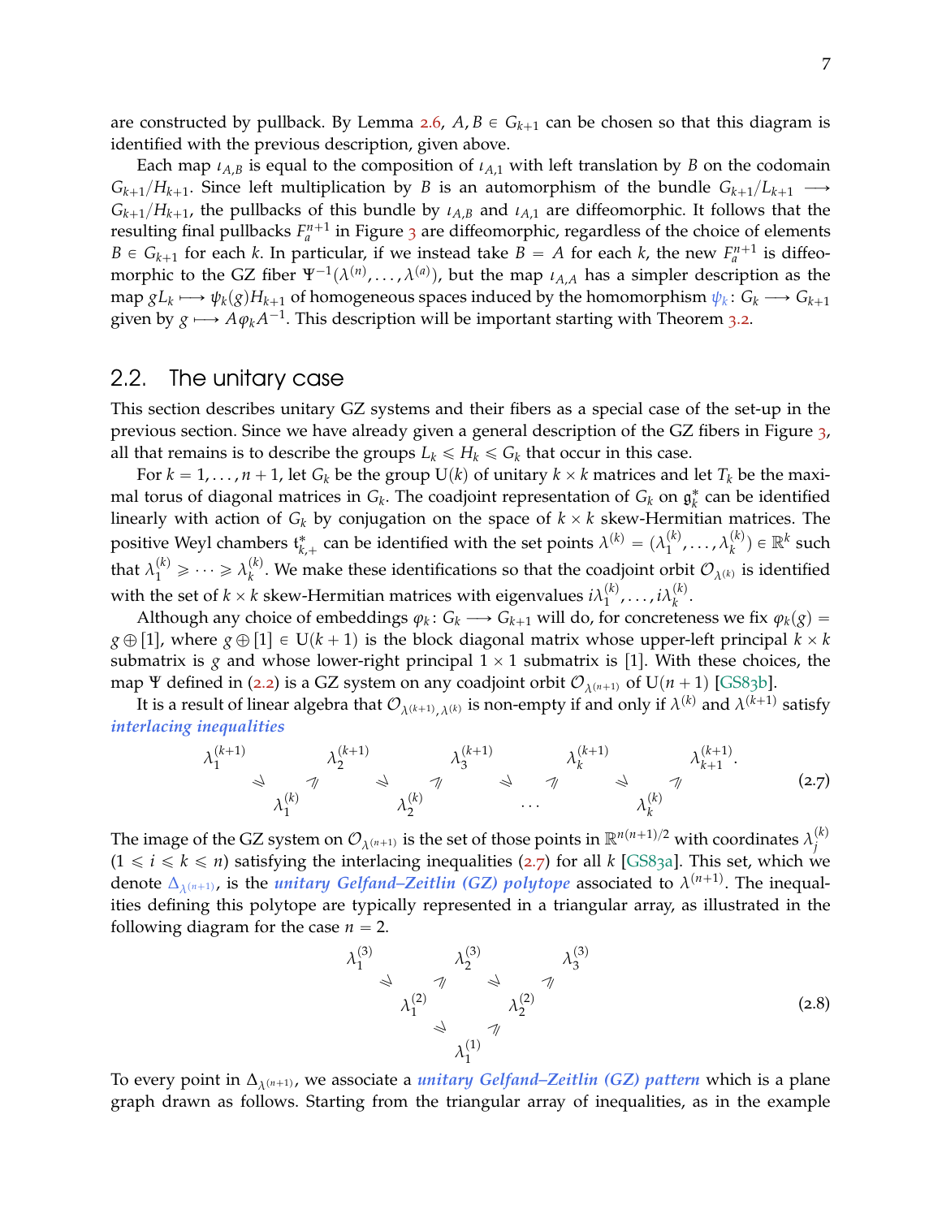are constructed by pullback. By Lemma 2.6, $A, B \in G_{k+1}$ can be chosen so that this diagram is identified with the previous description, given above.

Each map $\iota_{A,B}$ is equal to the composition of $\iota_{A,1}$ with left translation by $B$ on the codomain $G_{k+1}/H_{k+1}$. Since left multiplication by $B$ is an automorphism of the bundle $G_{k+1}/L_{k+1} \longrightarrow G_{k+1}/H_{k+1}$, the pullbacks of this bundle by $\iota_{A,B}$ and $\iota_{A,1}$ are diffeomorphic. It follows that the resulting final pullbacks $F_a^{n+1}$ in Figure 3 are diffeomorphic, regardless of the choice of elements $B \in G_{k+1}$ for each $k$. In particular, if we instead take $B = A$ for each $k$, the new $F_a^{n+1}$ is diffeomorphic to the GZ fiber $\Psi^{-1}(\lambda^{(n)}, \ldots, \lambda^{(a)})$, but the map $\iota_{A,A}$ has a simpler description as the map $gL_k \longmapsto \psi_k(g)H_{k+1}$ of homogeneous spaces induced by the homomorphism $\psi_k \colon G_k \longrightarrow G_{k+1}$ given by $g \longmapsto A\varphi_k A^{-1}$. This description will be important starting with Theorem 3.2.

## 2.2. The unitary case

This section describes unitary GZ systems and their fibers as a special case of the set-up in the previous section. Since we have already given a general description of the GZ fibers in Figure 3, all that remains is to describe the groups $L_k \leqslant H_k \leqslant G_k$ that occur in this case.

For $k = 1, \ldots, n+1$, let $G_k$ be the group $\mathrm{U}(k)$ of unitary $k \times k$ matrices and let $T_k$ be the maximal torus of diagonal matrices in $G_k$. The coadjoint representation of $G_k$ on $\mathfrak{g}_k^*$ can be identified linearly with action of $G_k$ by conjugation on the space of $k \times k$ skew-Hermitian matrices. The positive Weyl chambers $\mathfrak{t}_{k,+}^*$ can be identified with the set points $\lambda^{(k)} = (\lambda_1^{(k)}, \ldots, \lambda_k^{(k)}) \in \mathbb{R}^k$ such that $\lambda_1^{(k)} \geqslant \cdots \geqslant \lambda_k^{(k)}$. We make these identifications so that the coadjoint orbit $\mathcal{O}_{\lambda^{(k)}}$ is identified with the set of $k \times k$ skew-Hermitian matrices with eigenvalues $i\lambda_1^{(k)}, \ldots, i\lambda_k^{(k)}$.

Although any choice of embeddings $\varphi_k \colon G_k \longrightarrow G_{k+1}$ will do, for concreteness we fix $\varphi_k(g) = g \oplus [1]$, where $g \oplus [1] \in \mathrm{U}(k+1)$ is the block diagonal matrix whose upper-left principal $k \times k$ submatrix is $g$ and whose lower-right principal $1 \times 1$ submatrix is $[1]$. With these choices, the map $\Psi$ defined in (2.2) is a GZ system on any coadjoint orbit $\mathcal{O}_{\lambda^{(n+1)}}$ of $\mathrm{U}(n+1)$ [GS83b].

It is a result of linear algebra that $\mathcal{O}_{\lambda^{(k+1)}, \lambda^{(k)}}$ is non-empty if and only if $\lambda^{(k)}$ and $\lambda^{(k+1)}$ satisfy ***interlacing inequalities***

$$
\begin{array}{ccccccccccc}
\lambda_1^{(k+1)} & & \lambda_2^{(k+1)} & & \lambda_3^{(k+1)} & & & & \lambda_k^{(k+1)} & & \lambda_{k+1}^{(k+1)}. \\
& \rotatebox{-45}{$\geqslant$} \; \rotatebox{45}{$\geqslant$} & & \rotatebox{-45}{$\geqslant$} \; \rotatebox{45}{$\geqslant$} & & \rotatebox{-45}{$\geqslant$} \; \rotatebox{45}{$\geqslant$} & & \rotatebox{-45}{$\geqslant$} \; \rotatebox{45}{$\geqslant$} & & & \\
& \lambda_1^{(k)} & & \lambda_2^{(k)} & & \cdots & & & \lambda_k^{(k)} & &
\end{array}
\tag{2.7}
$$

The image of the GZ system on $\mathcal{O}_{\lambda^{(n+1)}}$ is the set of those points in $\mathbb{R}^{n(n+1)/2}$ with coordinates $\lambda_j^{(k)}$ $(1 \leqslant i \leqslant k \leqslant n)$ satisfying the interlacing inequalities (2.7) for all $k$ [GS83a]. This set, which we denote $\Delta_{\lambda^{(n+1)}}$, is the ***unitary Gelfand–Zeitlin (GZ) polytope*** associated to $\lambda^{(n+1)}$. The inequalities defining this polytope are typically represented in a triangular array, as illustrated in the following diagram for the case $n = 2$.

$$
\begin{array}{ccccc}
\lambda_1^{(3)} & & \lambda_2^{(3)} & & \lambda_3^{(3)} \\
& \rotatebox{-45}{$\geqslant$} \; \rotatebox{45}{$\geqslant$} & & \rotatebox{-45}{$\geqslant$} \; \rotatebox{45}{$\geqslant$} & \\
& \lambda_1^{(2)} & & \lambda_2^{(2)} & \\
& & \rotatebox{-45}{$\geqslant$} \; \rotatebox{45}{$\geqslant$} & & \\
& & \lambda_1^{(1)} & &
\end{array}
\tag{2.8}
$$

To every point in $\Delta_{\lambda^{(n+1)}}$, we associate a ***unitary Gelfand–Zeitlin (GZ) pattern*** which is a plane graph drawn as follows. Starting from the triangular array of inequalities, as in the example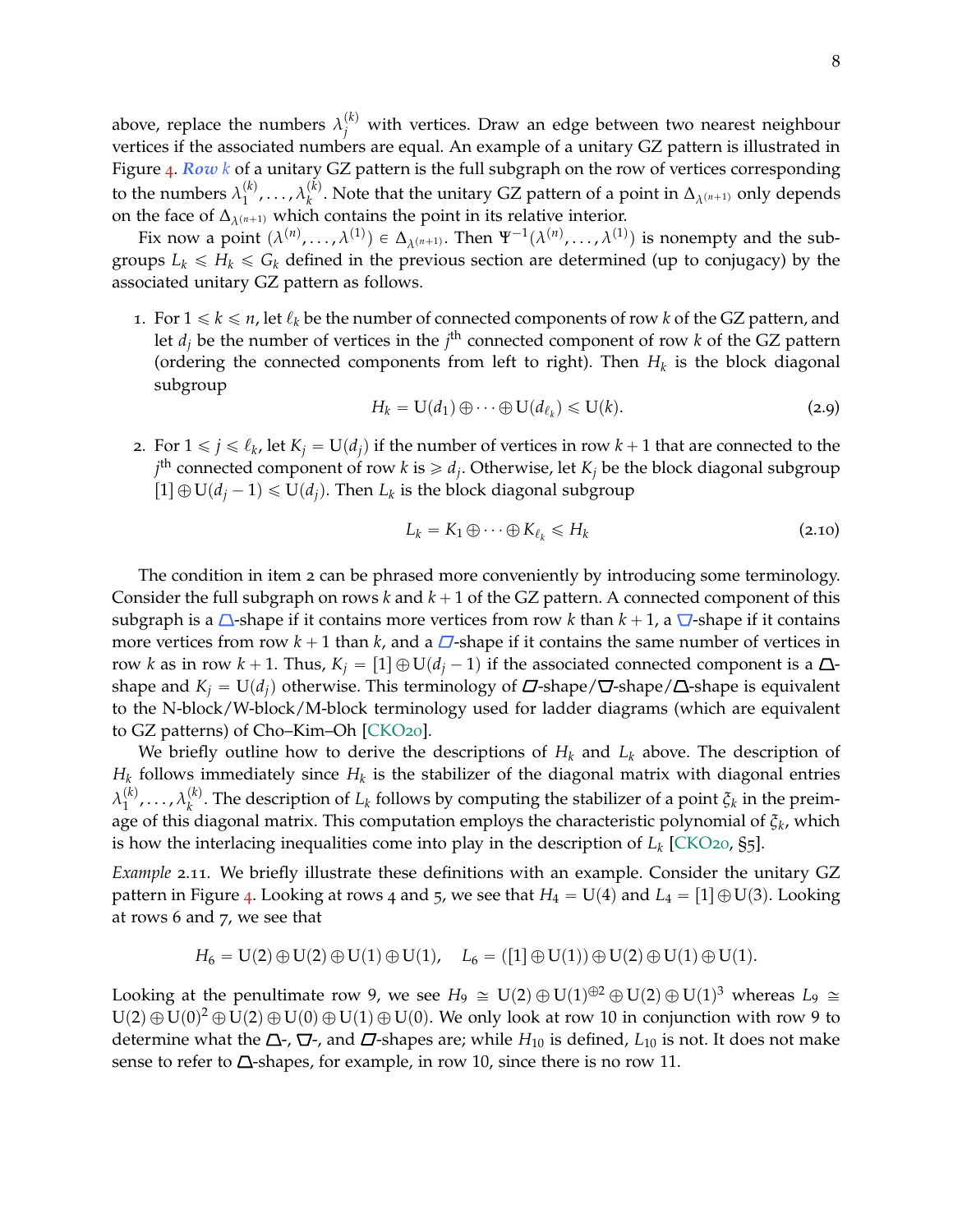above, replace the numbers $\lambda_j^{(k)}$ with vertices. Draw an edge between two nearest neighbour vertices if the associated numbers are equal. An example of a unitary GZ pattern is illustrated in Figure 4. ***Row*** $k$ of a unitary GZ pattern is the full subgraph on the row of vertices corresponding to the numbers $\lambda_1^{(k)}, \ldots, \lambda_k^{(k)}$. Note that the unitary GZ pattern of a point in $\Delta_{\lambda^{(n+1)}}$ only depends on the face of $\Delta_{\lambda^{(n+1)}}$ which contains the point in its relative interior.

Fix now a point $(\lambda^{(n)}, \ldots, \lambda^{(1)}) \in \Delta_{\lambda^{(n+1)}}$. Then $\Psi^{-1}(\lambda^{(n)}, \ldots, \lambda^{(1)})$ is nonempty and the subgroups $L_k \leqslant H_k \leqslant G_k$ defined in the previous section are determined (up to conjugacy) by the associated unitary GZ pattern as follows.

1. For $1 \leqslant k \leqslant n$, let $\ell_k$ be the number of connected components of row $k$ of the GZ pattern, and let $d_j$ be the number of vertices in the $j^{\text{th}}$ connected component of row $k$ of the GZ pattern (ordering the connected components from left to right). Then $H_k$ is the block diagonal subgroup
$$H_k = \mathrm{U}(d_1) \oplus \cdots \oplus \mathrm{U}(d_{\ell_k}) \leqslant \mathrm{U}(k). \tag{2.9}$$

2. For $1 \leqslant j \leqslant \ell_k$, let $K_j = \mathrm{U}(d_j)$ if the number of vertices in row $k+1$ that are connected to the $j^{\text{th}}$ connected component of row $k$ is $\geqslant d_j$. Otherwise, let $K_j$ be the block diagonal subgroup $[1] \oplus \mathrm{U}(d_j - 1) \leqslant \mathrm{U}(d_j)$. Then $L_k$ is the block diagonal subgroup
$$L_k = K_1 \oplus \cdots \oplus K_{\ell_k} \leqslant H_k \tag{2.10}$$

The condition in item 2 can be phrased more conveniently by introducing some terminology. Consider the full subgraph on rows $k$ and $k+1$ of the GZ pattern. A connected component of this subgraph is a $\triangle$-shape if it contains more vertices from row $k$ than $k+1$, a $\triangledown$-shape if it contains more vertices from row $k+1$ than $k$, and a $\square$-shape if it contains the same number of vertices in row $k$ as in row $k+1$. Thus, $K_j = [1] \oplus \mathrm{U}(d_j - 1)$ if the associated connected component is a $\triangle$-shape and $K_j = \mathrm{U}(d_j)$ otherwise. This terminology of $\square$-shape/$\triangledown$-shape/$\triangle$-shape is equivalent to the N-block/W-block/M-block terminology used for ladder diagrams (which are equivalent to GZ patterns) of Cho–Kim–Oh [CKO20].

We briefly outline how to derive the descriptions of $H_k$ and $L_k$ above. The description of $H_k$ follows immediately since $H_k$ is the stabilizer of the diagonal matrix with diagonal entries $\lambda_1^{(k)}, \ldots, \lambda_k^{(k)}$. The description of $L_k$ follows by computing the stabilizer of a point $\xi_k$ in the preimage of this diagonal matrix. This computation employs the characteristic polynomial of $\xi_k$, which is how the interlacing inequalities come into play in the description of $L_k$ [CKO20, §5].

*Example* 2.11. We briefly illustrate these definitions with an example. Consider the unitary GZ pattern in Figure 4. Looking at rows 4 and 5, we see that $H_4 = \mathrm{U}(4)$ and $L_4 = [1] \oplus \mathrm{U}(3)$. Looking at rows 6 and 7, we see that

$$H_6 = \mathrm{U}(2) \oplus \mathrm{U}(2) \oplus \mathrm{U}(1) \oplus \mathrm{U}(1), \quad L_6 = ([1] \oplus \mathrm{U}(1)) \oplus \mathrm{U}(2) \oplus \mathrm{U}(1) \oplus \mathrm{U}(1).$$

Looking at the penultimate row 9, we see $H_9 \cong \mathrm{U}(2) \oplus \mathrm{U}(1)^{\oplus 2} \oplus \mathrm{U}(2) \oplus \mathrm{U}(1)^3$ whereas $L_9 \cong \mathrm{U}(2) \oplus \mathrm{U}(0)^2 \oplus \mathrm{U}(2) \oplus \mathrm{U}(0) \oplus \mathrm{U}(1) \oplus \mathrm{U}(0)$. We only look at row 10 in conjunction with row 9 to determine what the $\triangle$-, $\triangledown$-, and $\square$-shapes are; while $H_{10}$ is defined, $L_{10}$ is not. It does not make sense to refer to $\triangle$-shapes, for example, in row 10, since there is no row 11.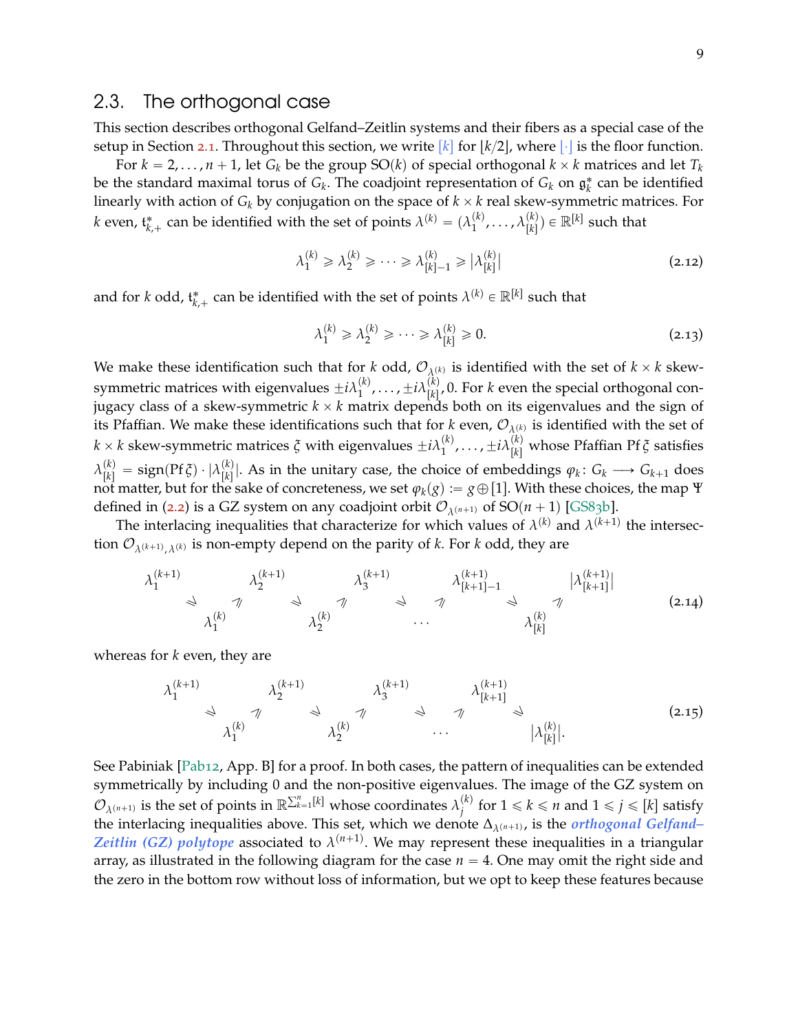## 2.3. The orthogonal case

This section describes orthogonal Gelfand–Zeitlin systems and their fibers as a special case of the setup in Section 2.1. Throughout this section, we write $[k]$ for $\lfloor k/2 \rfloor$, where $\lfloor\cdot\rfloor$ is the floor function.

For $k = 2, \ldots, n+1$, let $G_k$ be the group $\mathrm{SO}(k)$ of special orthogonal $k \times k$ matrices and let $T_k$ be the standard maximal torus of $G_k$. The coadjoint representation of $G_k$ on $\mathfrak{g}_k^*$ can be identified linearly with action of $G_k$ by conjugation on the space of $k \times k$ real skew-symmetric matrices. For $k$ even, $\mathfrak{t}_{k,+}^*$ can be identified with the set of points $\lambda^{(k)} = (\lambda_1^{(k)}, \ldots, \lambda_{[k]}^{(k)}) \in \mathbb{R}^{[k]}$ such that

$$\lambda_1^{(k)} \geqslant \lambda_2^{(k)} \geqslant \cdots \geqslant \lambda_{[k]-1}^{(k)} \geqslant \left|\lambda_{[k]}^{(k)}\right| \tag{2.12}$$

and for $k$ odd, $\mathfrak{t}_{k,+}^*$ can be identified with the set of points $\lambda^{(k)} \in \mathbb{R}^{[k]}$ such that

$$\lambda_1^{(k)} \geqslant \lambda_2^{(k)} \geqslant \cdots \geqslant \lambda_{[k]}^{(k)} \geqslant 0. \tag{2.13}$$

We make these identification such that for $k$ odd, $\mathcal{O}_{\lambda^{(k)}}$ is identified with the set of $k \times k$ skew-symmetric matrices with eigenvalues $\pm i\lambda_1^{(k)}, \ldots, \pm i\lambda_{[k]}^{(k)}, 0$. For $k$ even the special orthogonal conjugacy class of a skew-symmetric $k \times k$ matrix depends both on its eigenvalues and the sign of its Pfaffian. We make these identifications such that for $k$ even, $\mathcal{O}_{\lambda^{(k)}}$ is identified with the set of $k \times k$ skew-symmetric matrices $\xi$ with eigenvalues $\pm i\lambda_1^{(k)}, \ldots, \pm i\lambda_{[k]}^{(k)}$ whose Pfaffian $\mathrm{Pf}\,\xi$ satisfies $\lambda_{[k]}^{(k)} = \mathrm{sign}(\mathrm{Pf}\,\xi) \cdot |\lambda_{[k]}^{(k)}|$. As in the unitary case, the choice of embeddings $\varphi_k \colon G_k \longrightarrow G_{k+1}$ does not matter, but for the sake of concreteness, we set $\varphi_k(g) := g \oplus [1]$. With these choices, the map $\Psi$ defined in (2.2) is a GZ system on any coadjoint orbit $\mathcal{O}_{\lambda^{(n+1)}}$ of $\mathrm{SO}(n+1)$ [GS83b].

The interlacing inequalities that characterize for which values of $\lambda^{(k)}$ and $\lambda^{(k+1)}$ the intersection $\mathcal{O}_{\lambda^{(k+1)}, \lambda^{(k)}}$ is non-empty depend on the parity of $k$. For $k$ odd, they are

$$\begin{array}{ccccccccccc}
\lambda_1^{(k+1)} & & \lambda_2^{(k+1)} & & \lambda_3^{(k+1)} & & \lambda_{[k+1]-1}^{(k+1)} & & |\lambda_{[k+1]}^{(k+1)}| \\
& \rotatebox{-45}{$\geqslant$} \;\; \rotatebox{45}{$\leqslant$} & & \rotatebox{-45}{$\geqslant$} \;\; \rotatebox{45}{$\leqslant$} & & \rotatebox{-45}{$\geqslant$} \;\; \rotatebox{45}{$\leqslant$} & & \rotatebox{-45}{$\geqslant$} \;\; \rotatebox{45}{$\leqslant$} & \\
& \lambda_1^{(k)} & & \lambda_2^{(k)} & & \cdots & & \lambda_{[k]}^{(k)} &
\end{array} \tag{2.14}$$

whereas for $k$ even, they are

$$\begin{array}{ccccccccc}
\lambda_1^{(k+1)} & & \lambda_2^{(k+1)} & & \lambda_3^{(k+1)} & & \lambda_{[k+1]}^{(k+1)} & & \\
& \rotatebox{-45}{$\geqslant$} \;\; \rotatebox{45}{$\leqslant$} & & \rotatebox{-45}{$\geqslant$} \;\; \rotatebox{45}{$\leqslant$} & & \rotatebox{-45}{$\geqslant$} \;\; \rotatebox{45}{$\leqslant$} & & \rotatebox{-45}{$\geqslant$} & \\
& \lambda_1^{(k)} & & \lambda_2^{(k)} & & \cdots & & & |\lambda_{[k]}^{(k)}|.
\end{array} \tag{2.15}$$

See Pabiniak [Pab12, App. B] for a proof. In both cases, the pattern of inequalities can be extended symmetrically by including 0 and the non-positive eigenvalues. The image of the GZ system on $\mathcal{O}_{\lambda^{(n+1)}}$ is the set of points in $\mathbb{R}^{\sum_{k=1}^{n}[k]}$ whose coordinates $\lambda_j^{(k)}$ for $1 \leqslant k \leqslant n$ and $1 \leqslant j \leqslant [k]$ satisfy the interlacing inequalities above. This set, which we denote $\Delta_{\lambda^{(n+1)}}$, is the ***orthogonal Gelfand–Zeitlin (GZ) polytope*** associated to $\lambda^{(n+1)}$. We may represent these inequalities in a triangular array, as illustrated in the following diagram for the case $n = 4$. One may omit the right side and the zero in the bottom row without loss of information, but we opt to keep these features because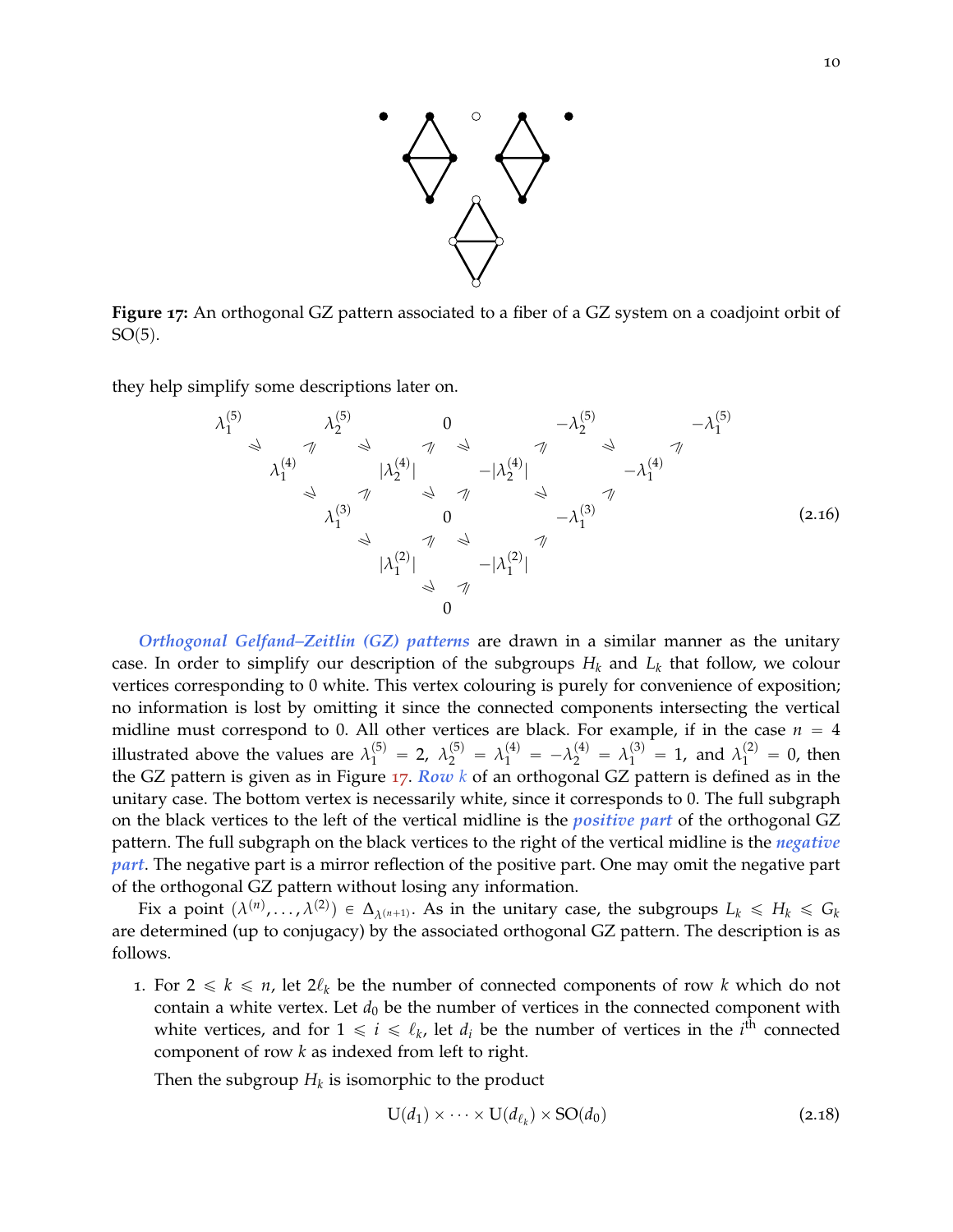**Figure 17:** An orthogonal GZ pattern associated to a fiber of a GZ system on a coadjoint orbit of SO(5).

they help simplify some descriptions later on.

$$
\begin{array}{ccccccccccc}
\lambda_1^{(5)} & & \lambda_2^{(5)} & & 0 & & -\lambda_2^{(5)} & & -\lambda_1^{(5)} \\
& \lambda_1^{(4)} & & |\lambda_2^{(4)}| & & -|\lambda_2^{(4)}| & & -\lambda_1^{(4)} & \\
& & \lambda_1^{(3)} & & 0 & & -\lambda_1^{(3)} & & \\
& & & |\lambda_1^{(2)}| & & -|\lambda_1^{(2)}| & & & \\
& & & & 0 & & & &
\end{array}
\tag{2.16}
$$

*Orthogonal Gelfand–Zeitlin (GZ) patterns* are drawn in a similar manner as the unitary case. In order to simplify our description of the subgroups $H_k$ and $L_k$ that follow, we colour vertices corresponding to 0 white. This vertex colouring is purely for convenience of exposition; no information is lost by omitting it since the connected components intersecting the vertical midline must correspond to 0. All other vertices are black. For example, if in the case $n = 4$ illustrated above the values are $\lambda_1^{(5)} = 2$, $\lambda_2^{(5)} = \lambda_1^{(4)} = -\lambda_2^{(4)} = \lambda_1^{(3)} = 1$, and $\lambda_1^{(2)} = 0$, then the GZ pattern is given as in Figure 17. *Row $k$* of an orthogonal GZ pattern is defined as in the unitary case. The bottom vertex is necessarily white, since it corresponds to 0. The full subgraph on the black vertices to the left of the vertical midline is the *positive part* of the orthogonal GZ pattern. The full subgraph on the black vertices to the right of the vertical midline is the *negative part*. The negative part is a mirror reflection of the positive part. One may omit the negative part of the orthogonal GZ pattern without losing any information.

Fix a point $(\lambda^{(n)}, \dots, \lambda^{(2)}) \in \Delta_{\lambda^{(n+1)}}$. As in the unitary case, the subgroups $L_k \leqslant H_k \leqslant G_k$ are determined (up to conjugacy) by the associated orthogonal GZ pattern. The description is as follows.

1. For $2 \leqslant k \leqslant n$, let $2\ell_k$ be the number of connected components of row $k$ which do not contain a white vertex. Let $d_0$ be the number of vertices in the connected component with white vertices, and for $1 \leqslant i \leqslant \ell_k$, let $d_i$ be the number of vertices in the $i^{\text{th}}$ connected component of row $k$ as indexed from left to right.

   Then the subgroup $H_k$ is isomorphic to the product

$$
\mathrm{U}(d_1) \times \cdots \times \mathrm{U}(d_{\ell_k}) \times \mathrm{SO}(d_0) \tag{2.18}
$$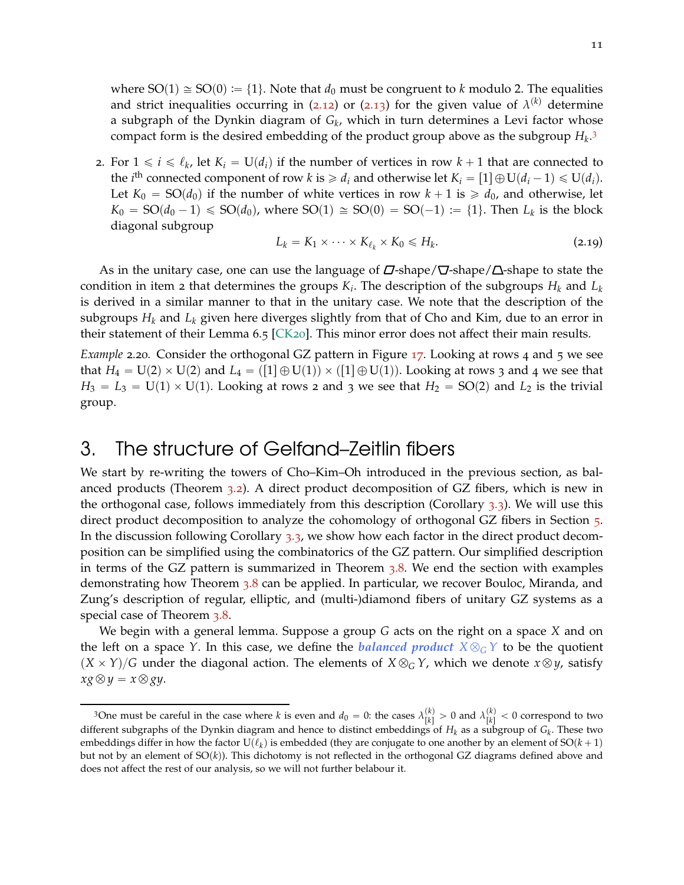where $\mathrm{SO}(1) \cong \mathrm{SO}(0) := \{1\}$. Note that $d_0$ must be congruent to $k$ modulo 2. The equalities and strict inequalities occurring in (2.12) or (2.13) for the given value of $\lambda^{(k)}$ determine a subgraph of the Dynkin diagram of $G_k$, which in turn determines a Levi factor whose compact form is the desired embedding of the product group above as the subgroup $H_k$.[3]

2. For $1 \leqslant i \leqslant \ell_k$, let $K_i = \mathrm{U}(d_i)$ if the number of vertices in row $k+1$ that are connected to the $i^{\text{th}}$ connected component of row $k$ is $\geqslant d_i$ and otherwise let $K_i = [1] \oplus \mathrm{U}(d_i - 1) \leqslant \mathrm{U}(d_i)$. Let $K_0 = \mathrm{SO}(d_0)$ if the number of white vertices in row $k+1$ is $\geqslant d_0$, and otherwise, let $K_0 = \mathrm{SO}(d_0 - 1) \leqslant \mathrm{SO}(d_0)$, where $\mathrm{SO}(1) \cong \mathrm{SO}(0) = \mathrm{SO}(-1) := \{1\}$. Then $L_k$ is the block diagonal subgroup
$$L_k = K_1 \times \cdots \times K_{\ell_k} \times K_0 \leqslant H_k. \tag{2.19}$$

As in the unitary case, one can use the language of $\varnothing$-shape/$\nabla$-shape/$\Delta$-shape to state the condition in item 2 that determines the groups $K_i$. The description of the subgroups $H_k$ and $L_k$ is derived in a similar manner to that in the unitary case. We note that the description of the subgroups $H_k$ and $L_k$ given here diverges slightly from that of Cho and Kim, due to an error in their statement of their Lemma 6.5 [CK20]. This minor error does not affect their main results.

*Example* 2.20. Consider the orthogonal GZ pattern in Figure 17. Looking at rows 4 and 5 we see that $H_4 = \mathrm{U}(2) \times \mathrm{U}(2)$ and $L_4 = ([1] \oplus \mathrm{U}(1)) \times ([1] \oplus \mathrm{U}(1))$. Looking at rows 3 and 4 we see that $H_3 = L_3 = \mathrm{U}(1) \times \mathrm{U}(1)$. Looking at rows 2 and 3 we see that $H_2 = \mathrm{SO}(2)$ and $L_2$ is the trivial group.

# 3. The structure of Gelfand–Zeitlin fibers

We start by re-writing the towers of Cho–Kim–Oh introduced in the previous section, as balanced products (Theorem 3.2). A direct product decomposition of GZ fibers, which is new in the orthogonal case, follows immediately from this description (Corollary 3.3). We will use this direct product decomposition to analyze the cohomology of orthogonal GZ fibers in Section 5. In the discussion following Corollary 3.3, we show how each factor in the direct product decomposition can be simplified using the combinatorics of the GZ pattern. Our simplified description in terms of the GZ pattern is summarized in Theorem 3.8. We end the section with examples demonstrating how Theorem 3.8 can be applied. In particular, we recover Bouloc, Miranda, and Zung's description of regular, elliptic, and (multi-)diamond fibers of unitary GZ systems as a special case of Theorem 3.8.

We begin with a general lemma. Suppose a group $G$ acts on the right on a space $X$ and on the left on a space $Y$. In this case, we define the ***balanced product*** $X \otimes_G Y$ to be the quotient $(X \times Y)/G$ under the diagonal action. The elements of $X \otimes_G Y$, which we denote $x \otimes y$, satisfy $xg \otimes y = x \otimes gy$.

---

[3] One must be careful in the case where $k$ is even and $d_0 = 0$: the cases $\lambda^{(k)}_{[k]} > 0$ and $\lambda^{(k)}_{[k]} < 0$ correspond to two different subgraphs of the Dynkin diagram and hence to distinct embeddings of $H_k$ as a subgroup of $G_k$. These two embeddings differ in how the factor $\mathrm{U}(\ell_k)$ is embedded (they are conjugate to one another by an element of $\mathrm{SO}(k+1)$ but not by an element of $\mathrm{SO}(k)$). This dichotomy is not reflected in the orthogonal GZ diagrams defined above and does not affect the rest of our analysis, so we will not further belabour it.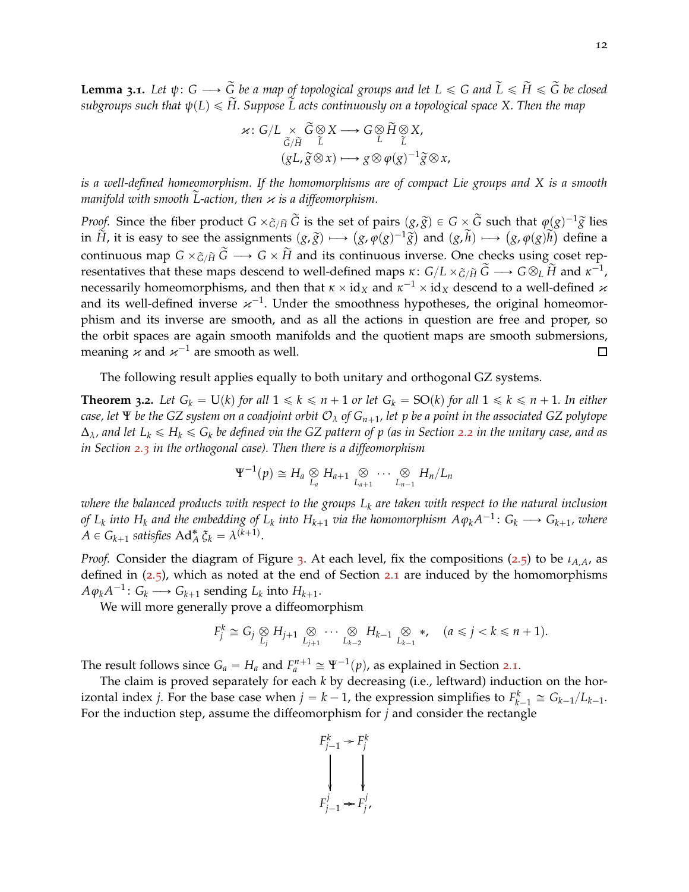**Lemma 3.1.** *Let $\psi\colon G \longrightarrow \widetilde{G}$ be a map of topological groups and let $L \leqslant G$ and $\widetilde{L} \leqslant \widetilde{H} \leqslant \widetilde{G}$ be closed subgroups such that $\psi(L) \leqslant \widetilde{H}$. Suppose $\widetilde{L}$ acts continuously on a topological space $X$. Then the map*

$$
\begin{aligned}
\varkappa\colon G/L \underset{\widetilde{G}/\widetilde{H}}{\times} \widetilde{G} \underset{\widetilde{L}}{\otimes} X &\longrightarrow G \underset{L}{\otimes} \widetilde{H} \underset{\widetilde{L}}{\otimes} X,\\
(gL, \widetilde{g} \otimes x) &\longmapsto g \otimes \varphi(g)^{-1}\widetilde{g} \otimes x,
\end{aligned}
$$

*is a well-defined homeomorphism. If the homomorphisms are of compact Lie groups and $X$ is a smooth manifold with smooth $\widetilde{L}$-action, then $\varkappa$ is a diffeomorphism.*

*Proof.* Since the fiber product $G \times_{\widetilde{G}/\widetilde{H}} \widetilde{G}$ is the set of pairs $(g, \widetilde{g}) \in G \times \widetilde{G}$ such that $\varphi(g)^{-1}\widetilde{g}$ lies in $\widetilde{H}$, it is easy to see the assignments $(g, \widetilde{g}) \longmapsto (g, \varphi(g)^{-1}\widetilde{g})$ and $(g, \widetilde{h}) \longmapsto (g, \varphi(g)\widetilde{h})$ define a continuous map $G \times_{\widetilde{G}/\widetilde{H}} \widetilde{G} \longrightarrow G \times \widetilde{H}$ and its continuous inverse. One checks using coset representatives that these maps descend to well-defined maps $\kappa\colon G/L \times_{\widetilde{G}/\widetilde{H}} \widetilde{G} \longrightarrow G \otimes_L \widetilde{H}$ and $\kappa^{-1}$, necessarily homeomorphisms, and then that $\kappa \times \mathrm{id}_X$ and $\kappa^{-1} \times \mathrm{id}_X$ descend to a well-defined $\varkappa$ and its well-defined inverse $\varkappa^{-1}$. Under the smoothness hypotheses, the original homeomorphism and its inverse are smooth, and as all the actions in question are free and proper, so the orbit spaces are again smooth manifolds and the quotient maps are smooth submersions, meaning $\varkappa$ and $\varkappa^{-1}$ are smooth as well. ◻

The following result applies equally to both unitary and orthogonal GZ systems.

**Theorem 3.2.** *Let $G_k = \mathrm{U}(k)$ for all $1 \leqslant k \leqslant n+1$ or let $G_k = \mathrm{SO}(k)$ for all $1 \leqslant k \leqslant n+1$. In either case, let $\Psi$ be the GZ system on a coadjoint orbit $\mathcal{O}_\lambda$ of $G_{n+1}$, let $p$ be a point in the associated GZ polytope $\Delta_\lambda$, and let $L_k \leqslant H_k \leqslant G_k$ be defined via the GZ pattern of $p$ (as in Section 2.2 in the unitary case, and as in Section 2.3 in the orthogonal case). Then there is a diffeomorphism*

$$
\Psi^{-1}(p) \cong H_a \underset{L_a}{\otimes} H_{a+1} \underset{L_{a+1}}{\otimes} \cdots \underset{L_{n-1}}{\otimes} H_n/L_n
$$

*where the balanced products with respect to the groups $L_k$ are taken with respect to the natural inclusion of $L_k$ into $H_k$ and the embedding of $L_k$ into $H_{k+1}$ via the homomorphism $A\varphi_k A^{-1}\colon G_k \longrightarrow G_{k+1}$, where $A \in G_{k+1}$ satisfies $\mathrm{Ad}^*_A\, \xi_k = \lambda^{(k+1)}$.*

*Proof.* Consider the diagram of Figure 3. At each level, fix the compositions (2.5) to be $\iota_{A,A}$, as defined in (2.5), which as noted at the end of Section 2.1 are induced by the homomorphisms $A\varphi_k A^{-1}\colon G_k \longrightarrow G_{k+1}$ sending $L_k$ into $H_{k+1}$.

We will more generally prove a diffeomorphism

$$
F_j^k \cong G_j \underset{L_j}{\otimes} H_{j+1} \underset{L_{j+1}}{\otimes} \cdots \underset{L_{k-2}}{\otimes} H_{k-1} \underset{L_{k-1}}{\otimes} *, \quad (a \leqslant j < k \leqslant n+1).
$$

The result follows since $G_a = H_a$ and $F_a^{n+1} \cong \Psi^{-1}(p)$, as explained in Section 2.1.

The claim is proved separately for each $k$ by decreasing (i.e., leftward) induction on the horizontal index $j$. For the base case when $j = k-1$, the expression simplifies to $F_{k-1}^k \cong G_{k-1}/L_{k-1}$. For the induction step, assume the diffeomorphism for $j$ and consider the rectangle

$$
\begin{array}{ccc}
F_{j-1}^k & \rightarrowtail & F_j^k \\
\big\downarrow & & \big\downarrow \\
F_{j-1}^j & \rightarrowtail & F_j^j,
\end{array}
$$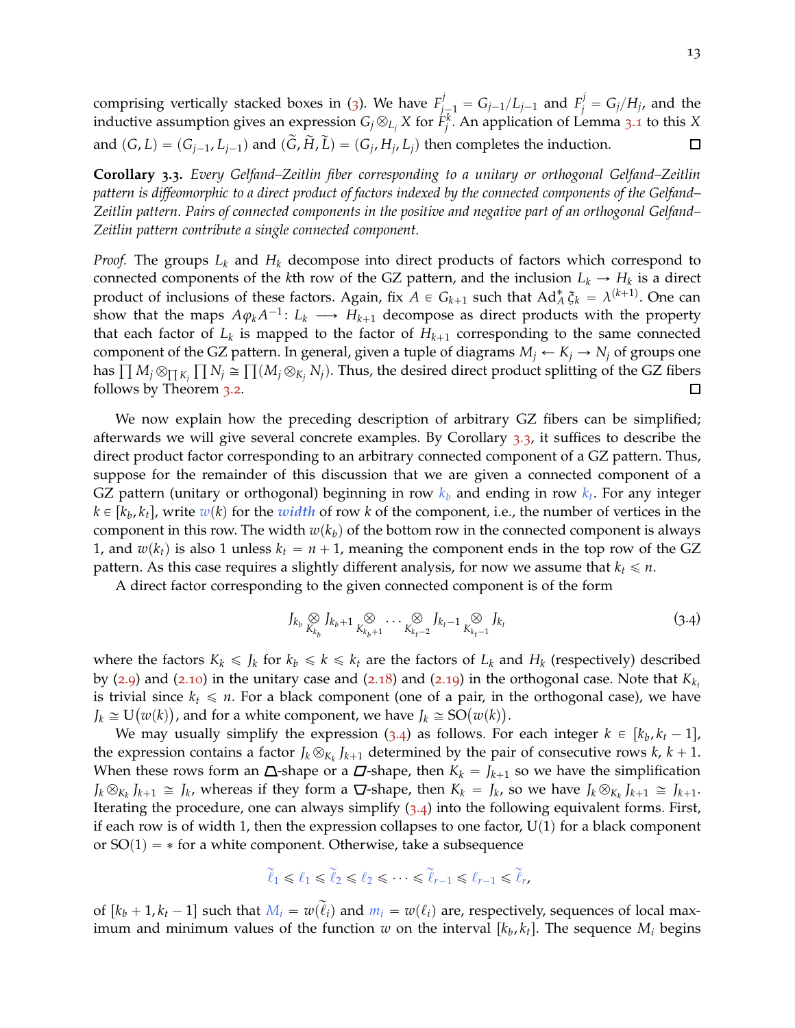comprising vertically stacked boxes in (3). We have $F^j_{j-1} = G_{j-1}/L_{j-1}$ and $F^j_j = G_j/H_j$, and the inductive assumption gives an expression $G_j \otimes_{L_j} X$ for $F^k_j$. An application of Lemma 3.1 to this $X$ and $(G, L) = (G_{j-1}, L_{j-1})$ and $(\widetilde{G}, \widetilde{H}, \widetilde{L}) = (G_j, H_j, L_j)$ then completes the induction. ◻

**Corollary 3.3.** *Every Gelfand–Zeitlin fiber corresponding to a unitary or orthogonal Gelfand–Zeitlin pattern is diffeomorphic to a direct product of factors indexed by the connected components of the Gelfand–Zeitlin pattern. Pairs of connected components in the positive and negative part of an orthogonal Gelfand–Zeitlin pattern contribute a single connected component.*

*Proof.* The groups $L_k$ and $H_k$ decompose into direct products of factors which correspond to connected components of the $k$th row of the GZ pattern, and the inclusion $L_k \to H_k$ is a direct product of inclusions of these factors. Again, fix $A \in G_{k+1}$ such that $\mathrm{Ad}^*_A \xi_k = \lambda^{(k+1)}$. One can show that the maps $A\varphi_k A^{-1} \colon L_k \longrightarrow H_{k+1}$ decompose as direct products with the property that each factor of $L_k$ is mapped to the factor of $H_{k+1}$ corresponding to the same connected component of the GZ pattern. In general, given a tuple of diagrams $M_j \leftarrow K_j \to N_j$ of groups one has $\prod M_j \otimes_{\prod K_j} \prod N_j \cong \prod (M_j \otimes_{K_j} N_j)$. Thus, the desired direct product splitting of the GZ fibers follows by Theorem 3.2. ◻

We now explain how the preceding description of arbitrary GZ fibers can be simplified; afterwards we will give several concrete examples. By Corollary 3.3, it suffices to describe the direct product factor corresponding to an arbitrary connected component of a GZ pattern. Thus, suppose for the remainder of this discussion that we are given a connected component of a GZ pattern (unitary or orthogonal) beginning in row $k_b$ and ending in row $k_t$. For any integer $k \in [k_b, k_t]$, write $w(k)$ for the ***width*** of row $k$ of the component, i.e., the number of vertices in the component in this row. The width $w(k_b)$ of the bottom row in the connected component is always 1, and $w(k_t)$ is also 1 unless $k_t = n+1$, meaning the component ends in the top row of the GZ pattern. As this case requires a slightly different analysis, for now we assume that $k_t \leqslant n$.

A direct factor corresponding to the given connected component is of the form

$$J_{k_b} \underset{K_{k_b}}{\otimes} J_{k_b+1} \underset{K_{k_b+1}}{\otimes} \cdots \underset{K_{k_t-2}}{\otimes} J_{k_t-1} \underset{K_{k_t-1}}{\otimes} J_{k_t} \tag{3.4}$$

where the factors $K_k \leqslant J_k$ for $k_b \leqslant k \leqslant k_t$ are the factors of $L_k$ and $H_k$ (respectively) described by (2.9) and (2.10) in the unitary case and (2.18) and (2.19) in the orthogonal case. Note that $K_{k_t}$ is trivial since $k_t \leqslant n$. For a black component (one of a pair, in the orthogonal case), we have $J_k \cong \mathrm{U}(w(k))$, and for a white component, we have $J_k \cong \mathrm{SO}(w(k))$.

We may usually simplify the expression (3.4) as follows. For each integer $k \in [k_b, k_t - 1]$, the expression contains a factor $J_k \otimes_{K_k} J_{k+1}$ determined by the pair of consecutive rows $k$, $k+1$. When these rows form an $\triangle$-shape or a $\varDelta$-shape, then $K_k = J_{k+1}$ so we have the simplification $J_k \otimes_{K_k} J_{k+1} \cong J_k$, whereas if they form a $\nabla$-shape, then $K_k = J_k$, so we have $J_k \otimes_{K_k} J_{k+1} \cong J_{k+1}$. Iterating the procedure, one can always simplify (3.4) into the following equivalent forms. First, if each row is of width 1, then the expression collapses to one factor, $\mathrm{U}(1)$ for a black component or $\mathrm{SO}(1) = *$ for a white component. Otherwise, take a subsequence

$$\widetilde{\ell}_1 \leqslant \ell_1 \leqslant \widetilde{\ell}_2 \leqslant \ell_2 \leqslant \cdots \leqslant \widetilde{\ell}_{r-1} \leqslant \ell_{r-1} \leqslant \widetilde{\ell}_r,$$

of $[k_b + 1, k_t - 1]$ such that $M_i = w(\widetilde{\ell}_i)$ and $m_i = w(\ell_i)$ are, respectively, sequences of local maximum and minimum values of the function $w$ on the interval $[k_b, k_t]$. The sequence $M_i$ begins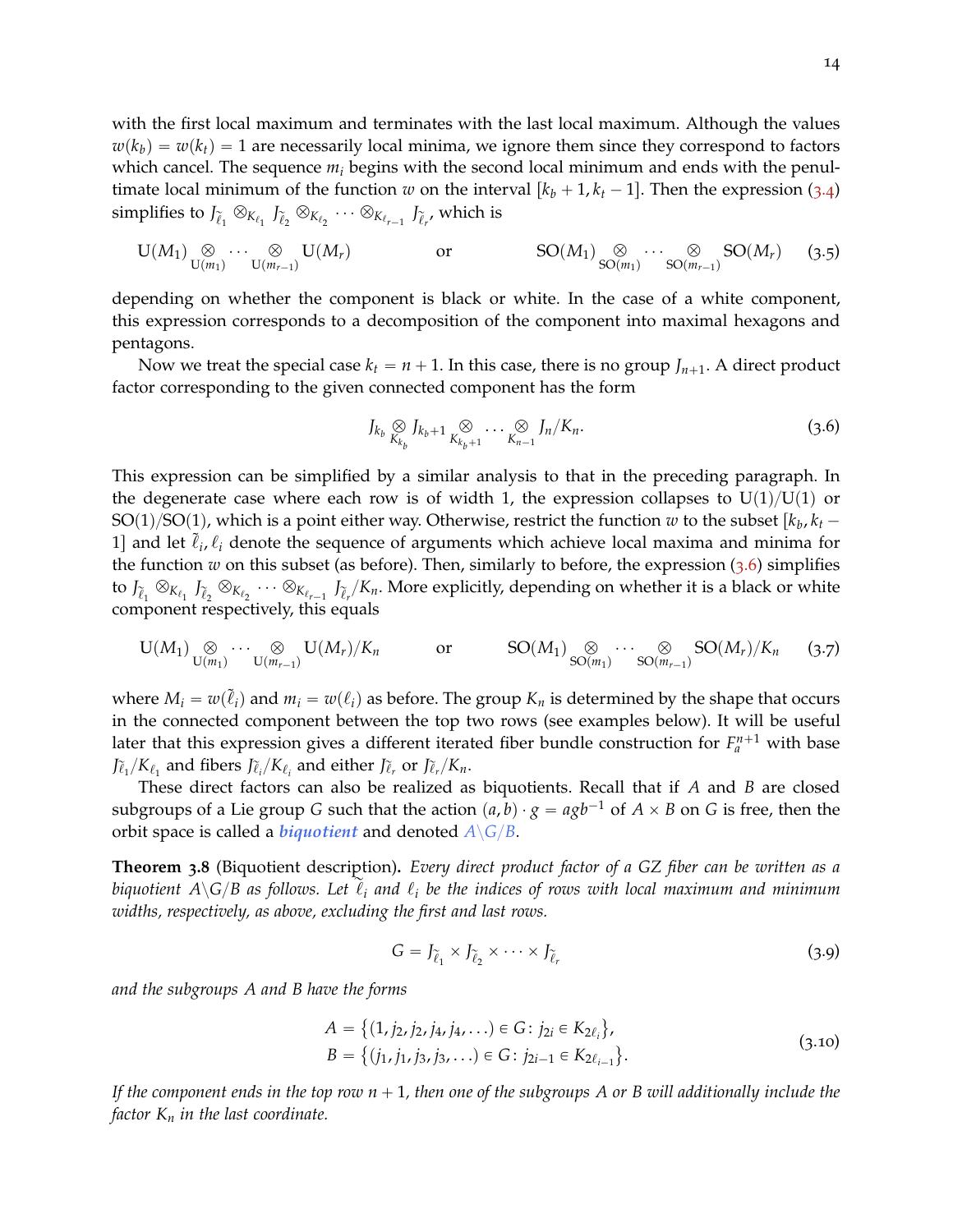with the first local maximum and terminates with the last local maximum. Although the values $w(k_b) = w(k_t) = 1$ are necessarily local minima, we ignore them since they correspond to factors which cancel. The sequence $m_i$ begins with the second local minimum and ends with the penultimate local minimum of the function $w$ on the interval $[k_b+1, k_t-1]$. Then the expression (3.4) simplifies to $J_{\tilde{\ell}_1} \otimes_{K_{\ell_1}} J_{\tilde{\ell}_2} \otimes_{K_{\ell_2}} \cdots \otimes_{K_{\ell_{r-1}}} J_{\tilde{\ell}_r}$, which is

$$\mathrm{U}(M_1) \underset{\mathrm{U}(m_1)}{\otimes} \cdots \underset{\mathrm{U}(m_{r-1})}{\otimes} \mathrm{U}(M_r) \qquad \text{or} \qquad \mathrm{SO}(M_1) \underset{\mathrm{SO}(m_1)}{\otimes} \cdots \underset{\mathrm{SO}(m_{r-1})}{\otimes} \mathrm{SO}(M_r) \tag{3.5}$$

depending on whether the component is black or white. In the case of a white component, this expression corresponds to a decomposition of the component into maximal hexagons and pentagons.

Now we treat the special case $k_t = n+1$. In this case, there is no group $J_{n+1}$. A direct product factor corresponding to the given connected component has the form

$$J_{k_b} \underset{K_{k_b}}{\otimes} J_{k_b+1} \underset{K_{k_b+1}}{\otimes} \cdots \underset{K_{n-1}}{\otimes} J_n / K_n. \tag{3.6}$$

This expression can be simplified by a similar analysis to that in the preceding paragraph. In the degenerate case where each row is of width 1, the expression collapses to $\mathrm{U}(1)/\mathrm{U}(1)$ or $\mathrm{SO}(1)/\mathrm{SO}(1)$, which is a point either way. Otherwise, restrict the function $w$ to the subset $[k_b, k_t - 1]$ and let $\tilde{\ell}_i, \ell_i$ denote the sequence of arguments which achieve local maxima and minima for the function $w$ on this subset (as before). Then, similarly to before, the expression (3.6) simplifies to $J_{\tilde{\ell}_1} \otimes_{K_{\ell_1}} J_{\tilde{\ell}_2} \otimes_{K_{\ell_2}} \cdots \otimes_{K_{\ell_{r-1}}} J_{\tilde{\ell}_r}/K_n$. More explicitly, depending on whether it is a black or white component respectively, this equals

$$\mathrm{U}(M_1) \underset{\mathrm{U}(m_1)}{\otimes} \cdots \underset{\mathrm{U}(m_{r-1})}{\otimes} \mathrm{U}(M_r)/K_n \qquad \text{or} \qquad \mathrm{SO}(M_1) \underset{\mathrm{SO}(m_1)}{\otimes} \cdots \underset{\mathrm{SO}(m_{r-1})}{\otimes} \mathrm{SO}(M_r)/K_n \tag{3.7}$$

where $M_i = w(\tilde{\ell}_i)$ and $m_i = w(\ell_i)$ as before. The group $K_n$ is determined by the shape that occurs in the connected component between the top two rows (see examples below). It will be useful later that this expression gives a different iterated fiber bundle construction for $F_a^{n+1}$ with base $J_{\tilde{\ell}_1}/K_{\ell_1}$ and fibers $J_{\tilde{\ell}_i}/K_{\ell_i}$ and either $J_{\tilde{\ell}_r}$ or $J_{\tilde{\ell}_r}/K_n$.

These direct factors can also be realized as biquotients. Recall that if $A$ and $B$ are closed subgroups of a Lie group $G$ such that the action $(a, b) \cdot g = agb^{-1}$ of $A \times B$ on $G$ is free, then the orbit space is called a ***biquotient*** and denoted $A\backslash G/B$.

**Theorem 3.8** (Biquotient description)**.** *Every direct product factor of a GZ fiber can be written as a biquotient $A\backslash G/B$ as follows. Let $\tilde{\ell}_i$ and $\ell_i$ be the indices of rows with local maximum and minimum widths, respectively, as above, excluding the first and last rows.*

$$G = J_{\tilde{\ell}_1} \times J_{\tilde{\ell}_2} \times \cdots \times J_{\tilde{\ell}_r} \tag{3.9}$$

*and the subgroups $A$ and $B$ have the forms*

$$\begin{aligned} A &= \{(1, j_2, j_2, j_4, j_4, \dots) \in G \colon j_{2i} \in K_{2\ell_i}\}, \\ B &= \{(j_1, j_1, j_3, j_3, \dots) \in G \colon j_{2i-1} \in K_{2\ell_{i-1}}\}. \end{aligned} \tag{3.10}$$

*If the component ends in the top row $n+1$, then one of the subgroups $A$ or $B$ will additionally include the factor $K_n$ in the last coordinate.*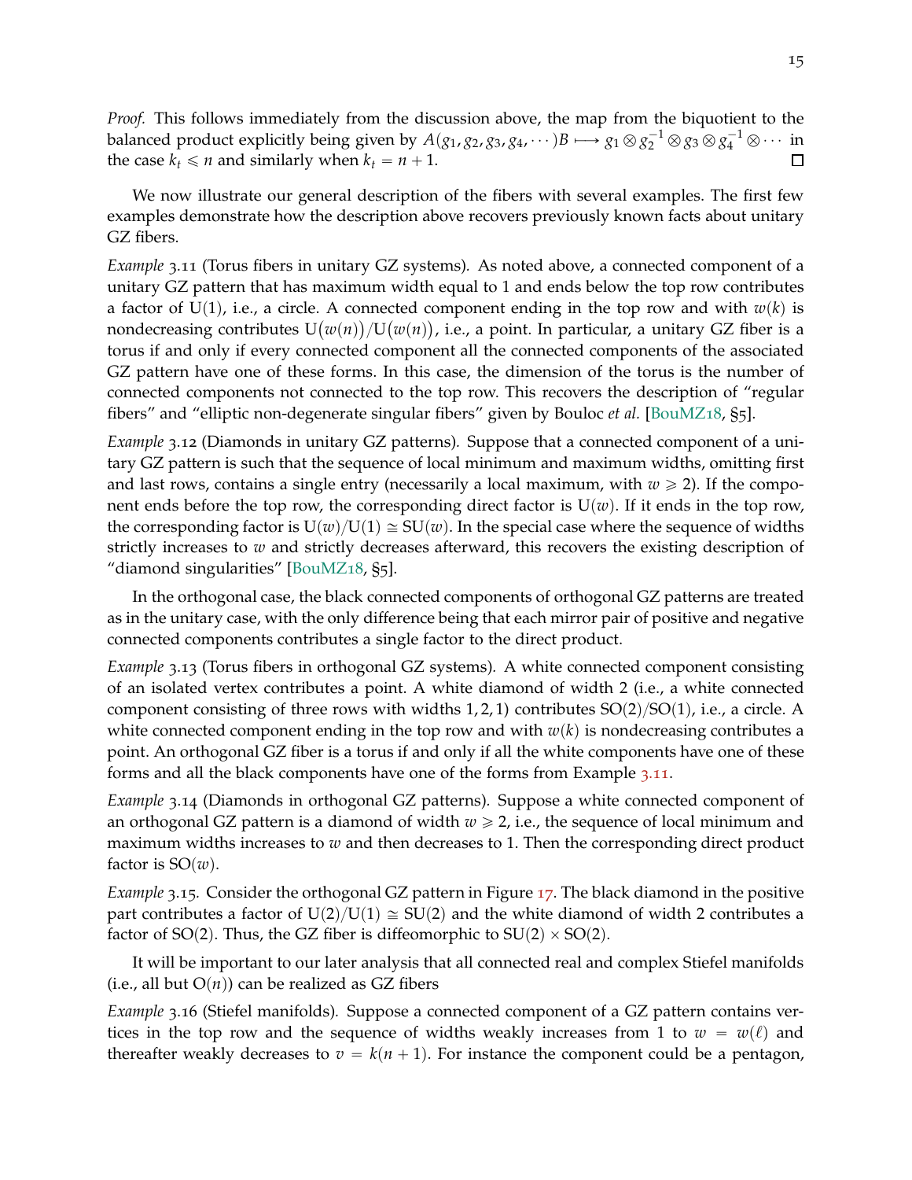*Proof.* This follows immediately from the discussion above, the map from the biquotient to the balanced product explicitly being given by $A(g_1, g_2, g_3, g_4, \cdots)B \longmapsto g_1 \otimes g_2^{-1} \otimes g_3 \otimes g_4^{-1} \otimes \cdots$ in the case $k_t \leqslant n$ and similarly when $k_t = n+1$. □

We now illustrate our general description of the fibers with several examples. The first few examples demonstrate how the description above recovers previously known facts about unitary GZ fibers.

*Example* 3.11 (Torus fibers in unitary GZ systems)*.* As noted above, a connected component of a unitary GZ pattern that has maximum width equal to 1 and ends below the top row contributes a factor of $\mathrm{U}(1)$, i.e., a circle. A connected component ending in the top row and with $w(k)$ is nondecreasing contributes $\mathrm{U}\big(w(n)\big)/\mathrm{U}\big(w(n)\big)$, i.e., a point. In particular, a unitary GZ fiber is a torus if and only if every connected component all the connected components of the associated GZ pattern have one of these forms. In this case, the dimension of the torus is the number of connected components not connected to the top row. This recovers the description of "regular fibers" and "elliptic non-degenerate singular fibers" given by Bouloc *et al.* [BouMZ18, §5].

*Example* 3.12 (Diamonds in unitary GZ patterns)*.* Suppose that a connected component of a unitary GZ pattern is such that the sequence of local minimum and maximum widths, omitting first and last rows, contains a single entry (necessarily a local maximum, with $w \geqslant 2$). If the component ends before the top row, the corresponding direct factor is $\mathrm{U}(w)$. If it ends in the top row, the corresponding factor is $\mathrm{U}(w)/\mathrm{U}(1) \cong \mathrm{SU}(w)$. In the special case where the sequence of widths strictly increases to $w$ and strictly decreases afterward, this recovers the existing description of "diamond singularities" [BouMZ18, §5].

In the orthogonal case, the black connected components of orthogonal GZ patterns are treated as in the unitary case, with the only difference being that each mirror pair of positive and negative connected components contributes a single factor to the direct product.

*Example* 3.13 (Torus fibers in orthogonal GZ systems)*.* A white connected component consisting of an isolated vertex contributes a point. A white diamond of width 2 (i.e., a white connected component consisting of three rows with widths $1, 2, 1$) contributes $\mathrm{SO}(2)/\mathrm{SO}(1)$, i.e., a circle. A white connected component ending in the top row and with $w(k)$ is nondecreasing contributes a point. An orthogonal GZ fiber is a torus if and only if all the white components have one of these forms and all the black components have one of the forms from Example 3.11.

*Example* 3.14 (Diamonds in orthogonal GZ patterns)*.* Suppose a white connected component of an orthogonal GZ pattern is a diamond of width $w \geqslant 2$, i.e., the sequence of local minimum and maximum widths increases to $w$ and then decreases to 1. Then the corresponding direct product factor is $\mathrm{SO}(w)$.

*Example* 3.15*.* Consider the orthogonal GZ pattern in Figure 17. The black diamond in the positive part contributes a factor of $\mathrm{U}(2)/\mathrm{U}(1) \cong \mathrm{SU}(2)$ and the white diamond of width 2 contributes a factor of $\mathrm{SO}(2)$. Thus, the GZ fiber is diffeomorphic to $\mathrm{SU}(2) \times \mathrm{SO}(2)$.

It will be important to our later analysis that all connected real and complex Stiefel manifolds (i.e., all but $\mathrm{O}(n)$) can be realized as GZ fibers

*Example* 3.16 (Stiefel manifolds)*.* Suppose a connected component of a GZ pattern contains vertices in the top row and the sequence of widths weakly increases from 1 to $w = w(\ell)$ and thereafter weakly decreases to $v = k(n+1)$. For instance the component could be a pentagon,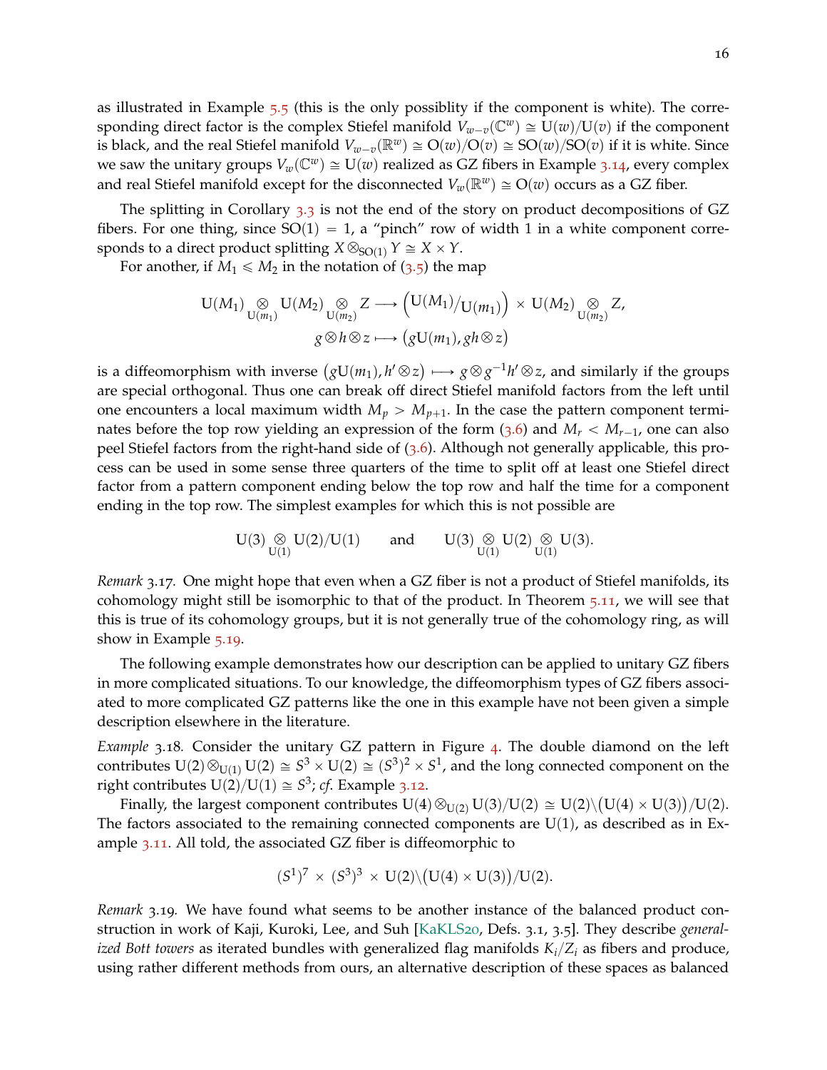as illustrated in Example 5.5 (this is the only possiblity if the component is white). The corresponding direct factor is the complex Stiefel manifold $V_{w-v}(\mathbb{C}^w) \cong \mathrm{U}(w)/\mathrm{U}(v)$ if the component is black, and the real Stiefel manifold $V_{w-v}(\mathbb{R}^w) \cong \mathrm{O}(w)/\mathrm{O}(v) \cong \mathrm{SO}(w)/\mathrm{SO}(v)$ if it is white. Since we saw the unitary groups $V_w(\mathbb{C}^w) \cong \mathrm{U}(w)$ realized as GZ fibers in Example 3.14, every complex and real Stiefel manifold except for the disconnected $V_w(\mathbb{R}^w) \cong \mathrm{O}(w)$ occurs as a GZ fiber.

The splitting in Corollary 3.3 is not the end of the story on product decompositions of GZ fibers. For one thing, since $\mathrm{SO}(1) = 1$, a "pinch" row of width 1 in a white component corresponds to a direct product splitting $X \otimes_{\mathrm{SO}(1)} Y \cong X \times Y$.

For another, if $M_1 \leqslant M_2$ in the notation of (3.5) the map

$$\mathrm{U}(M_1) \underset{\mathrm{U}(m_1)}{\otimes} \mathrm{U}(M_2) \underset{\mathrm{U}(m_2)}{\otimes} Z \longrightarrow \Big(\mathrm{U}(M_1)/\mathrm{U}(m_1)\Big) \times \mathrm{U}(M_2) \underset{\mathrm{U}(m_2)}{\otimes} Z,$$
$$g \otimes h \otimes z \longmapsto \big(g\mathrm{U}(m_1), gh \otimes z\big)$$

is a diffeomorphism with inverse $\big(g\mathrm{U}(m_1), h' \otimes z\big) \longmapsto g \otimes g^{-1}h' \otimes z$, and similarly if the groups are special orthogonal. Thus one can break off direct Stiefel manifold factors from the left until one encounters a local maximum width $M_p > M_{p+1}$. In the case the pattern component terminates before the top row yielding an expression of the form (3.6) and $M_r < M_{r-1}$, one can also peel Stiefel factors from the right-hand side of (3.6). Although not generally applicable, this process can be used in some sense three quarters of the time to split off at least one Stiefel direct factor from a pattern component ending below the top row and half the time for a component ending in the top row. The simplest examples for which this is not possible are

$$\mathrm{U}(3) \underset{\mathrm{U}(1)}{\otimes} \mathrm{U}(2)/\mathrm{U}(1) \qquad \text{and} \qquad \mathrm{U}(3) \underset{\mathrm{U}(1)}{\otimes} \mathrm{U}(2) \underset{\mathrm{U}(1)}{\otimes} \mathrm{U}(3).$$

*Remark* 3.17. One might hope that even when a GZ fiber is not a product of Stiefel manifolds, its cohomology might still be isomorphic to that of the product. In Theorem 5.11, we will see that this is true of its cohomology groups, but it is not generally true of the cohomology ring, as will show in Example 5.19.

The following example demonstrates how our description can be applied to unitary GZ fibers in more complicated situations. To our knowledge, the diffeomorphism types of GZ fibers associated to more complicated GZ patterns like the one in this example have not been given a simple description elsewhere in the literature.

*Example* 3.18. Consider the unitary GZ pattern in Figure 4. The double diamond on the left contributes $\mathrm{U}(2) \otimes_{\mathrm{U}(1)} \mathrm{U}(2) \cong S^3 \times \mathrm{U}(2) \cong (S^3)^2 \times S^1$, and the long connected component on the right contributes $\mathrm{U}(2)/\mathrm{U}(1) \cong S^3$; *cf.* Example 3.12.

Finally, the largest component contributes $\mathrm{U}(4) \otimes_{\mathrm{U}(2)} \mathrm{U}(3)/\mathrm{U}(2) \cong \mathrm{U}(2)\backslash\big(\mathrm{U}(4) \times \mathrm{U}(3)\big)/\mathrm{U}(2)$. The factors associated to the remaining connected components are $\mathrm{U}(1)$, as described as in Example 3.11. All told, the associated GZ fiber is diffeomorphic to

$$(S^1)^7 \times (S^3)^3 \times \mathrm{U}(2)\backslash\big(\mathrm{U}(4) \times \mathrm{U}(3)\big)/\mathrm{U}(2).$$

*Remark* 3.19. We have found what seems to be another instance of the balanced product construction in work of Kaji, Kuroki, Lee, and Suh [KaKLS20, Defs. 3.1, 3.5]. They describe *generalized Bott towers* as iterated bundles with generalized flag manifolds $K_i/Z_i$ as fibers and produce, using rather different methods from ours, an alternative description of these spaces as balanced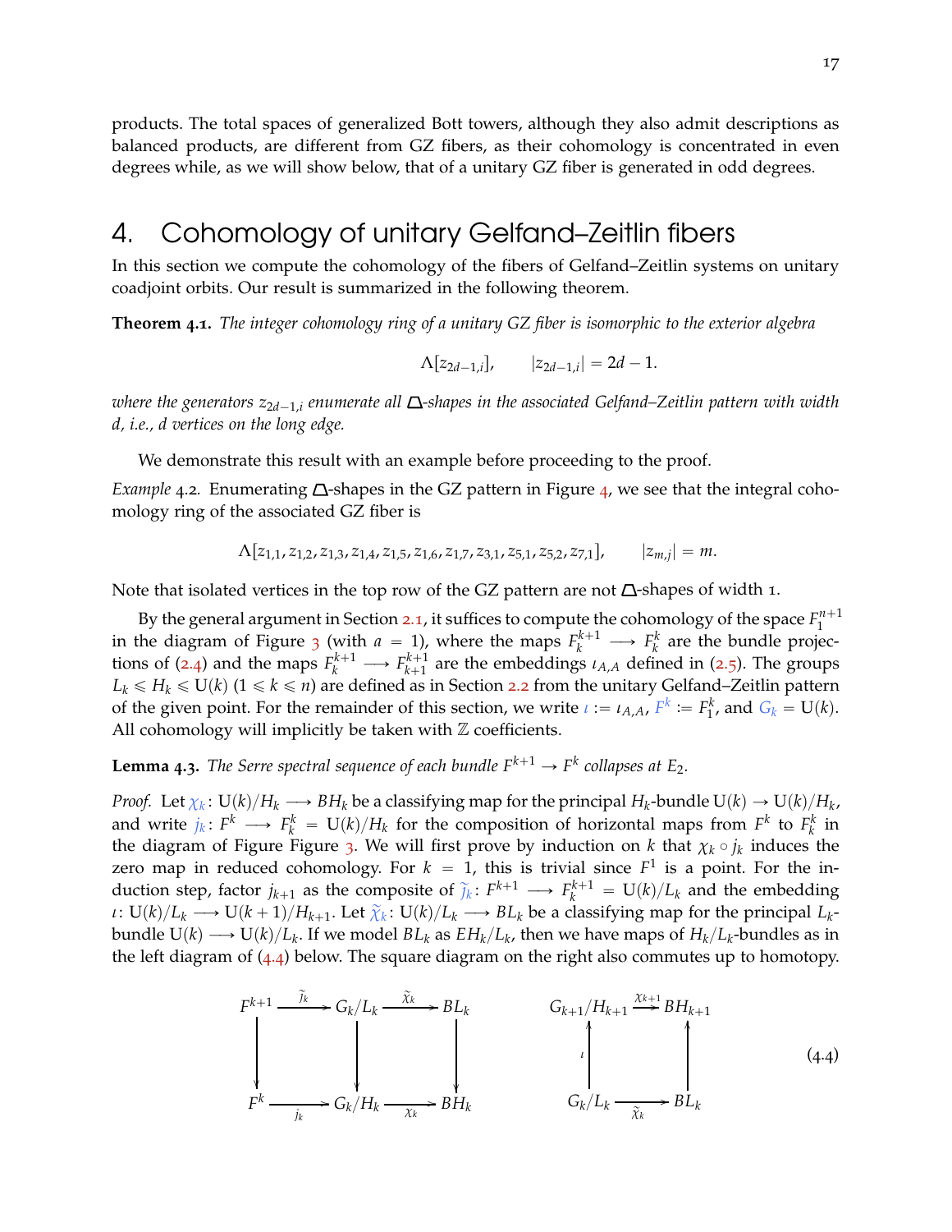products. The total spaces of generalized Bott towers, although they also admit descriptions as balanced products, are different from GZ fibers, as their cohomology is concentrated in even degrees while, as we will show below, that of a unitary GZ fiber is generated in odd degrees.

# 4. Cohomology of unitary Gelfand–Zeitlin fibers

In this section we compute the cohomology of the fibers of Gelfand–Zeitlin systems on unitary coadjoint orbits. Our result is summarized in the following theorem.

**Theorem 4.1.** *The integer cohomology ring of a unitary GZ fiber is isomorphic to the exterior algebra*

$$\Lambda[z_{2d-1,i}], \qquad |z_{2d-1,i}| = 2d-1.$$

*where the generators $z_{2d-1,i}$ enumerate all $\triangle$-shapes in the associated Gelfand–Zeitlin pattern with width $d$, i.e., $d$ vertices on the long edge.*

We demonstrate this result with an example before proceeding to the proof.

*Example* 4.2. Enumerating $\triangle$-shapes in the GZ pattern in Figure 4, we see that the integral cohomology ring of the associated GZ fiber is

$$\Lambda[z_{1,1}, z_{1,2}, z_{1,3}, z_{1,4}, z_{1,5}, z_{1,6}, z_{1,7}, z_{3,1}, z_{5,1}, z_{5,2}, z_{7,1}], \qquad |z_{m,j}| = m.$$

Note that isolated vertices in the top row of the GZ pattern are not $\triangle$-shapes of width 1.

By the general argument in Section 2.1, it suffices to compute the cohomology of the space $F_1^{n+1}$ in the diagram of Figure 3 (with $a=1$), where the maps $F_k^{k+1} \longrightarrow F_k^k$ are the bundle projections of (2.4) and the maps $F_k^{k+1} \longrightarrow F_{k+1}^{k+1}$ are the embeddings $\iota_{A,A}$ defined in (2.5). The groups $L_k \leqslant H_k \leqslant \mathrm{U}(k)$ $(1 \leqslant k \leqslant n)$ are defined as in Section 2.2 from the unitary Gelfand–Zeitlin pattern of the given point. For the remainder of this section, we write $\iota := \iota_{A,A}$, $F^k := F_1^k$, and $G_k = \mathrm{U}(k)$. All cohomology will implicitly be taken with $\mathbb{Z}$ coefficients.

**Lemma 4.3.** *The Serre spectral sequence of each bundle $F^{k+1} \to F^k$ collapses at $E_2$.*

*Proof.* Let $\chi_k \colon \mathrm{U}(k)/H_k \longrightarrow BH_k$ be a classifying map for the principal $H_k$-bundle $\mathrm{U}(k) \to \mathrm{U}(k)/H_k$, and write $j_k \colon F^k \longrightarrow F_k^k = \mathrm{U}(k)/H_k$ for the composition of horizontal maps from $F^k$ to $F_k^k$ in the diagram of Figure Figure 3. We will first prove by induction on $k$ that $\chi_k \circ j_k$ induces the zero map in reduced cohomology. For $k=1$, this is trivial since $F^1$ is a point. For the induction step, factor $j_{k+1}$ as the composite of $\tilde{j}_k \colon F^{k+1} \longrightarrow F_k^{k+1} = \mathrm{U}(k)/L_k$ and the embedding $\iota \colon \mathrm{U}(k)/L_k \longrightarrow \mathrm{U}(k+1)/H_{k+1}$. Let $\tilde{\chi}_k \colon \mathrm{U}(k)/L_k \longrightarrow BL_k$ be a classifying map for the principal $L_k$-bundle $\mathrm{U}(k) \longrightarrow \mathrm{U}(k)/L_k$. If we model $BL_k$ as $EH_k/L_k$, then we have maps of $H_k/L_k$-bundles as in the left diagram of (4.4) below. The square diagram on the right also commutes up to homotopy.

$$\begin{array}{ccccc} F^{k+1} & \xrightarrow{\tilde{j}_k} & G_k/L_k & \xrightarrow{\tilde{\chi}_k} & BL_k \\ \downarrow & & \downarrow & & \downarrow \\ F^k & \xrightarrow[j_k]{} & G_k/H_k & \xrightarrow[\chi_k]{} & BH_k \end{array} \qquad \begin{array}{ccc} G_{k+1}/H_{k+1} & \xrightarrow{\chi_{k+1}} & BH_{k+1} \\ \uparrow \iota & & \uparrow \\ G_k/L_k & \xrightarrow[\tilde{\chi}_k]{} & BL_k \end{array} \tag{4.4}$$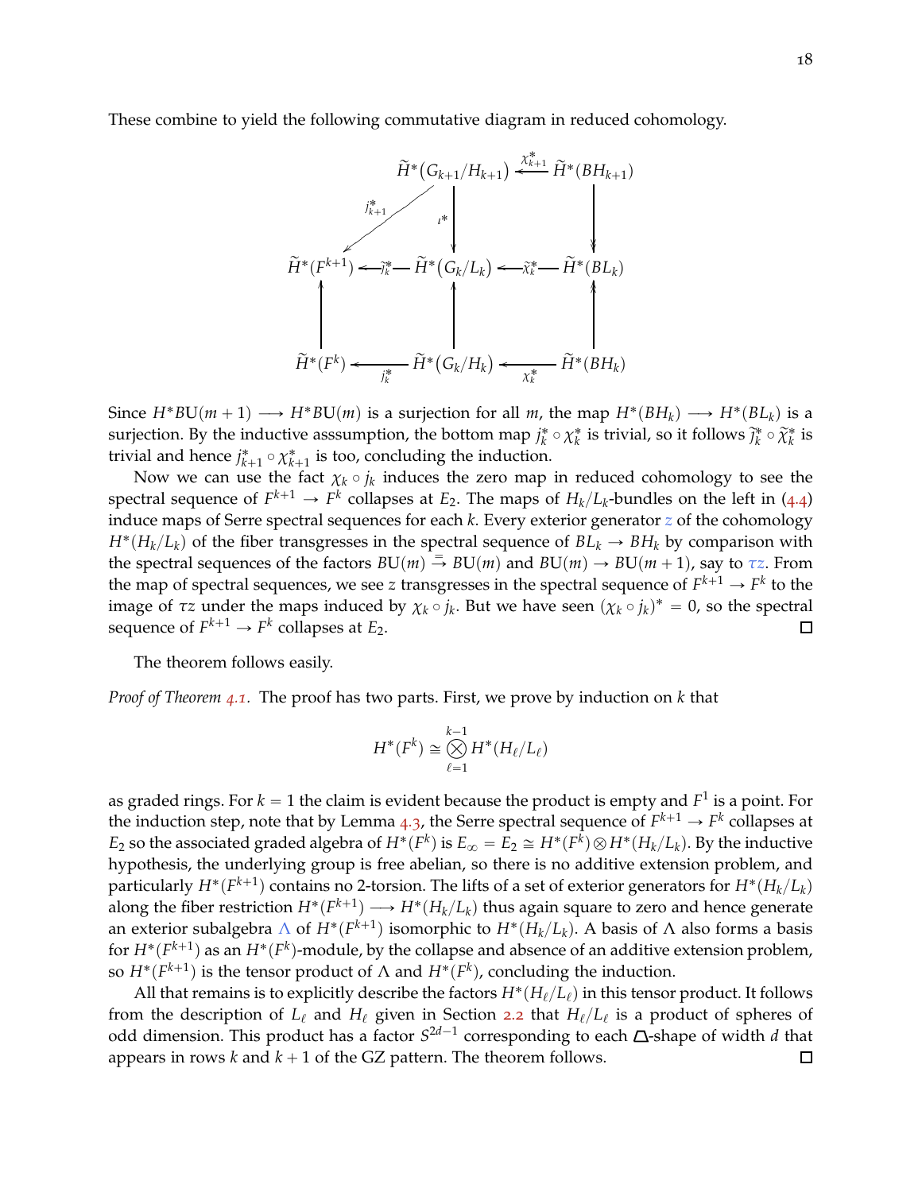These combine to yield the following commutative diagram in reduced cohomology.

$$
\begin{array}{ccccc}
 & & \widetilde{H}^*\big(G_{k+1}/H_{k+1}\big) & \xleftarrow{\ \chi^*_{k+1}\ } & \widetilde{H}^*(BH_{k+1}) \\
 & \swarrow^{j^*_{k+1}} & \downarrow{\scriptstyle \iota^*} & & \downarrow \\
\widetilde{H}^*(F^{k+1}) & \xleftarrow{\ \widetilde{j}^*_k\ } & \widetilde{H}^*\big(G_k/L_k\big) & \xleftarrow{\ \widetilde{\chi}^*_k\ } & \widetilde{H}^*(BL_k) \\
\uparrow & & \uparrow & & \uparrow \\
\widetilde{H}^*(F^k) & \xleftarrow[\ j^*_k\ ]{} & \widetilde{H}^*\big(G_k/H_k\big) & \xleftarrow[\ \chi^*_k\ ]{} & \widetilde{H}^*(BH_k)
\end{array}
$$

Since $H^*B\mathrm{U}(m+1) \longrightarrow H^*B\mathrm{U}(m)$ is a surjection for all $m$, the map $H^*(BH_k) \longrightarrow H^*(BL_k)$ is a surjection. By the inductive asssumption, the bottom map $j^*_k \circ \chi^*_k$ is trivial, so it follows $\widetilde{j}^*_k \circ \widetilde{\chi}^*_k$ is trivial and hence $j^*_{k+1} \circ \chi^*_{k+1}$ is too, concluding the induction.

Now we can use the fact $\chi_k \circ j_k$ induces the zero map in reduced cohomology to see the spectral sequence of $F^{k+1} \to F^k$ collapses at $E_2$. The maps of $H_k/L_k$-bundles on the left in (4.4) induce maps of Serre spectral sequences for each $k$. Every exterior generator $z$ of the cohomology $H^*(H_k/L_k)$ of the fiber transgresses in the spectral sequence of $BL_k \to BH_k$ by comparison with the spectral sequences of the factors $B\mathrm{U}(m) \xrightarrow{=} B\mathrm{U}(m)$ and $B\mathrm{U}(m) \to B\mathrm{U}(m+1)$, say to $\tau z$. From the map of spectral sequences, we see $z$ transgresses in the spectral sequence of $F^{k+1} \to F^k$ to the image of $\tau z$ under the maps induced by $\chi_k \circ j_k$. But we have seen $(\chi_k \circ j_k)^* = 0$, so the spectral sequence of $F^{k+1} \to F^k$ collapses at $E_2$. □

The theorem follows easily.

*Proof of Theorem 4.1.* The proof has two parts. First, we prove by induction on $k$ that

$$
H^*(F^k) \cong \bigotimes_{\ell=1}^{k-1} H^*(H_\ell/L_\ell)
$$

as graded rings. For $k = 1$ the claim is evident because the product is empty and $F^1$ is a point. For the induction step, note that by Lemma 4.3, the Serre spectral sequence of $F^{k+1} \to F^k$ collapses at $E_2$ so the associated graded algebra of $H^*(F^k)$ is $E_\infty = E_2 \cong H^*(F^k) \otimes H^*(H_k/L_k)$. By the inductive hypothesis, the underlying group is free abelian, so there is no additive extension problem, and particularly $H^*(F^{k+1})$ contains no 2-torsion. The lifts of a set of exterior generators for $H^*(H_k/L_k)$ along the fiber restriction $H^*(F^{k+1}) \longrightarrow H^*(H_k/L_k)$ thus again square to zero and hence generate an exterior subalgebra $\Lambda$ of $H^*(F^{k+1})$ isomorphic to $H^*(H_k/L_k)$. A basis of $\Lambda$ also forms a basis for $H^*(F^{k+1})$ as an $H^*(F^k)$-module, by the collapse and absence of an additive extension problem, so $H^*(F^{k+1})$ is the tensor product of $\Lambda$ and $H^*(F^k)$, concluding the induction.

All that remains is to explicitly describe the factors $H^*(H_\ell/L_\ell)$ in this tensor product. It follows from the description of $L_\ell$ and $H_\ell$ given in Section 2.2 that $H_\ell/L_\ell$ is a product of spheres of odd dimension. This product has a factor $S^{2d-1}$ corresponding to each ⏢-shape of width $d$ that appears in rows $k$ and $k+1$ of the GZ pattern. The theorem follows. □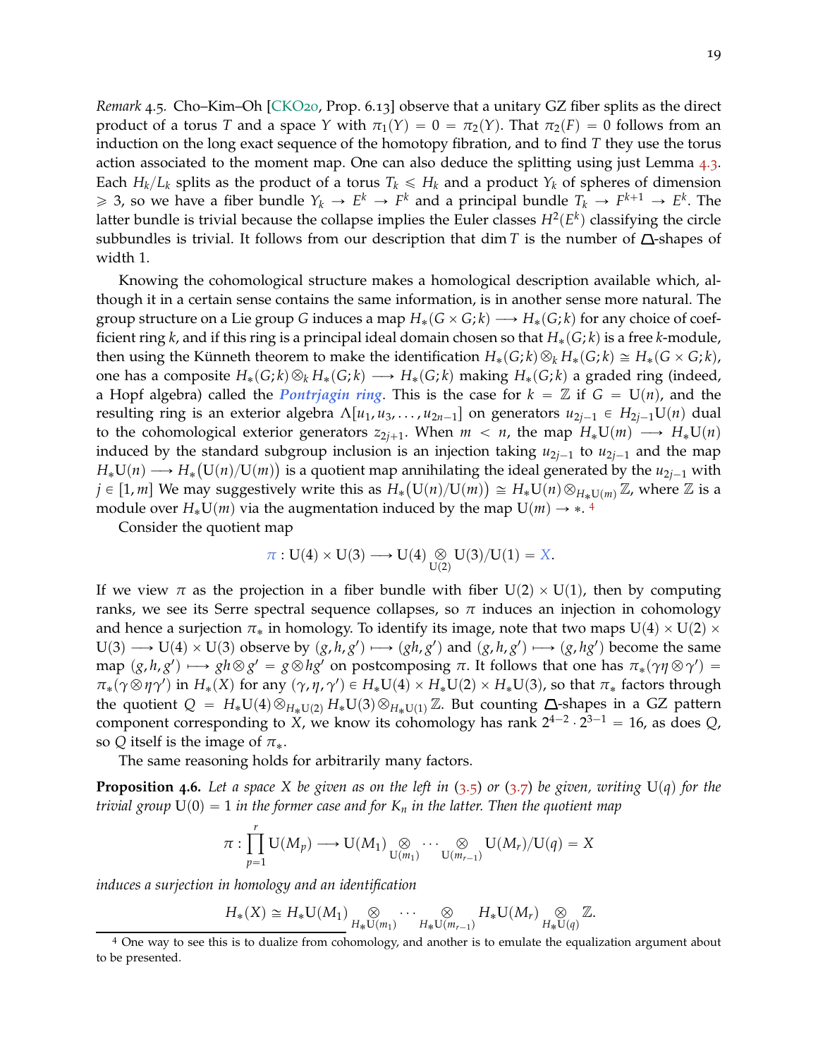*Remark* 4.5. Cho–Kim–Oh [CKO20, Prop. 6.13] observe that a unitary GZ fiber splits as the direct product of a torus $T$ and a space $Y$ with $\pi_1(Y) = 0 = \pi_2(Y)$. That $\pi_2(F) = 0$ follows from an induction on the long exact sequence of the homotopy fibration, and to find $T$ they use the torus action associated to the moment map. One can also deduce the splitting using just Lemma 4.3. Each $H_k/L_k$ splits as the product of a torus $T_k \leqslant H_k$ and a product $Y_k$ of spheres of dimension $\geqslant 3$, so we have a fiber bundle $Y_k \to E^k \to F^k$ and a principal bundle $T_k \to F^{k+1} \to E^k$. The latter bundle is trivial because the collapse implies the Euler classes $H^2(E^k)$ classifying the circle subbundles is trivial. It follows from our description that $\dim T$ is the number of $\triangle$-shapes of width 1.

Knowing the cohomological structure makes a homological description available which, although it in a certain sense contains the same information, is in another sense more natural. The group structure on a Lie group $G$ induces a map $H_*(G \times G; k) \longrightarrow H_*(G; k)$ for any choice of coefficient ring $k$, and if this ring is a principal ideal domain chosen so that $H_*(G; k)$ is a free $k$-module, then using the Künneth theorem to make the identification $H_*(G; k) \otimes_k H_*(G; k) \cong H_*(G \times G; k)$, one has a composite $H_*(G; k) \otimes_k H_*(G; k) \longrightarrow H_*(G; k)$ making $H_*(G; k)$ a graded ring (indeed, a Hopf algebra) called the ***Pontrjagin ring***. This is the case for $k = \mathbb{Z}$ if $G = \mathrm{U}(n)$, and the resulting ring is an exterior algebra $\Lambda[u_1, u_3, \ldots, u_{2n-1}]$ on generators $u_{2j-1} \in H_{2j-1}\mathrm{U}(n)$ dual to the cohomological exterior generators $z_{2j+1}$. When $m < n$, the map $H_*\mathrm{U}(m) \longrightarrow H_*\mathrm{U}(n)$ induced by the standard subgroup inclusion is an injection taking $u_{2j-1}$ to $u_{2j-1}$ and the map $H_*\mathrm{U}(n) \longrightarrow H_*\big(\mathrm{U}(n)/\mathrm{U}(m)\big)$ is a quotient map annihilating the ideal generated by the $u_{2j-1}$ with $j \in [1, m]$ We may suggestively write this as $H_*\big(\mathrm{U}(n)/\mathrm{U}(m)\big) \cong H_*\mathrm{U}(n) \otimes_{H_*\mathrm{U}(m)} \mathbb{Z}$, where $\mathbb{Z}$ is a module over $H_*\mathrm{U}(m)$ via the augmentation induced by the map $\mathrm{U}(m) \to *$. [4]

Consider the quotient map

$$\pi : \mathrm{U}(4) \times \mathrm{U}(3) \longrightarrow \mathrm{U}(4) \underset{\mathrm{U}(2)}{\otimes} \mathrm{U}(3)/\mathrm{U}(1) = X.$$

If we view $\pi$ as the projection in a fiber bundle with fiber $\mathrm{U}(2) \times \mathrm{U}(1)$, then by computing ranks, we see its Serre spectral sequence collapses, so $\pi$ induces an injection in cohomology and hence a surjection $\pi_*$ in homology. To identify its image, note that two maps $\mathrm{U}(4) \times \mathrm{U}(2) \times \mathrm{U}(3) \longrightarrow \mathrm{U}(4) \times \mathrm{U}(3)$ observe by $(g, h, g') \longmapsto (gh, g')$ and $(g, h, g') \longmapsto (g, hg')$ become the same map $(g, h, g') \longmapsto gh \otimes g' = g \otimes hg'$ on postcomposing $\pi$. It follows that one has $\pi_*(\gamma\eta \otimes \gamma') = \pi_*(\gamma \otimes \eta\gamma')$ in $H_*(X)$ for any $(\gamma, \eta, \gamma') \in H_*\mathrm{U}(4) \times H_*\mathrm{U}(2) \times H_*\mathrm{U}(3)$, so that $\pi_*$ factors through the quotient $Q = H_*\mathrm{U}(4) \otimes_{H_*\mathrm{U}(2)} H_*\mathrm{U}(3) \otimes_{H_*\mathrm{U}(1)} \mathbb{Z}$. But counting $\triangle$-shapes in a GZ pattern component corresponding to $X$, we know its cohomology has rank $2^{4-2} \cdot 2^{3-1} = 16$, as does $Q$, so $Q$ itself is the image of $\pi_*$.

The same reasoning holds for arbitrarily many factors.

**Proposition 4.6.** *Let a space $X$ be given as on the left in* (3.5) *or* (3.7) *be given, writing* $\mathrm{U}(q)$ *for the trivial group* $\mathrm{U}(0) = 1$ *in the former case and for* $K_n$ *in the latter. Then the quotient map*

$$\pi : \prod_{p=1}^{r} \mathrm{U}(M_p) \longrightarrow \mathrm{U}(M_1) \underset{\mathrm{U}(m_1)}{\otimes} \cdots \underset{\mathrm{U}(m_{r-1})}{\otimes} \mathrm{U}(M_r)/\mathrm{U}(q) = X$$

*induces a surjection in homology and an identification*

$$H_*(X) \cong H_*\mathrm{U}(M_1) \underset{H_*\mathrm{U}(m_1)}{\otimes} \cdots \underset{H_*\mathrm{U}(m_{r-1})}{\otimes} H_*\mathrm{U}(M_r) \underset{H_*\mathrm{U}(q)}{\otimes} \mathbb{Z}.$$

---

[4] One way to see this is to dualize from cohomology, and another is to emulate the equalization argument about to be presented.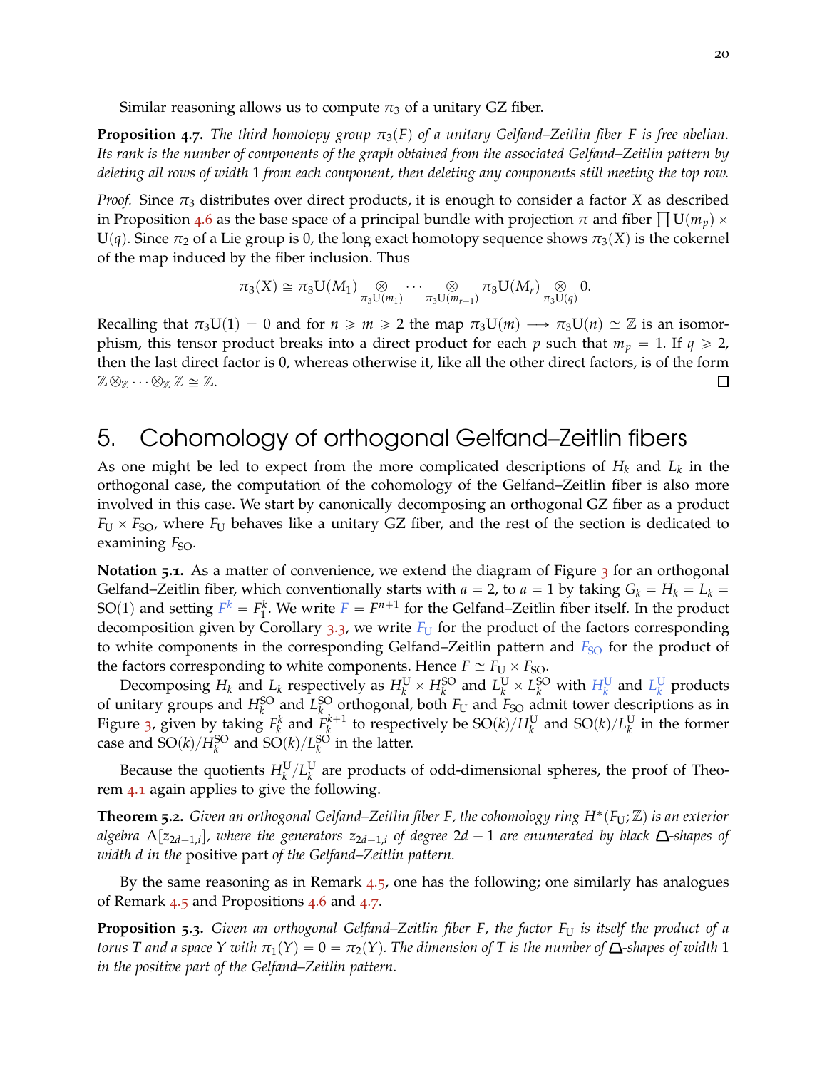Similar reasoning allows us to compute $\pi_3$ of a unitary GZ fiber.

**Proposition 4.7.** *The third homotopy group $\pi_3(F)$ of a unitary Gelfand–Zeitlin fiber $F$ is free abelian. Its rank is the number of components of the graph obtained from the associated Gelfand–Zeitlin pattern by deleting all rows of width 1 from each component, then deleting any components still meeting the top row.*

*Proof.* Since $\pi_3$ distributes over direct products, it is enough to consider a factor $X$ as described in Proposition 4.6 as the base space of a principal bundle with projection $\pi$ and fiber $\prod \mathrm{U}(m_p) \times \mathrm{U}(q)$. Since $\pi_2$ of a Lie group is 0, the long exact homotopy sequence shows $\pi_3(X)$ is the cokernel of the map induced by the fiber inclusion. Thus

$$\pi_3(X) \cong \pi_3\mathrm{U}(M_1) \underset{\pi_3\mathrm{U}(m_1)}{\otimes} \cdots \underset{\pi_3\mathrm{U}(m_{r-1})}{\otimes} \pi_3\mathrm{U}(M_r) \underset{\pi_3\mathrm{U}(q)}{\otimes} 0.$$

Recalling that $\pi_3\mathrm{U}(1) = 0$ and for $n \geqslant m \geqslant 2$ the map $\pi_3\mathrm{U}(m) \longrightarrow \pi_3\mathrm{U}(n) \cong \mathbb{Z}$ is an isomorphism, this tensor product breaks into a direct product for each $p$ such that $m_p = 1$. If $q \geqslant 2$, then the last direct factor is 0, whereas otherwise it, like all the other direct factors, is of the form $\mathbb{Z} \otimes_{\mathbb{Z}} \cdots \otimes_{\mathbb{Z}} \mathbb{Z} \cong \mathbb{Z}$. □

# 5. Cohomology of orthogonal Gelfand–Zeitlin fibers

As one might be led to expect from the more complicated descriptions of $H_k$ and $L_k$ in the orthogonal case, the computation of the cohomology of the Gelfand–Zeitlin fiber is also more involved in this case. We start by canonically decomposing an orthogonal GZ fiber as a product $F_{\mathrm{U}} \times F_{\mathrm{SO}}$, where $F_{\mathrm{U}}$ behaves like a unitary GZ fiber, and the rest of the section is dedicated to examining $F_{\mathrm{SO}}$.

**Notation 5.1.** As a matter of convenience, we extend the diagram of Figure 3 for an orthogonal Gelfand–Zeitlin fiber, which conventionally starts with $a = 2$, to $a = 1$ by taking $G_k = H_k = L_k = \mathrm{SO}(1)$ and setting $F^k = F_1^k$. We write $F = F^{n+1}$ for the Gelfand–Zeitlin fiber itself. In the product decomposition given by Corollary 3.3, we write $F_{\mathrm{U}}$ for the product of the factors corresponding to white components in the corresponding Gelfand–Zeitlin pattern and $F_{\mathrm{SO}}$ for the product of the factors corresponding to white components. Hence $F \cong F_{\mathrm{U}} \times F_{\mathrm{SO}}$.

Decomposing $H_k$ and $L_k$ respectively as $H_k^{\mathrm{U}} \times H_k^{\mathrm{SO}}$ and $L_k^{\mathrm{U}} \times L_k^{\mathrm{SO}}$ with $H_k^{\mathrm{U}}$ and $L_k^{\mathrm{U}}$ products of unitary groups and $H_k^{\mathrm{SO}}$ and $L_k^{\mathrm{SO}}$ orthogonal, both $F_{\mathrm{U}}$ and $F_{\mathrm{SO}}$ admit tower descriptions as in Figure 3, given by taking $F_k^k$ and $F_k^{k+1}$ to respectively be $\mathrm{SO}(k)/H_k^{\mathrm{U}}$ and $\mathrm{SO}(k)/L_k^{\mathrm{U}}$ in the former case and $\mathrm{SO}(k)/H_k^{\mathrm{SO}}$ and $\mathrm{SO}(k)/L_k^{\mathrm{SO}}$ in the latter.

Because the quotients $H_k^{\mathrm{U}}/L_k^{\mathrm{U}}$ are products of odd-dimensional spheres, the proof of Theorem 4.1 again applies to give the following.

**Theorem 5.2.** *Given an orthogonal Gelfand–Zeitlin fiber $F$, the cohomology ring $H^*(F_{\mathrm{U}};\mathbb{Z})$ is an exterior algebra $\Lambda[z_{2d-1,i}]$, where the generators $z_{2d-1,i}$ of degree $2d-1$ are enumerated by black $\triangle$-shapes of width $d$ in the* positive part *of the Gelfand–Zeitlin pattern.*

By the same reasoning as in Remark 4.5, one has the following; one similarly has analogues of Remark 4.5 and Propositions 4.6 and 4.7.

**Proposition 5.3.** *Given an orthogonal Gelfand–Zeitlin fiber $F$, the factor $F_{\mathrm{U}}$ is itself the product of a torus $T$ and a space $Y$ with $\pi_1(Y) = 0 = \pi_2(Y)$. The dimension of $T$ is the number of $\triangle$-shapes of width 1 in the positive part of the Gelfand–Zeitlin pattern.*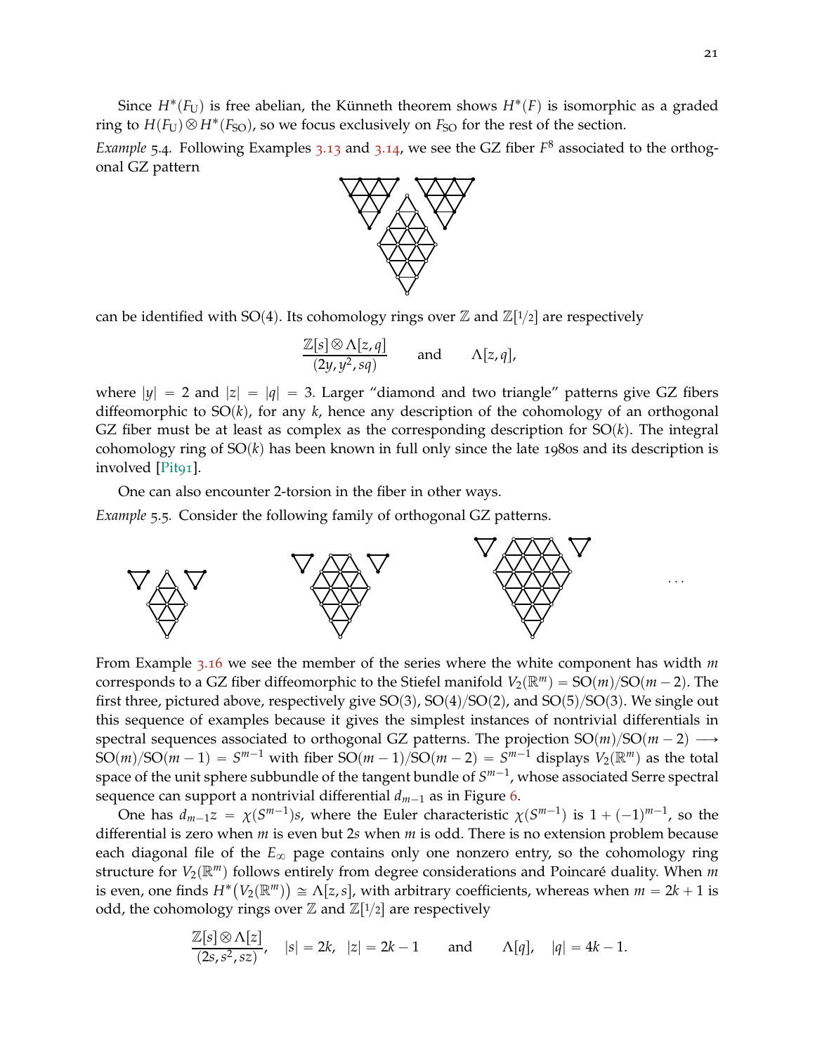Since $H^*(F_U)$ is free abelian, the Künneth theorem shows $H^*(F)$ is isomorphic as a graded ring to $H(F_U) \otimes H^*(F_{SO})$, so we focus exclusively on $F_{SO}$ for the rest of the section.

*Example* 5.4. Following Examples 3.13 and 3.14, we see the GZ fiber $F^8$ associated to the orthogonal GZ pattern

can be identified with SO(4). Its cohomology rings over $\mathbb{Z}$ and $\mathbb{Z}[1/2]$ are respectively

$$\frac{\mathbb{Z}[s] \otimes \Lambda[z,q]}{(2y, y^2, sq)} \qquad \text{and} \qquad \Lambda[z,q],$$

where $|y| = 2$ and $|z| = |q| = 3$. Larger "diamond and two triangle" patterns give GZ fibers diffeomorphic to $\mathrm{SO}(k)$, for any $k$, hence any description of the cohomology of an orthogonal GZ fiber must be at least as complex as the corresponding description for $\mathrm{SO}(k)$. The integral cohomology ring of $\mathrm{SO}(k)$ has been known in full only since the late 1980s and its description is involved [Pit91].

One can also encounter 2-torsion in the fiber in other ways.

*Example* 5.5. Consider the following family of orthogonal GZ patterns.

From Example 3.16 we see the member of the series where the white component has width $m$ corresponds to a GZ fiber diffeomorphic to the Stiefel manifold $V_2(\mathbb{R}^m) = \mathrm{SO}(m)/\mathrm{SO}(m-2)$. The first three, pictured above, respectively give $\mathrm{SO}(3)$, $\mathrm{SO}(4)/\mathrm{SO}(2)$, and $\mathrm{SO}(5)/\mathrm{SO}(3)$. We single out this sequence of examples because it gives the simplest instances of nontrivial differentials in spectral sequences associated to orthogonal GZ patterns. The projection $\mathrm{SO}(m)/\mathrm{SO}(m-2) \longrightarrow \mathrm{SO}(m)/\mathrm{SO}(m-1) = S^{m-1}$ with fiber $\mathrm{SO}(m-1)/\mathrm{SO}(m-2) = S^{m-1}$ displays $V_2(\mathbb{R}^m)$ as the total space of the unit sphere subbundle of the tangent bundle of $S^{m-1}$, whose associated Serre spectral sequence can support a nontrivial differential $d_{m-1}$ as in Figure 6.

One has $d_{m-1}z = \chi(S^{m-1})s$, where the Euler characteristic $\chi(S^{m-1})$ is $1 + (-1)^{m-1}$, so the differential is zero when $m$ is even but $2s$ when $m$ is odd. There is no extension problem because each diagonal file of the $E_\infty$ page contains only one nonzero entry, so the cohomology ring structure for $V_2(\mathbb{R}^m)$ follows entirely from degree considerations and Poincaré duality. When $m$ is even, one finds $H^*\big(V_2(\mathbb{R}^m)\big) \cong \Lambda[z,s]$, with arbitrary coefficients, whereas when $m = 2k+1$ is odd, the cohomology rings over $\mathbb{Z}$ and $\mathbb{Z}[1/2]$ are respectively

$$\frac{\mathbb{Z}[s] \otimes \Lambda[z]}{(2s, s^2, sz)}, \quad |s| = 2k, \quad |z| = 2k-1 \qquad \text{and} \qquad \Lambda[q], \quad |q| = 4k-1.$$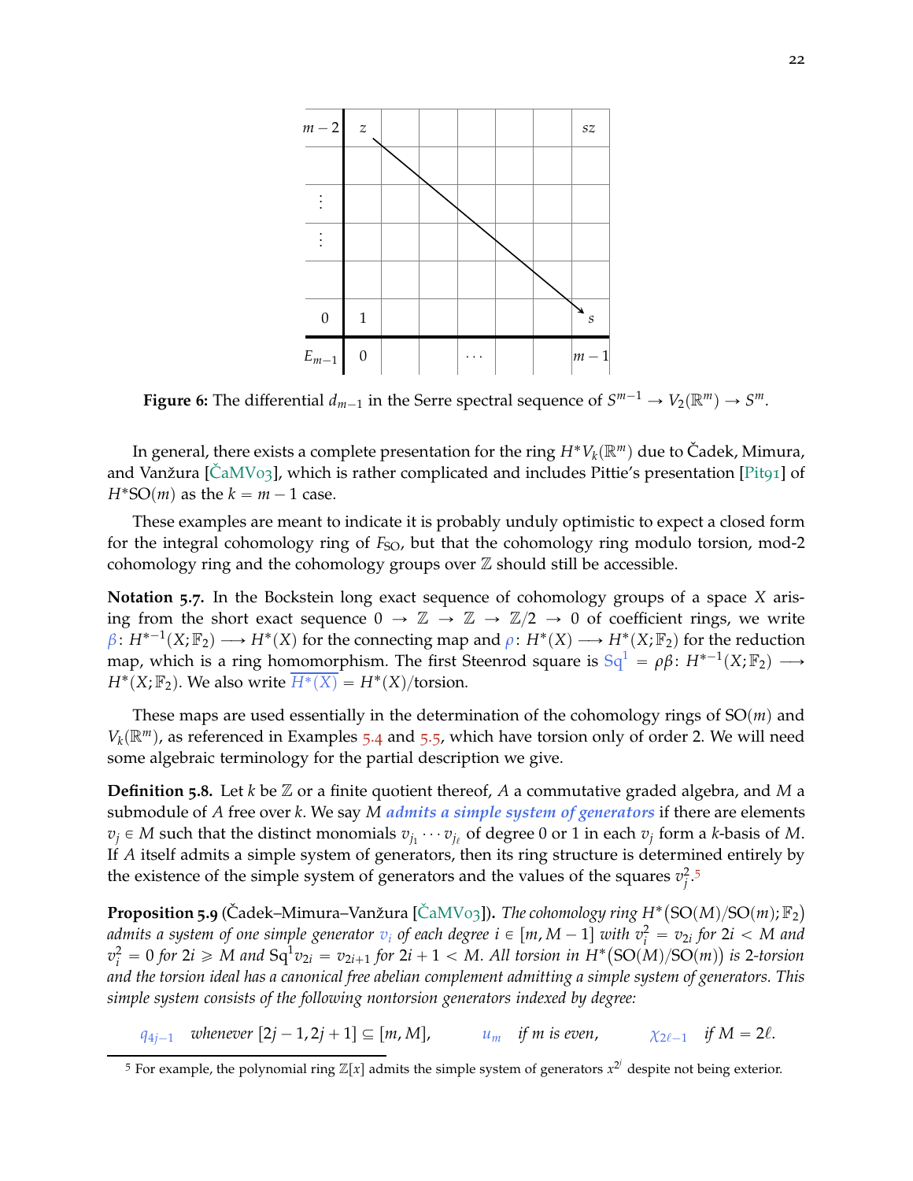Figure 6: The differential $d_{m-1}$ in the Serre spectral sequence of $S^{m-1} \to V_2(\mathbb{R}^m) \to S^m$.

In general, there exists a complete presentation for the ring $H^*V_k(\mathbb{R}^m)$ due to Čadek, Mimura, and Vanžura [ČaMV03], which is rather complicated and includes Pittie's presentation [Pit91] of $H^*\mathrm{SO}(m)$ as the $k = m-1$ case.

These examples are meant to indicate it is probably unduly optimistic to expect a closed form for the integral cohomology ring of $F_{\mathrm{SO}}$, but that the cohomology ring modulo torsion, mod-2 cohomology ring and the cohomology groups over $\mathbb{Z}$ should still be accessible.

**Notation 5.7.** In the Bockstein long exact sequence of cohomology groups of a space $X$ arising from the short exact sequence $0 \to \mathbb{Z} \to \mathbb{Z} \to \mathbb{Z}/2 \to 0$ of coefficient rings, we write $\beta\colon H^{*-1}(X;\mathbb{F}_2) \longrightarrow H^*(X)$ for the connecting map and $\rho\colon H^*(X) \longrightarrow H^*(X;\mathbb{F}_2)$ for the reduction map, which is a ring homomorphism. The first Steenrod square is $\mathrm{Sq}^1 = \rho\beta\colon H^{*-1}(X;\mathbb{F}_2) \longrightarrow H^*(X;\mathbb{F}_2)$. We also write $\overline{H^*(X)} = H^*(X)/\text{torsion}$.

These maps are used essentially in the determination of the cohomology rings of $\mathrm{SO}(m)$ and $V_k(\mathbb{R}^m)$, as referenced in Examples 5.4 and 5.5, which have torsion only of order 2. We will need some algebraic terminology for the partial description we give.

**Definition 5.8.** Let $k$ be $\mathbb{Z}$ or a finite quotient thereof, $A$ a commutative graded algebra, and $M$ a submodule of $A$ free over $k$. We say $M$ ***admits a simple system of generators*** if there are elements $v_j \in M$ such that the distinct monomials $v_{j_1}\cdots v_{j_\ell}$ of degree 0 or 1 in each $v_j$ form a $k$-basis of $M$. If $A$ itself admits a simple system of generators, then its ring structure is determined entirely by the existence of the simple system of generators and the values of the squares $v_j^2$.[5]

**Proposition 5.9** (Čadek–Mimura–Vanžura [ČaMV03]). *The cohomology ring $H^*\big(\mathrm{SO}(M)/\mathrm{SO}(m);\mathbb{F}_2\big)$ admits a system of one simple generator $v_i$ of each degree $i \in [m, M-1]$ with $v_i^2 = v_{2i}$ for $2i < M$ and $v_i^2 = 0$ for $2i \geqslant M$ and $\mathrm{Sq}^1 v_{2i} = v_{2i+1}$ for $2i+1 < M$. All torsion in $H^*\big(\mathrm{SO}(M)/\mathrm{SO}(m)\big)$ is 2-torsion and the torsion ideal has a canonical free abelian complement admitting a simple system of generators. This simple system consists of the following nontorsion generators indexed by degree:*

$$q_{4j-1} \quad \text{whenever } [2j-1, 2j+1] \subseteq [m, M], \qquad u_m \quad \text{if } m \text{ is even}, \qquad \chi_{2\ell-1} \quad \text{if } M = 2\ell.$$

[5] For example, the polynomial ring $\mathbb{Z}[x]$ admits the simple system of generators $x^{2^j}$ despite not being exterior.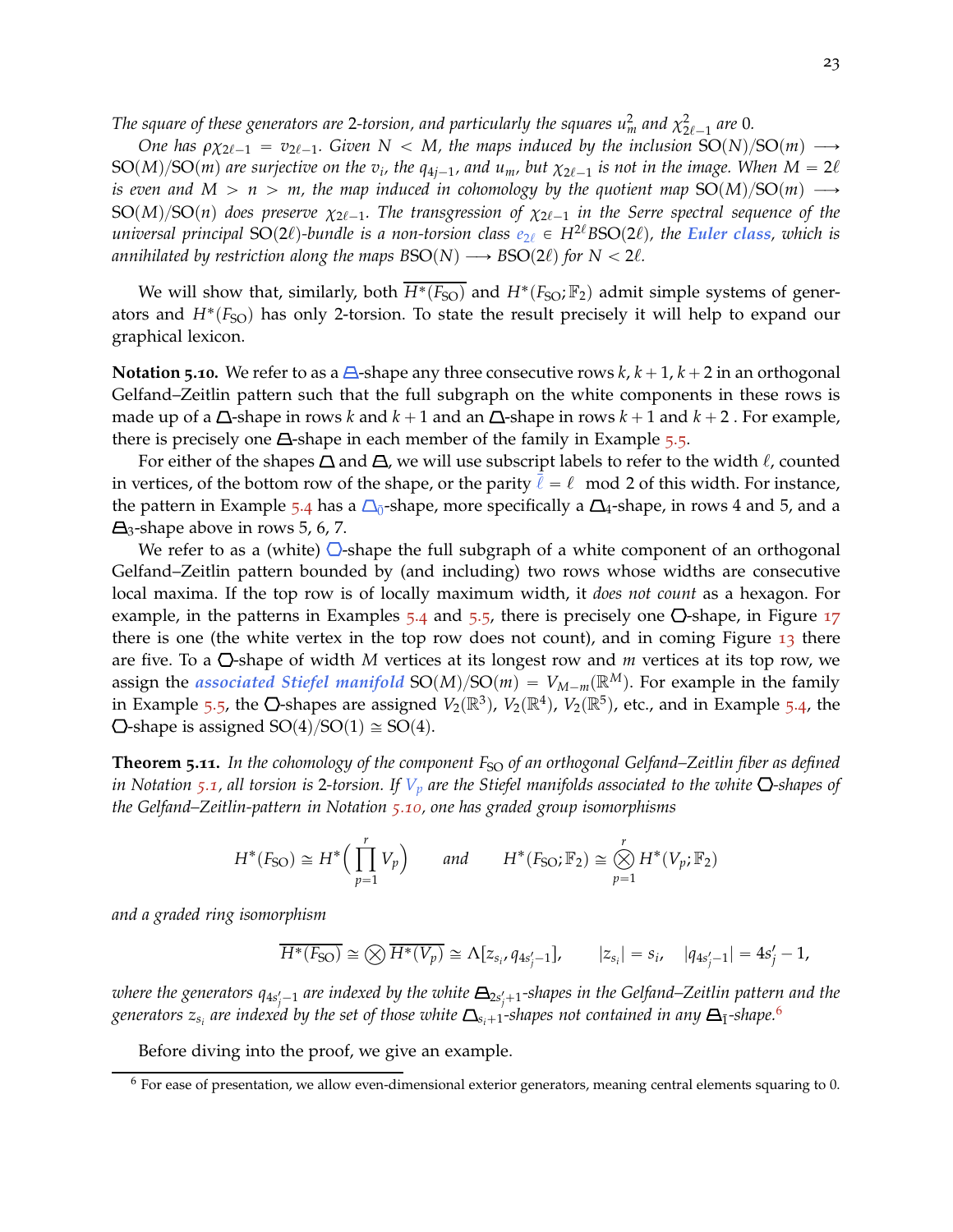*The square of these generators are 2-torsion, and particularly the squares $u_m^2$ and $\chi_{2\ell-1}^2$ are 0.*

*One has $\rho\chi_{2\ell-1} = v_{2\ell-1}$. Given $N < M$, the maps induced by the inclusion $\mathrm{SO}(N)/\mathrm{SO}(m) \longrightarrow \mathrm{SO}(M)/\mathrm{SO}(m)$ are surjective on the $v_i$, the $q_{4j-1}$, and $u_m$, but $\chi_{2\ell-1}$ is not in the image. When $M = 2\ell$ is even and $M > n > m$, the map induced in cohomology by the quotient map $\mathrm{SO}(M)/\mathrm{SO}(m) \longrightarrow \mathrm{SO}(M)/\mathrm{SO}(n)$ does preserve $\chi_{2\ell-1}$. The transgression of $\chi_{2\ell-1}$ in the Serre spectral sequence of the universal principal $\mathrm{SO}(2\ell)$-bundle is a non-torsion class $e_{2\ell} \in H^{2\ell}\mathrm{BSO}(2\ell)$, the **Euler class**, which is annihilated by restriction along the maps $\mathrm{BSO}(N) \longrightarrow \mathrm{BSO}(2\ell)$ for $N < 2\ell$.*

We will show that, similarly, both $\overline{H^*(F_{\mathrm{SO}})}$ and $H^*(F_{\mathrm{SO}};\mathbb{F}_2)$ admit simple systems of generators and $H^*(F_{\mathrm{SO}})$ has only 2-torsion. To state the result precisely it will help to expand our graphical lexicon.

**Notation 5.10.** We refer to as a ⏢-shape any three consecutive rows $k, k+1, k+2$ in an orthogonal Gelfand–Zeitlin pattern such that the full subgraph on the white components in these rows is made up of a ⏢-shape in rows $k$ and $k+1$ and an ⏢-shape in rows $k+1$ and $k+2$ . For example, there is precisely one ⏢-shape in each member of the family in Example 5.5.

For either of the shapes ⏢ and ⏢, we will use subscript labels to refer to the width $\ell$, counted in vertices, of the bottom row of the shape, or the parity $\bar{\ell} = \ell \mod 2$ of this width. For instance, the pattern in Example 5.4 has a $⏢_{\bar{0}}$-shape, more specifically a $⏢_4$-shape, in rows 4 and 5, and a $⏢_3$-shape above in rows 5, 6, 7.

We refer to as a (white) ⬡-shape the full subgraph of a white component of an orthogonal Gelfand–Zeitlin pattern bounded by (and including) two rows whose widths are consecutive local maxima. If the top row is of locally maximum width, it *does not count* as a hexagon. For example, in the patterns in Examples 5.4 and 5.5, there is precisely one ⬡-shape, in Figure 17 there is one (the white vertex in the top row does not count), and in coming Figure 13 there are five. To a ⬡-shape of width $M$ vertices at its longest row and $m$ vertices at its top row, we assign the ***associated Stiefel manifold*** $\mathrm{SO}(M)/\mathrm{SO}(m) = V_{M-m}(\mathbb{R}^M)$. For example in the family in Example 5.5, the ⬡-shapes are assigned $V_2(\mathbb{R}^3)$, $V_2(\mathbb{R}^4)$, $V_2(\mathbb{R}^5)$, etc., and in Example 5.4, the ⬡-shape is assigned $\mathrm{SO}(4)/\mathrm{SO}(1) \cong \mathrm{SO}(4)$.

**Theorem 5.11.** *In the cohomology of the component $F_{\mathrm{SO}}$ of an orthogonal Gelfand–Zeitlin fiber as defined in Notation 5.1, all torsion is 2-torsion. If $V_p$ are the Stiefel manifolds associated to the white ⬡-shapes of the Gelfand–Zeitlin-pattern in Notation 5.10, one has graded group isomorphisms*

$$H^*(F_{\mathrm{SO}}) \cong H^*\Big(\prod_{p=1}^{r} V_p\Big) \qquad \text{and} \qquad H^*(F_{\mathrm{SO}};\mathbb{F}_2) \cong \bigotimes_{p=1}^{r} H^*(V_p;\mathbb{F}_2)$$

*and a graded ring isomorphism*

$$\overline{H^*(F_{\mathrm{SO}})} \cong \bigotimes \overline{H^*(V_p)} \cong \Lambda[z_{s_i}, q_{4s'_j-1}], \qquad |z_{s_i}| = s_i, \quad |q_{4s'_j-1}| = 4s'_j - 1,$$

*where the generators $q_{4s'_j-1}$ are indexed by the white $⏢_{2s'_j+1}$-shapes in the Gelfand–Zeitlin pattern and the generators $z_{s_i}$ are indexed by the set of those white $⏢_{s_i+1}$-shapes not contained in any $⏢_{\bar{1}}$-shape.*[6]

Before diving into the proof, we give an example.

[6] For ease of presentation, we allow even-dimensional exterior generators, meaning central elements squaring to 0.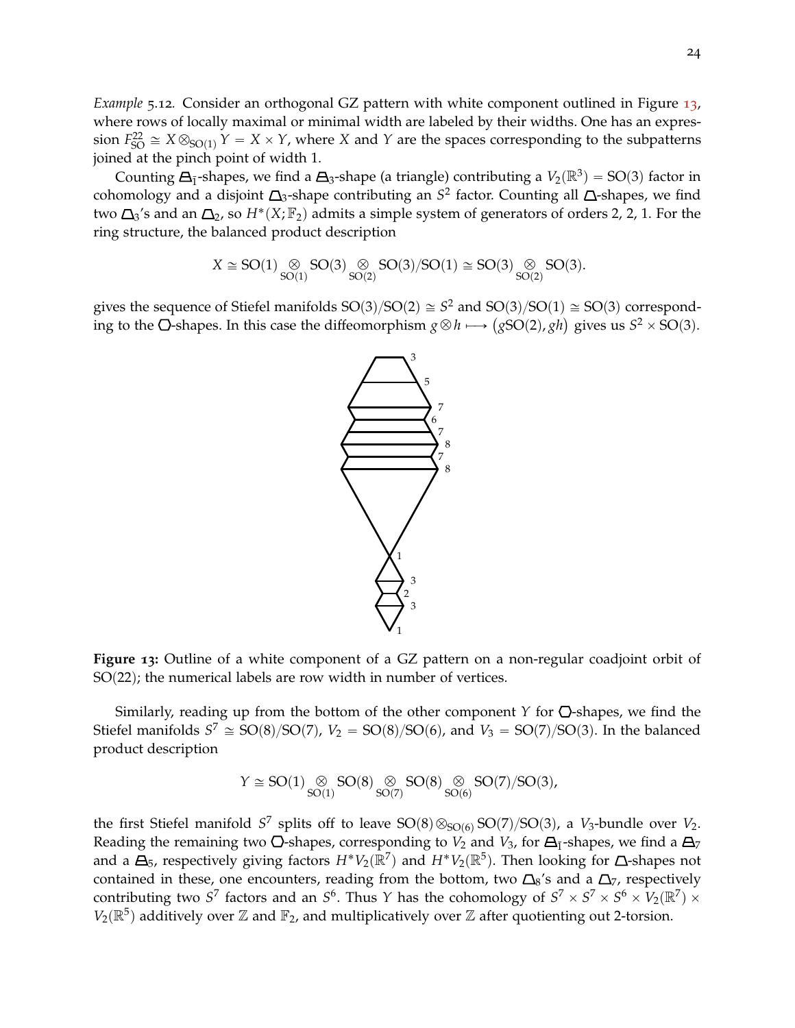*Example* 5.12. Consider an orthogonal GZ pattern with white component outlined in Figure 13, where rows of locally maximal or minimal width are labeled by their widths. One has an expression $F^{22}_{\mathrm{SO}} \cong X \otimes_{\mathrm{SO}(1)} Y = X \times Y$, where $X$ and $Y$ are the spaces corresponding to the subpatterns joined at the pinch point of width 1.

Counting $⏢_{\bar{1}}$-shapes, we find a $⏢_3$-shape (a triangle) contributing a $V_2(\mathbb{R}^3) = \mathrm{SO}(3)$ factor in cohomology and a disjoint $◬_3$-shape contributing an $S^2$ factor. Counting all $◬$-shapes, we find two $◬_3$'s and an $◬_2$, so $H^*(X; \mathbb{F}_2)$ admits a simple system of generators of orders 2, 2, 1. For the ring structure, the balanced product description

$$X \cong \mathrm{SO}(1) \underset{\mathrm{SO}(1)}{\otimes} \mathrm{SO}(3) \underset{\mathrm{SO}(2)}{\otimes} \mathrm{SO}(3)/\mathrm{SO}(1) \cong \mathrm{SO}(3) \underset{\mathrm{SO}(2)}{\otimes} \mathrm{SO}(3).$$

gives the sequence of Stiefel manifolds $\mathrm{SO}(3)/\mathrm{SO}(2) \cong S^2$ and $\mathrm{SO}(3)/\mathrm{SO}(1) \cong \mathrm{SO}(3)$ corresponding to the ⬡-shapes. In this case the diffeomorphism $g \otimes h \longmapsto (g\mathrm{SO}(2), gh)$ gives us $S^2 \times \mathrm{SO}(3)$.

**Figure 13:** Outline of a white component of a GZ pattern on a non-regular coadjoint orbit of SO(22); the numerical labels are row width in number of vertices.

Similarly, reading up from the bottom of the other component $Y$ for ⬡-shapes, we find the Stiefel manifolds $S^7 \cong \mathrm{SO}(8)/\mathrm{SO}(7)$, $V_2 = \mathrm{SO}(8)/\mathrm{SO}(6)$, and $V_3 = \mathrm{SO}(7)/\mathrm{SO}(3)$. In the balanced product description

$$Y \cong \mathrm{SO}(1) \underset{\mathrm{SO}(1)}{\otimes} \mathrm{SO}(8) \underset{\mathrm{SO}(7)}{\otimes} \mathrm{SO}(8) \underset{\mathrm{SO}(6)}{\otimes} \mathrm{SO}(7)/\mathrm{SO}(3),$$

the first Stiefel manifold $S^7$ splits off to leave $\mathrm{SO}(8) \otimes_{\mathrm{SO}(6)} \mathrm{SO}(7)/\mathrm{SO}(3)$, a $V_3$-bundle over $V_2$. Reading the remaining two ⬡-shapes, corresponding to $V_2$ and $V_3$, for $⏢_{\bar{1}}$-shapes, we find a $⏢_7$ and a $⏢_5$, respectively giving factors $H^*V_2(\mathbb{R}^7)$ and $H^*V_2(\mathbb{R}^5)$. Then looking for $◬$-shapes not contained in these, one encounters, reading from the bottom, two $◬_8$'s and a $◬_7$, respectively contributing two $S^7$ factors and an $S^6$. Thus $Y$ has the cohomology of $S^7 \times S^7 \times S^6 \times V_2(\mathbb{R}^7) \times V_2(\mathbb{R}^5)$ additively over $\mathbb{Z}$ and $\mathbb{F}_2$, and multiplicatively over $\mathbb{Z}$ after quotienting out 2-torsion.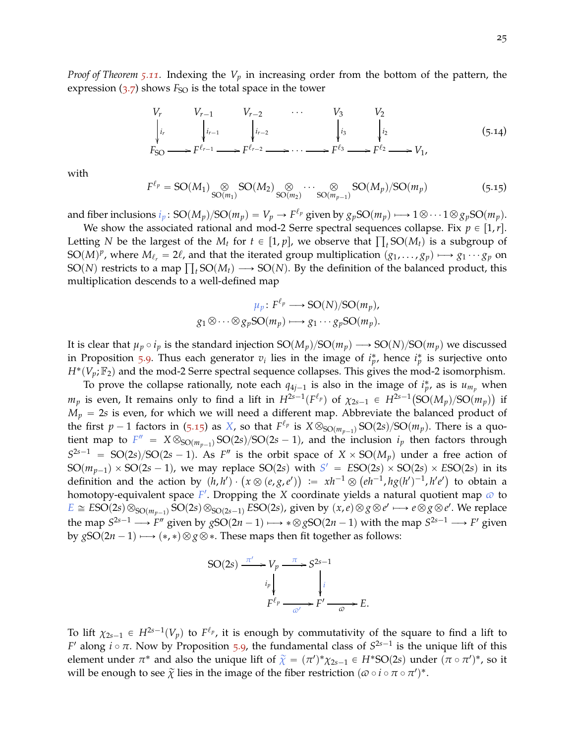*Proof of Theorem 5.11.* Indexing the $V_p$ in increasing order from the bottom of the pattern, the expression (3.7) shows $F_{\mathrm{SO}}$ is the total space in the tower

$$\begin{array}{ccccccccccc}
V_r & & V_{r-1} & & V_{r-2} & & \cdots & & V_3 & & V_2 & \\
\downarrow{\scriptstyle i_r} & & \downarrow{\scriptstyle i_{r-1}} & & \downarrow{\scriptstyle i_{r-2}} & & & & \downarrow{\scriptstyle i_3} & & \downarrow{\scriptstyle i_2} & \\
F_{\mathrm{SO}} & \longrightarrow & F^{\ell_{r-1}} & \longrightarrow & F^{\ell_{r-2}} & \longrightarrow & \cdots & \longrightarrow & F^{\ell_3} & \longrightarrow & F^{\ell_2} & \longrightarrow V_1,
\end{array} \tag{5.14}$$

with

$$F^{\ell_p} = \mathrm{SO}(M_1) \underset{\mathrm{SO}(m_1)}{\otimes} \mathrm{SO}(M_2) \underset{\mathrm{SO}(m_2)}{\otimes} \cdots \underset{\mathrm{SO}(m_{p-1})}{\otimes} \mathrm{SO}(M_p)/\mathrm{SO}(m_p) \tag{5.15}$$

and fiber inclusions $i_p\colon \mathrm{SO}(M_p)/\mathrm{SO}(m_p) = V_p \to F^{\ell_p}$ given by $g_p\mathrm{SO}(m_p) \longmapsto 1\otimes\cdots 1\otimes g_p\mathrm{SO}(m_p)$.

We show the associated rational and mod-2 Serre spectral sequences collapse. Fix $p \in [1, r]$. Letting $N$ be the largest of the $M_t$ for $t \in [1, p]$, we observe that $\prod_t \mathrm{SO}(M_t)$ is a subgroup of $\mathrm{SO}(M)^p$, where $M_{\ell_r} = 2\ell$, and that the iterated group multiplication $(g_1, \ldots, g_p) \longmapsto g_1 \cdots g_p$ on $\mathrm{SO}(N)$ restricts to a map $\prod_t \mathrm{SO}(M_t) \longrightarrow \mathrm{SO}(N)$. By the definition of the balanced product, this multiplication descends to a well-defined map

$$\begin{aligned}
\mu_p\colon F^{\ell_p} &\longrightarrow \mathrm{SO}(N)/\mathrm{SO}(m_p),\\
g_1\otimes\cdots\otimes g_p\mathrm{SO}(m_p) &\longmapsto g_1\cdots g_p\mathrm{SO}(m_p).
\end{aligned}$$

It is clear that $\mu_p \circ i_p$ is the standard injection $\mathrm{SO}(M_p)/\mathrm{SO}(m_p) \longrightarrow \mathrm{SO}(N)/\mathrm{SO}(m_p)$ we discussed in Proposition 5.9. Thus each generator $v_i$ lies in the image of $i_p^*$, hence $i_p^*$ is surjective onto $H^*(V_p;\mathbb{F}_2)$ and the mod-2 Serre spectral sequence collapses. This gives the mod-2 isomorphism.

To prove the collapse rationally, note each $q_{4j-1}$ is also in the image of $i_p^*$, as is $u_{m_p}$ when $m_p$ is even, It remains only to find a lift in $H^{2s-1}(F^{\ell_p})$ of $\chi_{2s-1} \in H^{2s-1}\big(\mathrm{SO}(M_p)/\mathrm{SO}(m_p)\big)$ if $M_p = 2s$ is even, for which we will need a different map. Abbreviate the balanced product of the first $p-1$ factors in (5.15) as $X$, so that $F^{\ell_p}$ is $X\otimes_{\mathrm{SO}(m_{p-1})}\mathrm{SO}(2s)/\mathrm{SO}(m_p)$. There is a quotient map to $F'' = X\otimes_{\mathrm{SO}(m_{p-1})}\mathrm{SO}(2s)/\mathrm{SO}(2s-1)$, and the inclusion $i_p$ then factors through $S^{2s-1} = \mathrm{SO}(2s)/\mathrm{SO}(2s-1)$. As $F''$ is the orbit space of $X \times \mathrm{SO}(M_p)$ under a free action of $\mathrm{SO}(m_{p-1}) \times \mathrm{SO}(2s-1)$, we may replace $\mathrm{SO}(2s)$ with $S' = E\mathrm{SO}(2s) \times \mathrm{SO}(2s) \times E\mathrm{SO}(2s)$ in its definition and the action by $(h, h')\cdot\big(x\otimes(e, g, e')\big) := xh^{-1}\otimes\big(eh^{-1}, hg(h')^{-1}, h'e'\big)$ to obtain a homotopy-equivalent space $F'$. Dropping the $X$ coordinate yields a natural quotient map $\varpi$ to $E \cong E\mathrm{SO}(2s)\otimes_{\mathrm{SO}(m_{p-1})}\mathrm{SO}(2s)\otimes_{\mathrm{SO}(2s-1)} E\mathrm{SO}(2s)$, given by $(x, e)\otimes g\otimes e' \longmapsto e\otimes g\otimes e'$. We replace the map $S^{2s-1} \longrightarrow F''$ given by $g\mathrm{SO}(2n-1) \longmapsto *\otimes g\mathrm{SO}(2n-1)$ with the map $S^{2s-1} \longrightarrow F'$ given by $g\mathrm{SO}(2n-1) \longmapsto (*,*)\otimes g\otimes *$. These maps then fit together as follows:

$$\begin{array}{ccccc}
\mathrm{SO}(2s) & \xrightarrow{\pi'} & V_p & \xrightarrow{\pi} & S^{2s-1} \\
& & \downarrow{\scriptstyle i_p} & & \downarrow{\scriptstyle i} \\
& & F^{\ell_p} & \xrightarrow[\varpi']{} & F' & \xrightarrow[\varpi]{} E.
\end{array}$$

To lift $\chi_{2s-1} \in H^{2s-1}(V_p)$ to $F^{\ell_p}$, it is enough by commutativity of the square to find a lift to $F'$ along $i\circ\pi$. Now by Proposition 5.9, the fundamental class of $S^{2s-1}$ is the unique lift of this element under $\pi^*$ and also the unique lift of $\widetilde{\chi} = (\pi')^*\chi_{2s-1} \in H^*\mathrm{SO}(2s)$ under $(\pi\circ\pi')^*$, so it will be enough to see $\widetilde{\chi}$ lies in the image of the fiber restriction $(\varpi\circ i\circ\pi\circ\pi')^*$.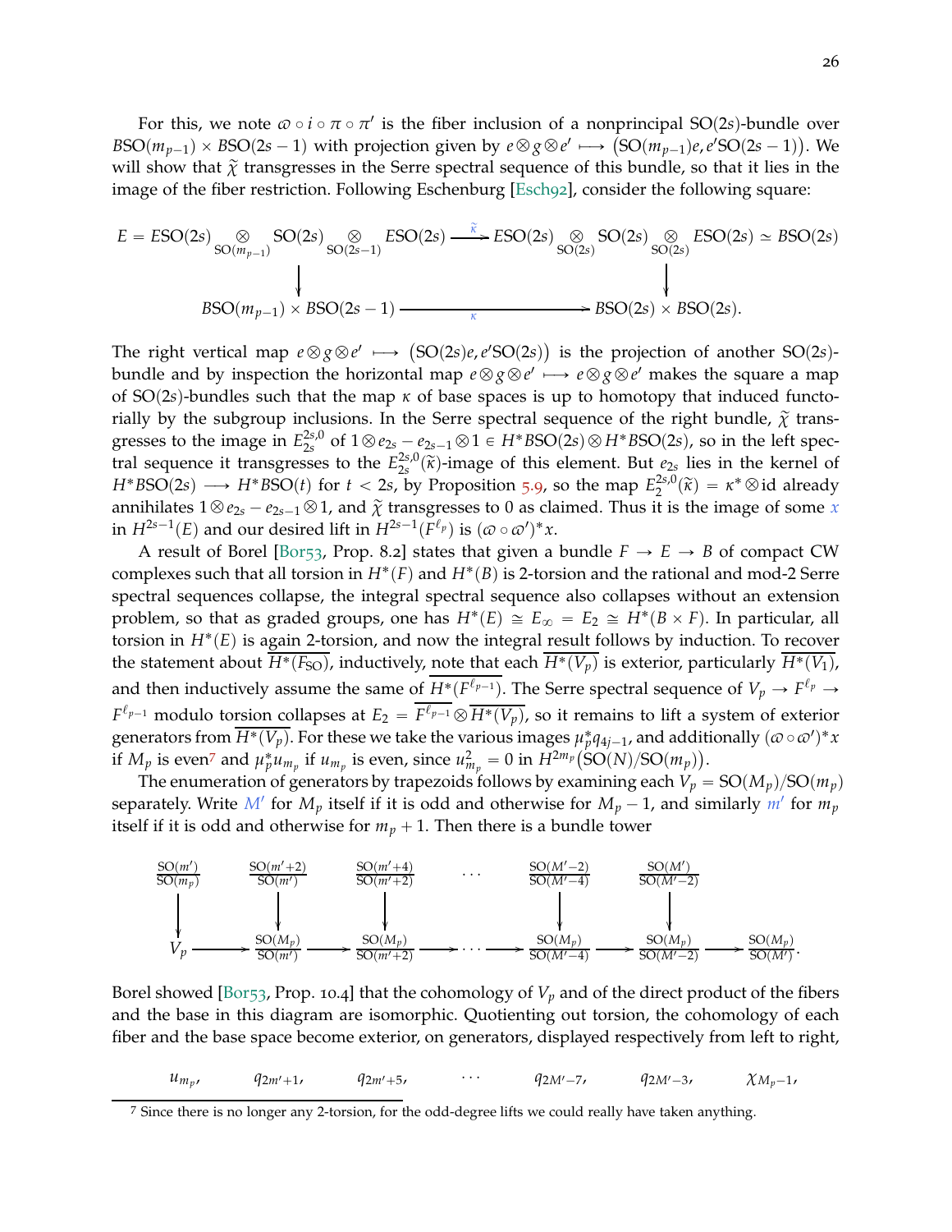For this, we note $\varpi \circ i \circ \pi \circ \pi'$ is the fiber inclusion of a nonprincipal $\mathrm{SO}(2s)$-bundle over $B\mathrm{SO}(m_{p-1}) \times B\mathrm{SO}(2s-1)$ with projection given by $e \otimes g \otimes e' \longmapsto \big(\mathrm{SO}(m_{p-1})e, e'\mathrm{SO}(2s-1)\big)$. We will show that $\widetilde{\chi}$ transgresses in the Serre spectral sequence of this bundle, so that it lies in the image of the fiber restriction. Following Eschenburg [Esch92], consider the following square:

$$\begin{array}{ccc}
E = E\mathrm{SO}(2s) \underset{\mathrm{SO}(m_{p-1})}{\otimes} \mathrm{SO}(2s) \underset{\mathrm{SO}(2s-1)}{\otimes} E\mathrm{SO}(2s) & \xrightarrow{\widetilde{\kappa}} & E\mathrm{SO}(2s) \underset{\mathrm{SO}(2s)}{\otimes} \mathrm{SO}(2s) \underset{\mathrm{SO}(2s)}{\otimes} E\mathrm{SO}(2s) \simeq B\mathrm{SO}(2s) \\
\big\downarrow & & \big\downarrow \\
B\mathrm{SO}(m_{p-1}) \times B\mathrm{SO}(2s-1) & \xrightarrow{\kappa} & B\mathrm{SO}(2s) \times B\mathrm{SO}(2s).
\end{array}$$

The right vertical map $e \otimes g \otimes e' \longmapsto \big(\mathrm{SO}(2s)e, e'\mathrm{SO}(2s)\big)$ is the projection of another $\mathrm{SO}(2s)$-bundle and by inspection the horizontal map $e \otimes g \otimes e' \longmapsto e \otimes g \otimes e'$ makes the square a map of $\mathrm{SO}(2s)$-bundles such that the map $\kappa$ of base spaces is up to homotopy that induced functorially by the subgroup inclusions. In the Serre spectral sequence of the right bundle, $\widetilde{\chi}$ transgresses to the image in $E_{2s}^{2s,0}$ of $1 \otimes e_{2s} - e_{2s-1} \otimes 1 \in H^*B\mathrm{SO}(2s) \otimes H^*B\mathrm{SO}(2s)$, so in the left spectral sequence it transgresses to the $E_{2s}^{2s,0}(\widetilde{\kappa})$-image of this element. But $e_{2s}$ lies in the kernel of $H^*B\mathrm{SO}(2s) \longrightarrow H^*B\mathrm{SO}(t)$ for $t < 2s$, by Proposition 5.9, so the map $E_2^{2s,0}(\widetilde{\kappa}) = \kappa^* \otimes \mathrm{id}$ already annihilates $1 \otimes e_{2s} - e_{2s-1} \otimes 1$, and $\widetilde{\chi}$ transgresses to 0 as claimed. Thus it is the image of some $x$ in $H^{2s-1}(E)$ and our desired lift in $H^{2s-1}(F^{\ell_p})$ is $(\varpi \circ \varpi')^* x$.

A result of Borel [Bor53, Prop. 8.2] states that given a bundle $F \to E \to B$ of compact CW complexes such that all torsion in $H^*(F)$ and $H^*(B)$ is 2-torsion and the rational and mod-2 Serre spectral sequences collapse, the integral spectral sequence also collapses without an extension problem, so that as graded groups, one has $H^*(E) \cong E_\infty = E_2 \cong H^*(B \times F)$. In particular, all torsion in $H^*(E)$ is again 2-torsion, and now the integral result follows by induction. To recover the statement about $\overline{H^*(F_{\mathrm{SO}})}$, inductively, note that each $\overline{H^*(V_p)}$ is exterior, particularly $\overline{H^*(V_1)}$, and then inductively assume the same of $\overline{H^*(F^{\ell_{p-1}})}$. The Serre spectral sequence of $V_p \to F^{\ell_p} \to F^{\ell_{p-1}}$ modulo torsion collapses at $E_2 = \overline{F^{\ell_{p-1}}} \otimes \overline{H^*(V_p)}$, so it remains to lift a system of exterior generators from $\overline{H^*(V_p)}$. For these we take the various images $\mu_p^* q_{4j-1}$, and additionally $(\varpi \circ \varpi')^* x$ if $M_p$ is even[7] and $\mu_p^* u_{m_p}$ if $u_{m_p}$ is even, since $u_{m_p}^2 = 0$ in $H^{2m_p}\big(\mathrm{SO}(N)/\mathrm{SO}(m_p)\big)$.

The enumeration of generators by trapezoids follows by examining each $V_p = \mathrm{SO}(M_p)/\mathrm{SO}(m_p)$ separately. Write $M'$ for $M_p$ itself if it is odd and otherwise for $M_p - 1$, and similarly $m'$ for $m_p$ itself if it is odd and otherwise for $m_p + 1$. Then there is a bundle tower

$$\begin{array}{ccccccccccc}
\frac{\mathrm{SO}(m')}{\mathrm{SO}(m_p)} & & \frac{\mathrm{SO}(m'+2)}{\mathrm{SO}(m')} & & \frac{\mathrm{SO}(m'+4)}{\mathrm{SO}(m'+2)} & & \cdots & & \frac{\mathrm{SO}(M'-2)}{\mathrm{SO}(M'-4)} & & \frac{\mathrm{SO}(M')}{\mathrm{SO}(M'-2)} & & \\
\big\downarrow & & \big\downarrow & & \big\downarrow & & & & \big\downarrow & & \big\downarrow & & \\
V_p & \longrightarrow & \frac{\mathrm{SO}(M_p)}{\mathrm{SO}(m')} & \longrightarrow & \frac{\mathrm{SO}(M_p)}{\mathrm{SO}(m'+2)} & \longrightarrow & \cdots & \longrightarrow & \frac{\mathrm{SO}(M_p)}{\mathrm{SO}(M'-4)} & \longrightarrow & \frac{\mathrm{SO}(M_p)}{\mathrm{SO}(M'-2)} & \longrightarrow & \frac{\mathrm{SO}(M_p)}{\mathrm{SO}(M')}.
\end{array}$$

Borel showed [Bor53, Prop. 10.4] that the cohomology of $V_p$ and of the direct product of the fibers and the base in this diagram are isomorphic. Quotienting out torsion, the cohomology of each fiber and the base space become exterior, on generators, displayed respectively from left to right,

$$u_{m_p}, \qquad q_{2m'+1}, \qquad q_{2m'+5}, \qquad \cdots \qquad q_{2M'-7}, \qquad q_{2M'-3}, \qquad \chi_{M_p-1},$$

[7] Since there is no longer any 2-torsion, for the odd-degree lifts we could really have taken anything.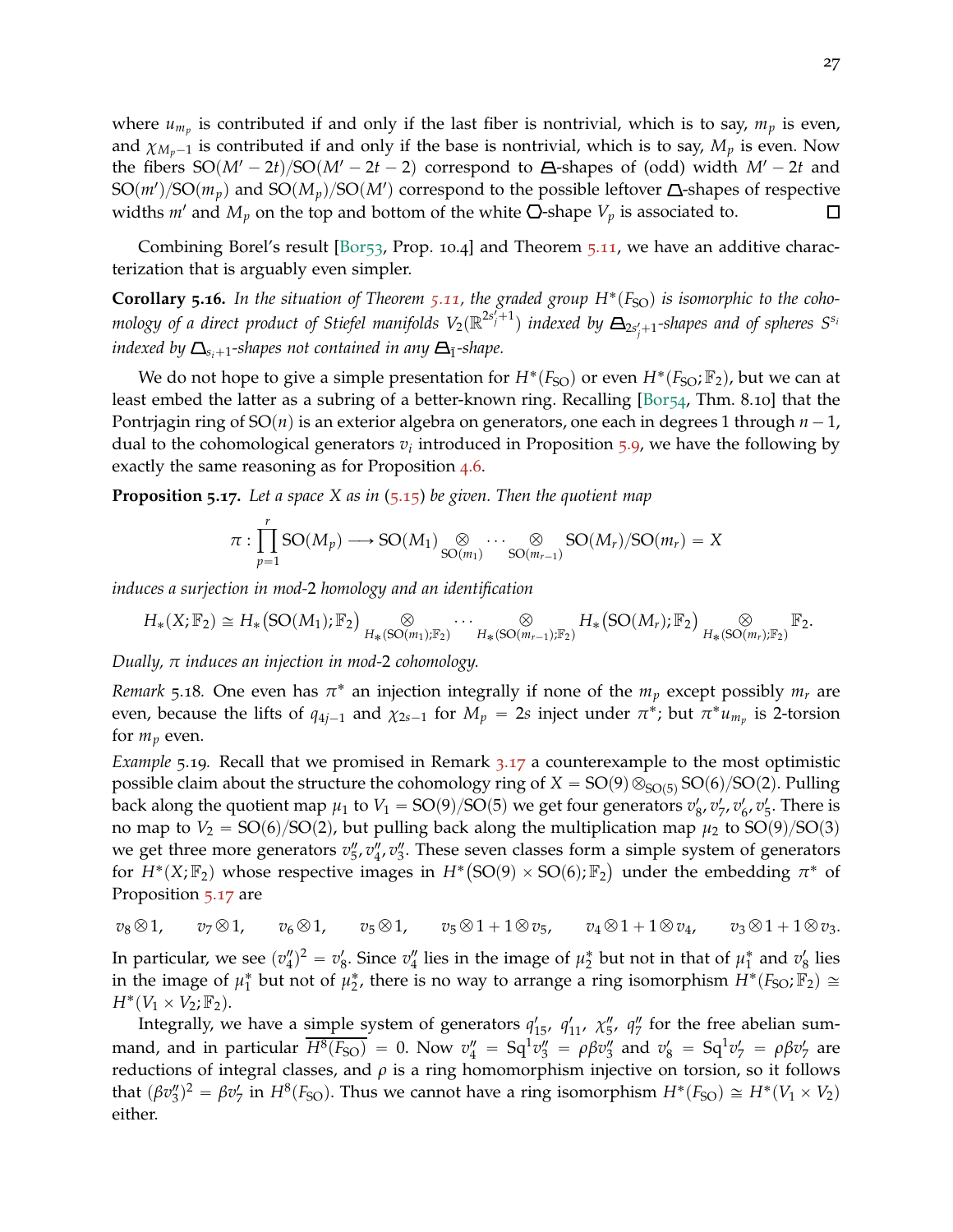where $u_{m_p}$ is contributed if and only if the last fiber is nontrivial, which is to say, $m_p$ is even, and $\chi_{M_p-1}$ is contributed if and only if the base is nontrivial, which is to say, $M_p$ is even. Now the fibers $\mathrm{SO}(M'-2t)/\mathrm{SO}(M'-2t-2)$ correspond to ⊟-shapes of (odd) width $M'-2t$ and $\mathrm{SO}(m')/\mathrm{SO}(m_p)$ and $\mathrm{SO}(M_p)/\mathrm{SO}(M')$ correspond to the possible leftover △-shapes of respective widths $m'$ and $M_p$ on the top and bottom of the white ⬡-shape $V_p$ is associated to. □

Combining Borel's result [Bor53, Prop. 10.4] and Theorem 5.11, we have an additive characterization that is arguably even simpler.

**Corollary 5.16.** *In the situation of Theorem 5.11, the graded group $H^*(F_{\mathrm{SO}})$ is isomorphic to the cohomology of a direct product of Stiefel manifolds $V_2(\mathbb{R}^{2s'_j+1})$ indexed by ⊟$_{2s'_j+1}$-shapes and of spheres $S^{s_i}$ indexed by △$_{s_i+1}$-shapes not contained in any ⊟$_{\bar{1}}$-shape.*

We do not hope to give a simple presentation for $H^*(F_{\mathrm{SO}})$ or even $H^*(F_{\mathrm{SO}};\mathbb{F}_2)$, but we can at least embed the latter as a subring of a better-known ring. Recalling [Bor54, Thm. 8.10] that the Pontrjagin ring of $\mathrm{SO}(n)$ is an exterior algebra on generators, one each in degrees 1 through $n-1$, dual to the cohomological generators $v_i$ introduced in Proposition 5.9, we have the following by exactly the same reasoning as for Proposition 4.6.

**Proposition 5.17.** *Let a space $X$ as in (5.15) be given. Then the quotient map*

$$\pi : \prod_{p=1}^{r} \mathrm{SO}(M_p) \longrightarrow \mathrm{SO}(M_1) \underset{\mathrm{SO}(m_1)}{\otimes} \cdots \underset{\mathrm{SO}(m_{r-1})}{\otimes} \mathrm{SO}(M_r)/\mathrm{SO}(m_r) = X$$

*induces a surjection in mod-2 homology and an identification*

$$H_*(X;\mathbb{F}_2) \cong H_*\big(\mathrm{SO}(M_1);\mathbb{F}_2\big) \underset{H_*(\mathrm{SO}(m_1);\mathbb{F}_2)}{\otimes} \cdots \underset{H_*(\mathrm{SO}(m_{r-1});\mathbb{F}_2)}{\otimes} H_*\big(\mathrm{SO}(M_r);\mathbb{F}_2\big) \underset{H_*(\mathrm{SO}(m_r);\mathbb{F}_2)}{\otimes} \mathbb{F}_2.$$

*Dually, $\pi$ induces an injection in mod-2 cohomology.*

*Remark* 5.18. One even has $\pi^*$ an injection integrally if none of the $m_p$ except possibly $m_r$ are even, because the lifts of $q_{4j-1}$ and $\chi_{2s-1}$ for $M_p = 2s$ inject under $\pi^*$; but $\pi^* u_{m_p}$ is 2-torsion for $m_p$ even.

*Example* 5.19. Recall that we promised in Remark 3.17 a counterexample to the most optimistic possible claim about the structure the cohomology ring of $X = \mathrm{SO}(9) \otimes_{\mathrm{SO}(5)} \mathrm{SO}(6)/\mathrm{SO}(2)$. Pulling back along the quotient map $\mu_1$ to $V_1 = \mathrm{SO}(9)/\mathrm{SO}(5)$ we get four generators $v'_8, v'_7, v'_6, v'_5$. There is no map to $V_2 = \mathrm{SO}(6)/\mathrm{SO}(2)$, but pulling back along the multiplication map $\mu_2$ to $\mathrm{SO}(9)/\mathrm{SO}(3)$ we get three more generators $v''_5, v''_4, v''_3$. These seven classes form a simple system of generators for $H^*(X;\mathbb{F}_2)$ whose respective images in $H^*\big(\mathrm{SO}(9)\times\mathrm{SO}(6);\mathbb{F}_2\big)$ under the embedding $\pi^*$ of Proposition 5.17 are

$$v_8 \otimes 1, \qquad v_7 \otimes 1, \qquad v_6 \otimes 1, \qquad v_5 \otimes 1, \qquad v_5 \otimes 1 + 1 \otimes v_5, \qquad v_4 \otimes 1 + 1 \otimes v_4, \qquad v_3 \otimes 1 + 1 \otimes v_3.$$

In particular, we see $(v''_4)^2 = v'_8$. Since $v''_4$ lies in the image of $\mu_2^*$ but not in that of $\mu_1^*$ and $v'_8$ lies in the image of $\mu_1^*$ but not of $\mu_2^*$, there is no way to arrange a ring isomorphism $H^*(F_{\mathrm{SO}};\mathbb{F}_2) \cong H^*(V_1 \times V_2;\mathbb{F}_2)$.

Integrally, we have a simple system of generators $q'_{15}$, $q'_{11}$, $\chi''_5$, $q''_7$ for the free abelian summand, and in particular $\overline{H^8(F_{\mathrm{SO}})} = 0$. Now $v''_4 = \mathrm{Sq}^1 v''_3 = \rho\beta v''_3$ and $v'_8 = \mathrm{Sq}^1 v'_7 = \rho\beta v'_7$ are reductions of integral classes, and $\rho$ is a ring homomorphism injective on torsion, so it follows that $(\beta v''_3)^2 = \beta v'_7$ in $H^8(F_{\mathrm{SO}})$. Thus we cannot have a ring isomorphism $H^*(F_{\mathrm{SO}}) \cong H^*(V_1 \times V_2)$ either.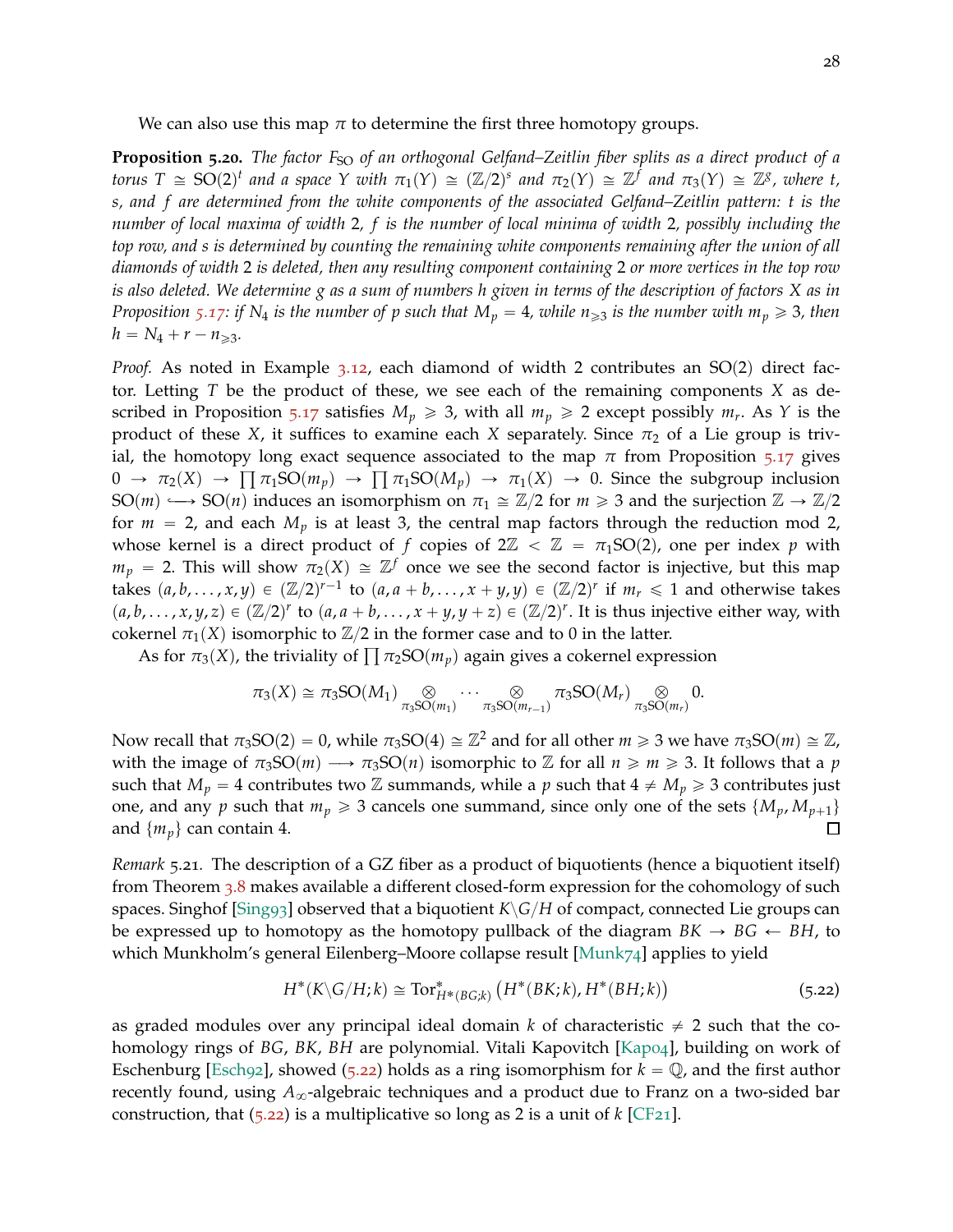We can also use this map $\pi$ to determine the first three homotopy groups.

**Proposition 5.20.** *The factor $F_{\mathrm{SO}}$ of an orthogonal Gelfand–Zeitlin fiber splits as a direct product of a torus $T \cong \mathrm{SO}(2)^t$ and a space $Y$ with $\pi_1(Y) \cong (\mathbb{Z}/2)^s$ and $\pi_2(Y) \cong \mathbb{Z}^f$ and $\pi_3(Y) \cong \mathbb{Z}^g$, where $t$, $s$, and $f$ are determined from the white components of the associated Gelfand–Zeitlin pattern: $t$ is the number of local maxima of width 2, $f$ is the number of local minima of width 2, possibly including the top row, and $s$ is determined by counting the remaining white components remaining after the union of all diamonds of width 2 is deleted, then any resulting component containing 2 or more vertices in the top row is also deleted. We determine $g$ as a sum of numbers $h$ given in terms of the description of factors $X$ as in Proposition 5.17: if $N_4$ is the number of $p$ such that $M_p = 4$, while $n_{\geqslant 3}$ is the number with $m_p \geqslant 3$, then $h = N_4 + r - n_{\geqslant 3}$.*

*Proof.* As noted in Example 3.12, each diamond of width 2 contributes an $\mathrm{SO}(2)$ direct factor. Letting $T$ be the product of these, we see each of the remaining components $X$ as described in Proposition 5.17 satisfies $M_p \geqslant 3$, with all $m_p \geqslant 2$ except possibly $m_r$. As $Y$ is the product of these $X$, it suffices to examine each $X$ separately. Since $\pi_2$ of a Lie group is trivial, the homotopy long exact sequence associated to the map $\pi$ from Proposition 5.17 gives $0 \to \pi_2(X) \to \prod \pi_1 \mathrm{SO}(m_p) \to \prod \pi_1 \mathrm{SO}(M_p) \to \pi_1(X) \to 0$. Since the subgroup inclusion $\mathrm{SO}(m) \hookrightarrow \mathrm{SO}(n)$ induces an isomorphism on $\pi_1 \cong \mathbb{Z}/2$ for $m \geqslant 3$ and the surjection $\mathbb{Z} \to \mathbb{Z}/2$ for $m = 2$, and each $M_p$ is at least 3, the central map factors through the reduction mod 2, whose kernel is a direct product of $f$ copies of $2\mathbb{Z} < \mathbb{Z} = \pi_1 \mathrm{SO}(2)$, one per index $p$ with $m_p = 2$. This will show $\pi_2(X) \cong \mathbb{Z}^f$ once we see the second factor is injective, but this map takes $(a, b, \ldots, x, y) \in (\mathbb{Z}/2)^{r-1}$ to $(a, a+b, \ldots, x+y, y) \in (\mathbb{Z}/2)^r$ if $m_r \leqslant 1$ and otherwise takes $(a, b, \ldots, x, y, z) \in (\mathbb{Z}/2)^r$ to $(a, a+b, \ldots, x+y, y+z) \in (\mathbb{Z}/2)^r$. It is thus injective either way, with cokernel $\pi_1(X)$ isomorphic to $\mathbb{Z}/2$ in the former case and to 0 in the latter.

As for $\pi_3(X)$, the triviality of $\prod \pi_2 \mathrm{SO}(m_p)$ again gives a cokernel expression

$$\pi_3(X) \cong \pi_3 \mathrm{SO}(M_1) \underset{\pi_3 \mathrm{SO}(m_1)}{\otimes} \cdots \underset{\pi_3 \mathrm{SO}(m_{r-1})}{\otimes} \pi_3 \mathrm{SO}(M_r) \underset{\pi_3 \mathrm{SO}(m_r)}{\otimes} 0.$$

Now recall that $\pi_3 \mathrm{SO}(2) = 0$, while $\pi_3 \mathrm{SO}(4) \cong \mathbb{Z}^2$ and for all other $m \geqslant 3$ we have $\pi_3 \mathrm{SO}(m) \cong \mathbb{Z}$, with the image of $\pi_3 \mathrm{SO}(m) \longrightarrow \pi_3 \mathrm{SO}(n)$ isomorphic to $\mathbb{Z}$ for all $n \geqslant m \geqslant 3$. It follows that a $p$ such that $M_p = 4$ contributes two $\mathbb{Z}$ summands, while a $p$ such that $4 \neq M_p \geqslant 3$ contributes just one, and any $p$ such that $m_p \geqslant 3$ cancels one summand, since only one of the sets $\{M_p, M_{p+1}\}$ and $\{m_p\}$ can contain 4. ◻

*Remark* 5.21. The description of a GZ fiber as a product of biquotients (hence a biquotient itself) from Theorem 3.8 makes available a different closed-form expression for the cohomology of such spaces. Singhof [Sing93] observed that a biquotient $K \backslash G / H$ of compact, connected Lie groups can be expressed up to homotopy as the homotopy pullback of the diagram $BK \to BG \leftarrow BH$, to which Munkholm's general Eilenberg–Moore collapse result [Munk74] applies to yield

$$H^*(K \backslash G / H; k) \cong \operatorname{Tor}^*_{H^*(BG;k)} \big( H^*(BK;k), H^*(BH;k) \big) \tag{5.22}$$

as graded modules over any principal ideal domain $k$ of characteristic $\neq 2$ such that the cohomology rings of $BG$, $BK$, $BH$ are polynomial. Vitali Kapovitch [Kap04], building on work of Eschenburg [Esch92], showed (5.22) holds as a ring isomorphism for $k = \mathbb{Q}$, and the first author recently found, using $A_\infty$-algebraic techniques and a product due to Franz on a two-sided bar construction, that (5.22) is a multiplicative so long as 2 is a unit of $k$ [CF21].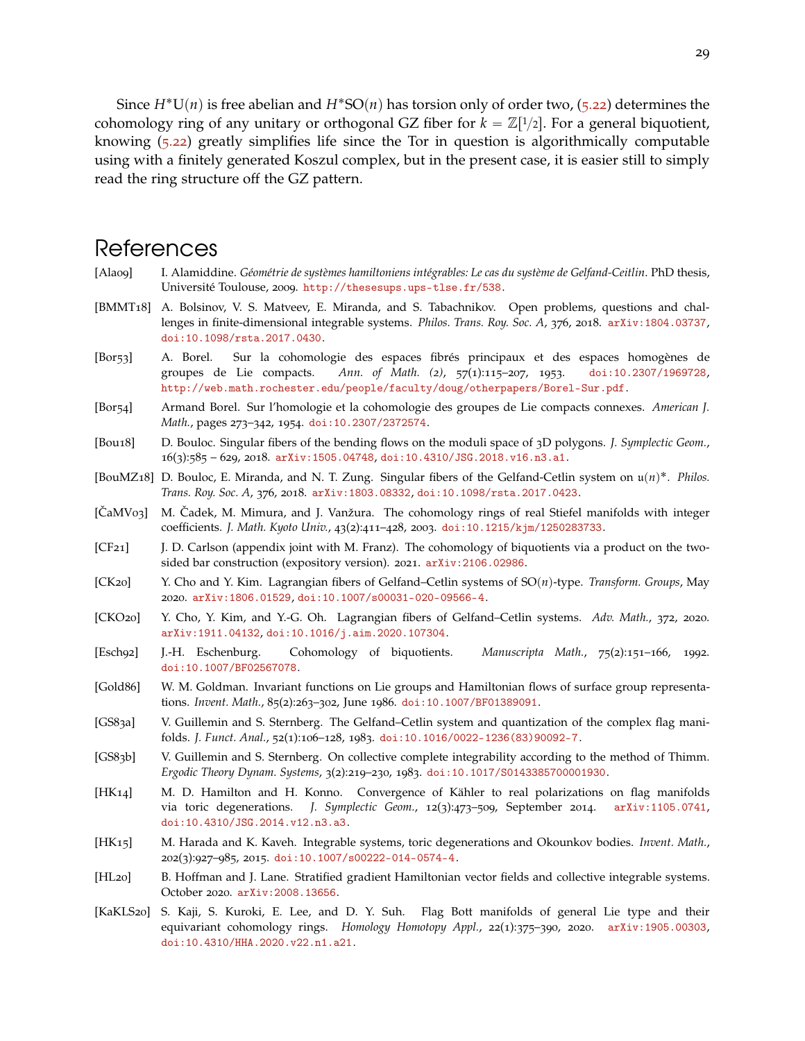Since $H^*\mathrm{U}(n)$ is free abelian and $H^*\mathrm{SO}(n)$ has torsion only of order two, (5.22) determines the cohomology ring of any unitary or orthogonal GZ fiber for $k = \mathbb{Z}[1/2]$. For a general biquotient, knowing (5.22) greatly simplifies life since the Tor in question is algorithmically computable using with a finitely generated Koszul complex, but in the present case, it is easier still to simply read the ring structure off the GZ pattern.

# References

[Ala09] I. Alamiddine. *Géométrie de systèmes hamiltoniens intégrables: Le cas du système de Gelfand-Ceitlin*. PhD thesis, Université Toulouse, 2009. http://thesesups.ups-tlse.fr/538.

[BMMT18] A. Bolsinov, V. S. Matveev, E. Miranda, and S. Tabachnikov. Open problems, questions and challenges in finite-dimensional integrable systems. *Philos. Trans. Roy. Soc. A*, 376, 2018. arXiv:1804.03737, doi:10.1098/rsta.2017.0430.

[Bor53] A. Borel. Sur la cohomologie des espaces fibrés principaux et des espaces homogènes de groupes de Lie compacts. *Ann. of Math. (2)*, 57(1):115–207, 1953. doi:10.2307/1969728, http://web.math.rochester.edu/people/faculty/doug/otherpapers/Borel-Sur.pdf.

[Bor54] Armand Borel. Sur l'homologie et la cohomologie des groupes de Lie compacts connexes. *American J. Math.*, pages 273–342, 1954. doi:10.2307/2372574.

[Bou18] D. Bouloc. Singular fibers of the bending flows on the moduli space of 3D polygons. *J. Symplectic Geom.*, 16(3):585 – 629, 2018. arXiv:1505.04748, doi:10.4310/JSG.2018.v16.n3.a1.

[BouMZ18] D. Bouloc, E. Miranda, and N. T. Zung. Singular fibers of the Gelfand-Cetlin system on $\mathfrak{u}(n)^*$. *Philos. Trans. Roy. Soc. A*, 376, 2018. arXiv:1803.08332, doi:10.1098/rsta.2017.0423.

[ČaMV03] M. Čadek, M. Mimura, and J. Vanžura. The cohomology rings of real Stiefel manifolds with integer coefficients. *J. Math. Kyoto Univ.*, 43(2):411–428, 2003. doi:10.1215/kjm/1250283733.

[CF21] J. D. Carlson (appendix joint with M. Franz). The cohomology of biquotients via a product on the two-sided bar construction (expository version). 2021. arXiv:2106.02986.

[CK20] Y. Cho and Y. Kim. Lagrangian fibers of Gelfand–Cetlin systems of SO$(n)$-type. *Transform. Groups*, May 2020. arXiv:1806.01529, doi:10.1007/s00031-020-09566-4.

[CKO20] Y. Cho, Y. Kim, and Y.-G. Oh. Lagrangian fibers of Gelfand–Cetlin systems. *Adv. Math.*, 372, 2020. arXiv:1911.04132, doi:10.1016/j.aim.2020.107304.

[Esch92] J.-H. Eschenburg. Cohomology of biquotients. *Manuscripta Math.*, 75(2):151–166, 1992. doi:10.1007/BF02567078.

[Gold86] W. M. Goldman. Invariant functions on Lie groups and Hamiltonian flows of surface group representations. *Invent. Math.*, 85(2):263–302, June 1986. doi:10.1007/BF01389091.

[GS83a] V. Guillemin and S. Sternberg. The Gelfand–Cetlin system and quantization of the complex flag manifolds. *J. Funct. Anal.*, 52(1):106–128, 1983. doi:10.1016/0022-1236(83)90092-7.

[GS83b] V. Guillemin and S. Sternberg. On collective complete integrability according to the method of Thimm. *Ergodic Theory Dynam. Systems*, 3(2):219–230, 1983. doi:10.1017/S0143385700001930.

[HK14] M. D. Hamilton and H. Konno. Convergence of Kähler to real polarizations on flag manifolds via toric degenerations. *J. Symplectic Geom.*, 12(3):473–509, September 2014. arXiv:1105.0741, doi:10.4310/JSG.2014.v12.n3.a3.

[HK15] M. Harada and K. Kaveh. Integrable systems, toric degenerations and Okounkov bodies. *Invent. Math.*, 202(3):927–985, 2015. doi:10.1007/s00222-014-0574-4.

[HL20] B. Hoffman and J. Lane. Stratified gradient Hamiltonian vector fields and collective integrable systems. October 2020. arXiv:2008.13656.

[KaKLS20] S. Kaji, S. Kuroki, E. Lee, and D. Y. Suh. Flag Bott manifolds of general Lie type and their equivariant cohomology rings. *Homology Homotopy Appl.*, 22(1):375–390, 2020. arXiv:1905.00303, doi:10.4310/HHA.2020.v22.n1.a21.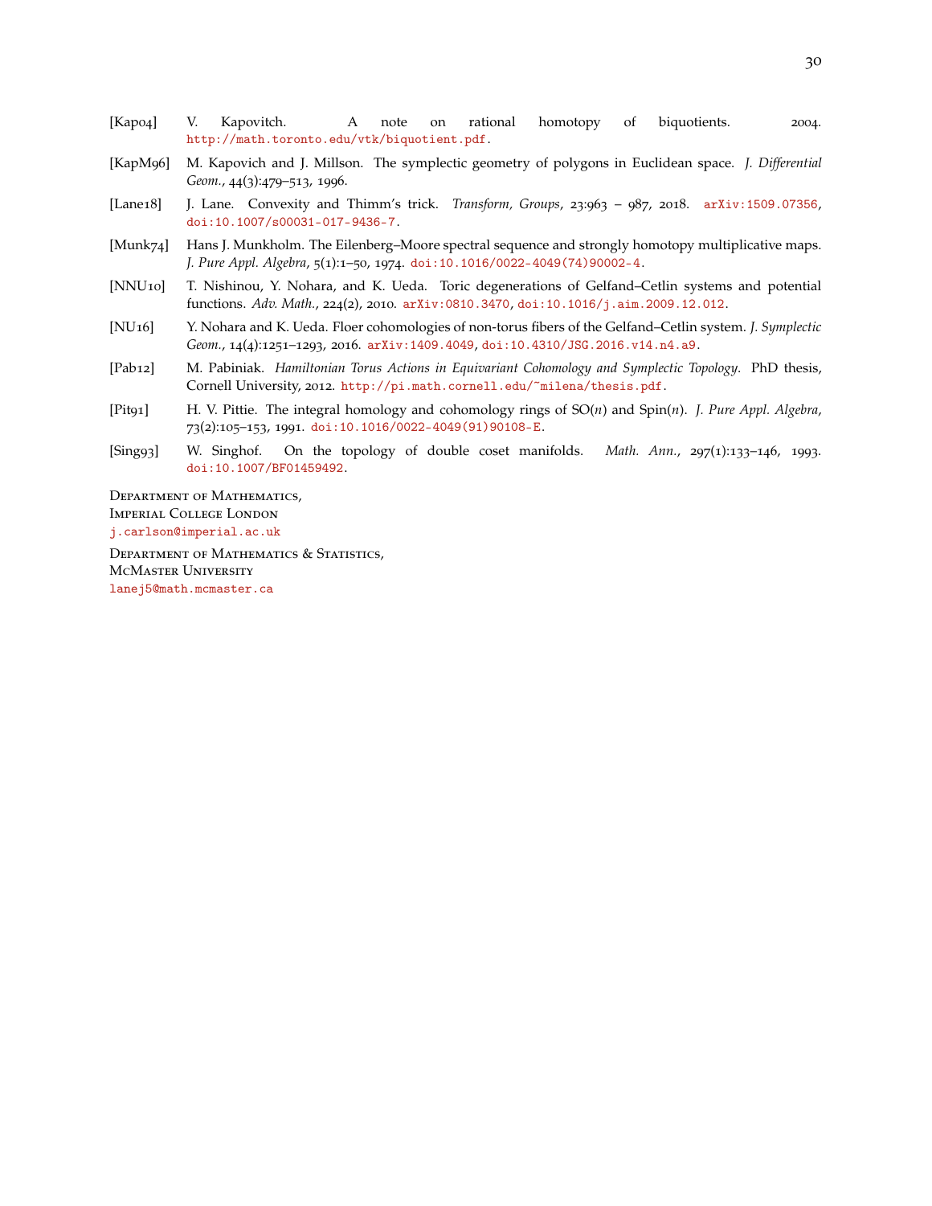[Kap04] V. Kapovitch. A note on rational homotopy of biquotients. 2004. http://math.toronto.edu/vtk/biquotient.pdf.

[KapM96] M. Kapovich and J. Millson. The symplectic geometry of polygons in Euclidean space. *J. Differential Geom.*, 44(3):479–513, 1996.

[Lane18] J. Lane. Convexity and Thimm's trick. *Transform, Groups*, 23:963 – 987, 2018. arXiv:1509.07356, doi:10.1007/s00031-017-9436-7.

[Munk74] Hans J. Munkholm. The Eilenberg–Moore spectral sequence and strongly homotopy multiplicative maps. *J. Pure Appl. Algebra*, 5(1):1–50, 1974. doi:10.1016/0022-4049(74)90002-4.

[NNU10] T. Nishinou, Y. Nohara, and K. Ueda. Toric degenerations of Gelfand–Cetlin systems and potential functions. *Adv. Math.*, 224(2), 2010. arXiv:0810.3470, doi:10.1016/j.aim.2009.12.012.

[NU16] Y. Nohara and K. Ueda. Floer cohomologies of non-torus fibers of the Gelfand–Cetlin system. *J. Symplectic Geom.*, 14(4):1251–1293, 2016. arXiv:1409.4049, doi:10.4310/JSG.2016.v14.n4.a9.

[Pab12] M. Pabiniak. *Hamiltonian Torus Actions in Equivariant Cohomology and Symplectic Topology*. PhD thesis, Cornell University, 2012. http://pi.math.cornell.edu/~milena/thesis.pdf.

[Pit91] H. V. Pittie. The integral homology and cohomology rings of SO($n$) and Spin($n$). *J. Pure Appl. Algebra*, 73(2):105–153, 1991. doi:10.1016/0022-4049(91)90108-E.

[Sing93] W. Singhof. On the topology of double coset manifolds. *Math. Ann.*, 297(1):133–146, 1993. doi:10.1007/BF01459492.

Department of Mathematics,
Imperial College London
j.carlson@imperial.ac.uk

Department of Mathematics & Statistics,
McMaster University
lanej5@math.mcmaster.ca